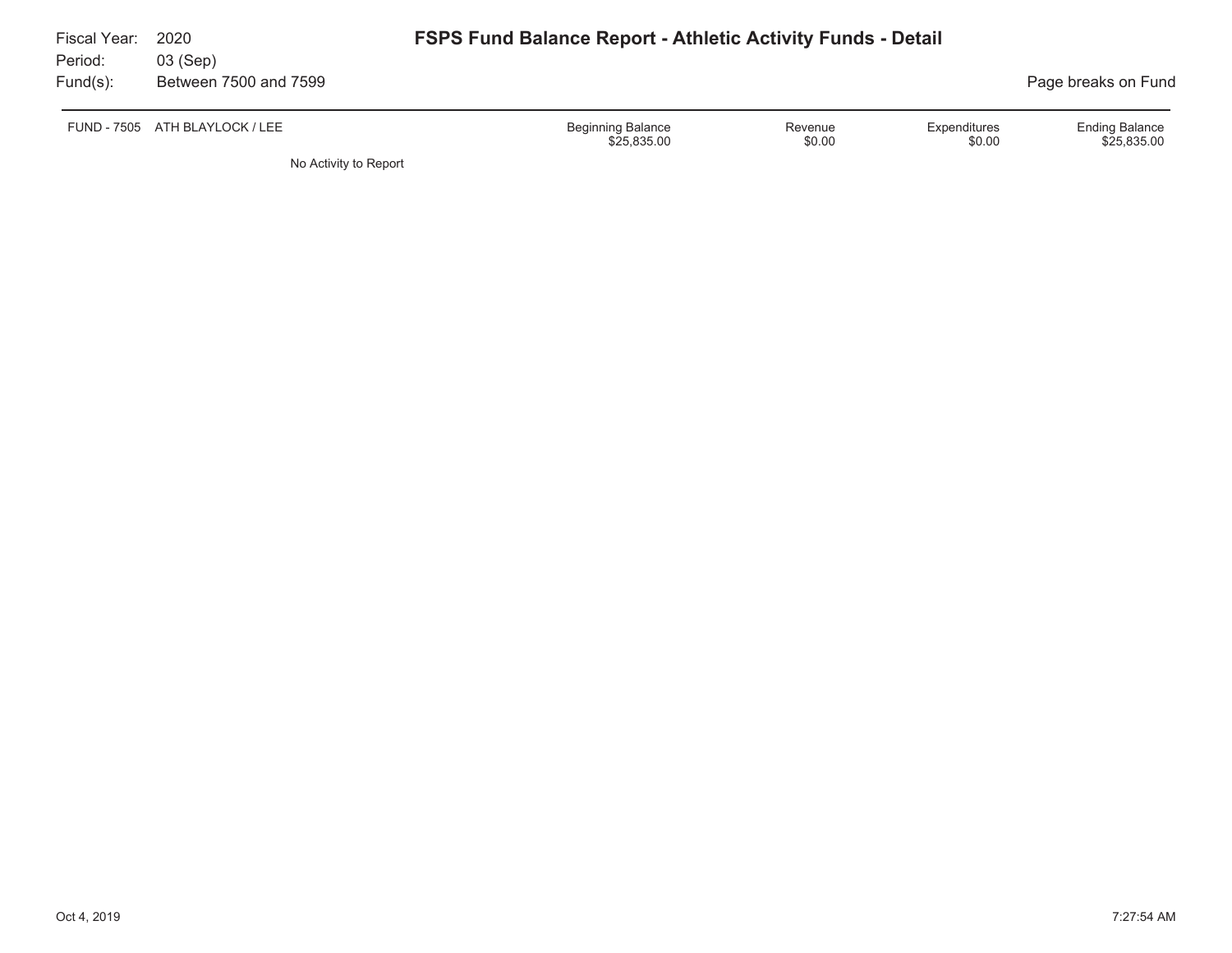# FSPS Fund Balance Report - Athletic Activity Funds - Detail

Fiscal Year: 2020
Period: 03 (Sep)
Fund(s): Between 7500 and 7599

Page breaks on Fund

| FUND - 7505 ATH BLAYLOCK / LEE | Beginning Balance | Revenue | Expenditures | Ending Balance |
|---|---|---|---|---|
| | $25,835.00 | $0.00 | $0.00 | $25,835.00 |

No Activity to Report

Oct 4, 2019 7:27:54 AM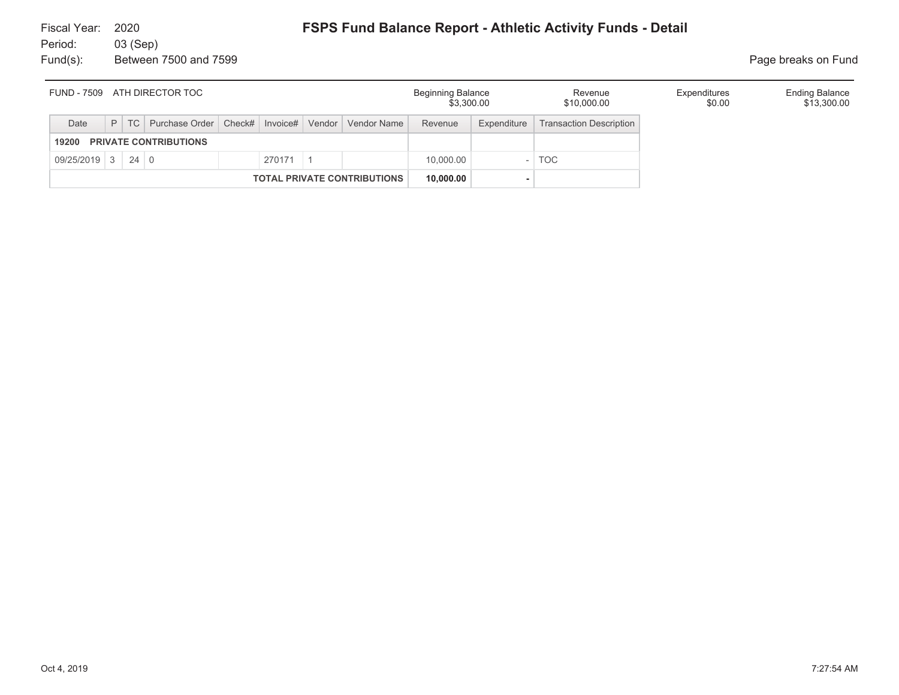Fiscal Year: 2020

Period: 03 (Sep)

Fund(s): Between 7500 and 7599

# FSPS Fund Balance Report - Athletic Activity Funds - Detail

Page breaks on Fund

| FUND - 7509 ATH DIRECTOR TOC | Beginning Balance | Revenue | Expenditures | Ending Balance |
|---|---|---|---|---|
| | $3,300.00 | $10,000.00 | $0.00 | $13,300.00 |

| Date | P | TC | Purchase Order | Check# | Invoice# | Vendor | Vendor Name | Revenue | Expenditure | Transaction Description |
|---|---|---|---|---|---|---|---|---|---|---|
| **19200 PRIVATE CONTRIBUTIONS** | | | | | | | | | | |
| 09/25/2019 | 3 | 24 | 0 | | 270171 | 1 | | 10,000.00 | - | TOC |
| | | | | | | | **TOTAL PRIVATE CONTRIBUTIONS** | **10,000.00** | **-** | |

Oct 4, 2019 7:27:54 AM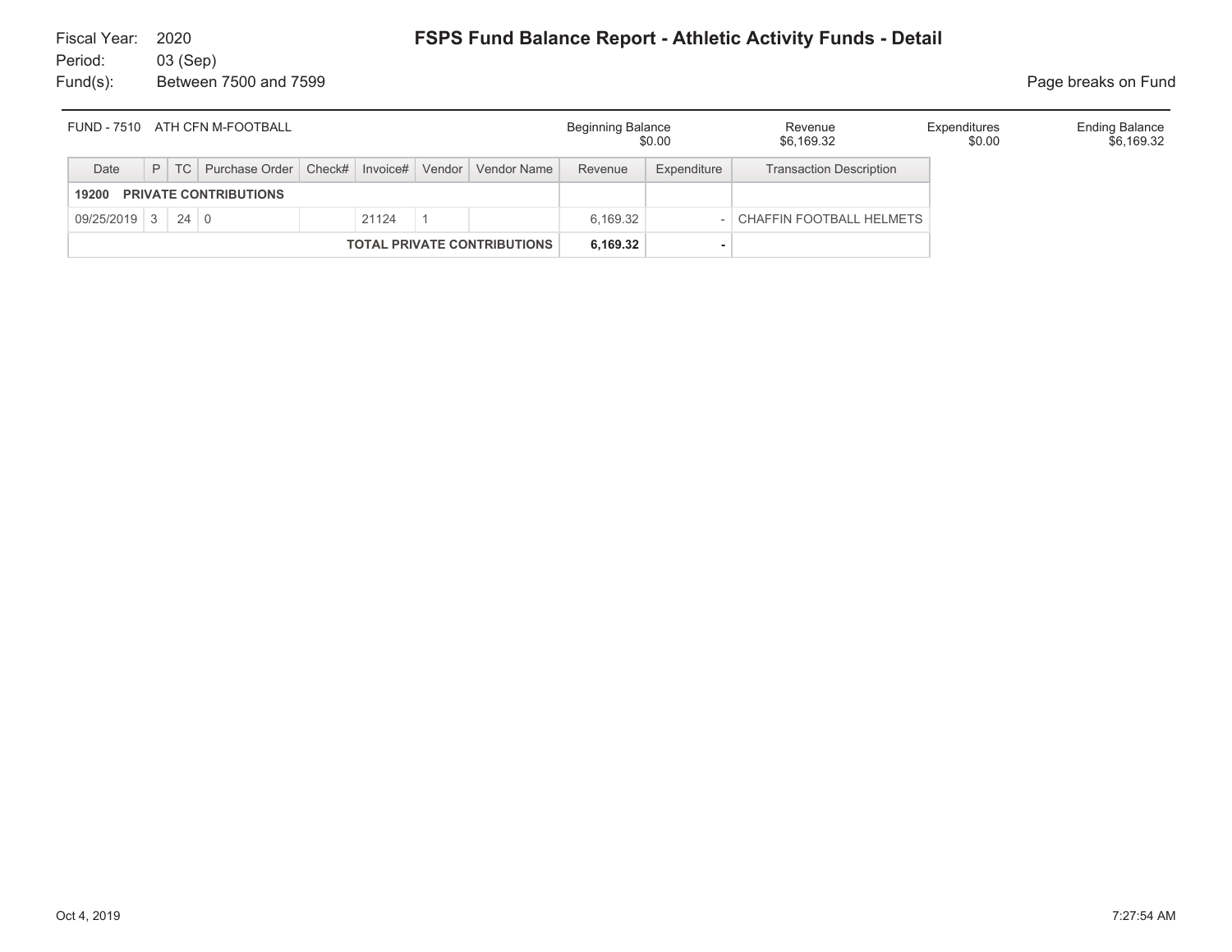Fiscal Year: 2020
Period: 03 (Sep)
Fund(s): Between 7500 and 7599

# FSPS Fund Balance Report - Athletic Activity Funds - Detail

Page breaks on Fund

| FUND - 7510 ATH CFN M-FOOTBALL | Beginning Balance | Revenue | Expenditures | Ending Balance |
|---|---|---|---|---|
| | $0.00 | $6,169.32 | $0.00 | $6,169.32 |

| Date | P | TC | Purchase Order | Check# | Invoice# | Vendor | Vendor Name | Revenue | Expenditure | Transaction Description |
|---|---|---|---|---|---|---|---|---|---|---|
| **19200 PRIVATE CONTRIBUTIONS** | | | | | | | | | | |
| 09/25/2019 | 3 | 24 | 0 | | 21124 | 1 | | 6,169.32 | - | CHAFFIN FOOTBALL HELMETS |
| | | | | | | | **TOTAL PRIVATE CONTRIBUTIONS** | **6,169.32** | **-** | |

Oct 4, 2019 7:27:54 AM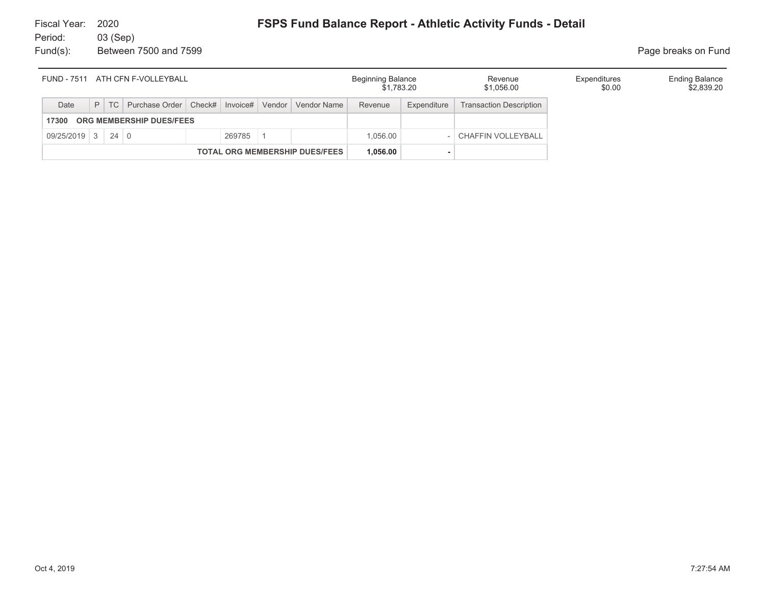Fiscal Year: 2020
Period: 03 (Sep)
Fund(s): Between 7500 and 7599

# FSPS Fund Balance Report - Athletic Activity Funds - Detail

Page breaks on Fund

| FUND - 7511 ATH CFN F-VOLLEYBALL | Beginning Balance | Revenue | Expenditures | Ending Balance |
|---|---|---|---|---|
| | $1,783.20 | $1,056.00 | $0.00 | $2,839.20 |

| Date | P | TC | Purchase Order | Check# | Invoice# | Vendor | Vendor Name | Revenue | Expenditure | Transaction Description |
|---|---|---|---|---|---|---|---|---|---|---|
| **17300 ORG MEMBERSHIP DUES/FEES** | | | | | | | | | | |
| 09/25/2019 | 3 | 24 | 0 | | 269785 | 1 | | 1,056.00 | - | CHAFFIN VOLLEYBALL |
| **TOTAL ORG MEMBERSHIP DUES/FEES** | | | | | | | | **1,056.00** | **-** | |

Oct 4, 2019 7:27:54 AM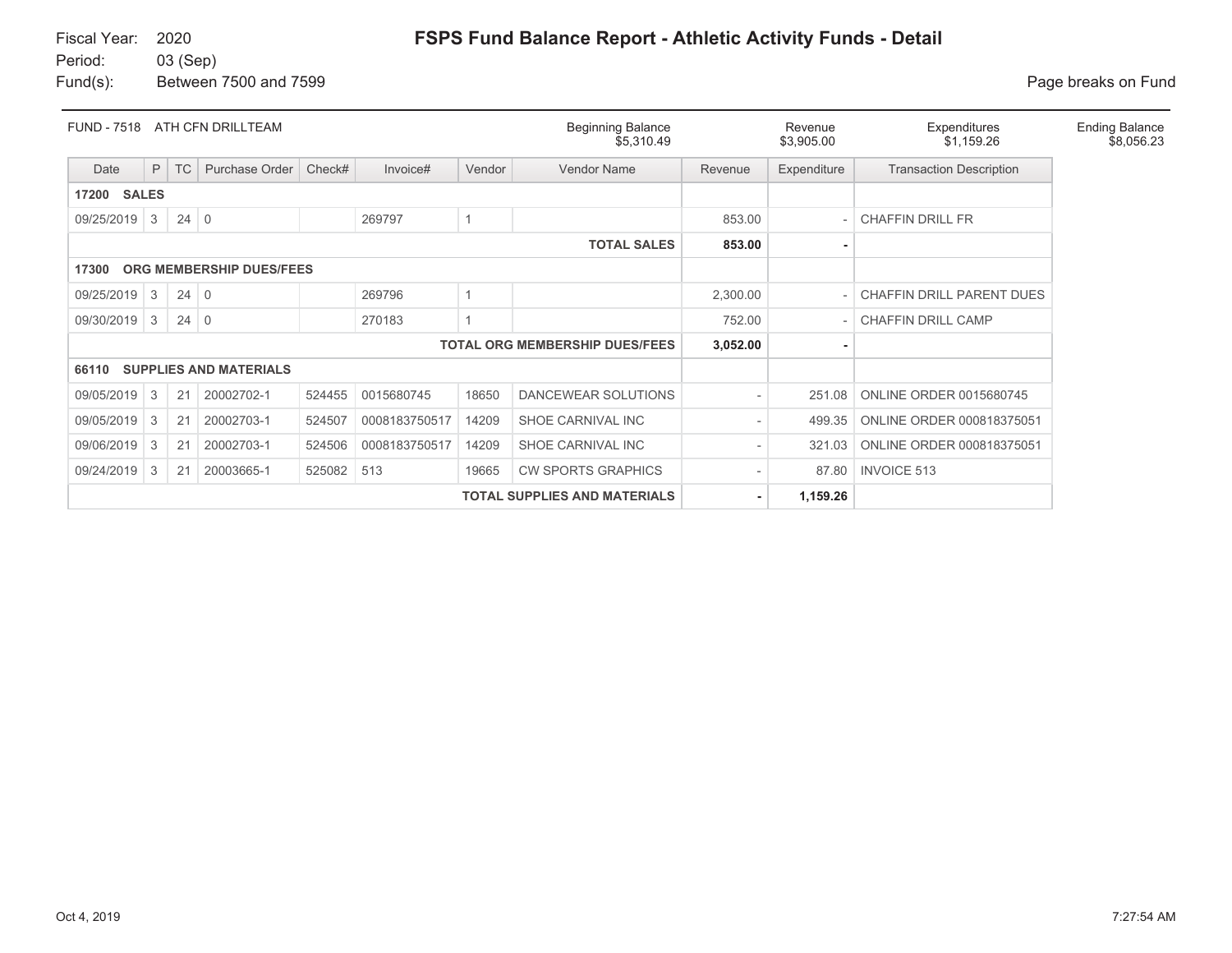Fiscal Year: 2020
Period: 03 (Sep)
Fund(s): Between 7500 and 7599

# FSPS Fund Balance Report - Athletic Activity Funds - Detail

Page breaks on Fund

| FUND - 7518 ATH CFN DRILLTEAM | Beginning Balance | Revenue | Expenditures | Ending Balance |
|---|---|---|---|---|
| | $5,310.49 | $3,905.00 | $1,159.26 | $8,056.23 |

| Date | P | TC | Purchase Order | Check# | Invoice# | Vendor | Vendor Name | Revenue | Expenditure | Transaction Description |
|---|---|---|---|---|---|---|---|---|---|---|
| **17200 SALES** | | | | | | | | | | |
| 09/25/2019 | 3 | 24 | 0 | | 269797 | 1 | | 853.00 | - | CHAFFIN DRILL FR |
| | | | | | | | **TOTAL SALES** | **853.00** | **-** | |
| **17300 ORG MEMBERSHIP DUES/FEES** | | | | | | | | | | |
| 09/25/2019 | 3 | 24 | 0 | | 269796 | 1 | | 2,300.00 | - | CHAFFIN DRILL PARENT DUES |
| 09/30/2019 | 3 | 24 | 0 | | 270183 | 1 | | 752.00 | - | CHAFFIN DRILL CAMP |
| | | | | | | | **TOTAL ORG MEMBERSHIP DUES/FEES** | **3,052.00** | **-** | |
| **66110 SUPPLIES AND MATERIALS** | | | | | | | | | | |
| 09/05/2019 | 3 | 21 | 20002702-1 | 524455 | 0015680745 | 18650 | DANCEWEAR SOLUTIONS | - | 251.08 | ONLINE ORDER 0015680745 |
| 09/05/2019 | 3 | 21 | 20002703-1 | 524507 | 0008183750517 | 14209 | SHOE CARNIVAL INC | - | 499.35 | ONLINE ORDER 000818375051 |
| 09/06/2019 | 3 | 21 | 20002703-1 | 524506 | 0008183750517 | 14209 | SHOE CARNIVAL INC | - | 321.03 | ONLINE ORDER 000818375051 |
| 09/24/2019 | 3 | 21 | 20003665-1 | 525082 | 513 | 19665 | CW SPORTS GRAPHICS | - | 87.80 | INVOICE 513 |
| | | | | | | | **TOTAL SUPPLIES AND MATERIALS** | **-** | **1,159.26** | |

Oct 4, 2019 7:27:54 AM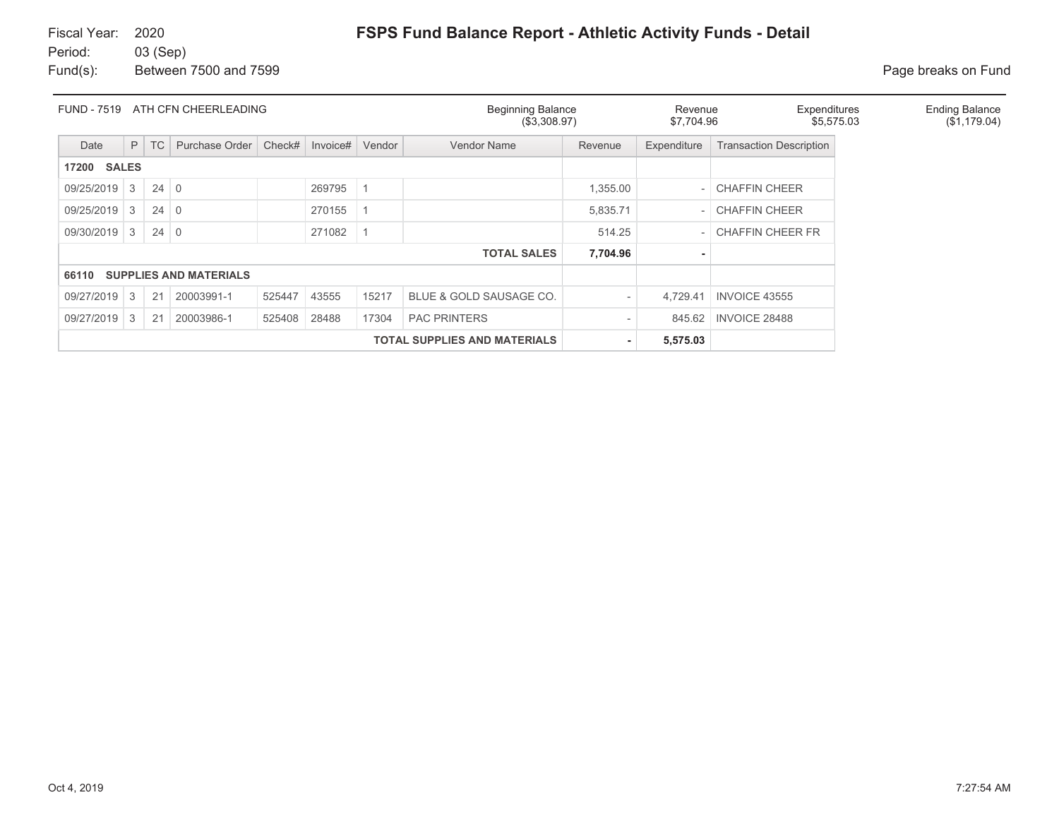Fiscal Year: 2020
Period: 03 (Sep)
Fund(s): Between 7500 and 7599

# FSPS Fund Balance Report - Athletic Activity Funds - Detail

Page breaks on Fund

| FUND - 7519 ATH CFN CHEERLEADING | Beginning Balance | Revenue | Expenditures | Ending Balance |
|---|---|---|---|---|
| | ($3,308.97) | $7,704.96 | $5,575.03 | ($1,179.04) |

| Date | P | TC | Purchase Order | Check# | Invoice# | Vendor | Vendor Name | Revenue | Expenditure | Transaction Description |
|---|---|---|---|---|---|---|---|---|---|---|
| **17200 SALES** | | | | | | | | | | |
| 09/25/2019 | 3 | 24 | 0 | | 269795 | 1 | | 1,355.00 | - | CHAFFIN CHEER |
| 09/25/2019 | 3 | 24 | 0 | | 270155 | 1 | | 5,835.71 | - | CHAFFIN CHEER |
| 09/30/2019 | 3 | 24 | 0 | | 271082 | 1 | | 514.25 | - | CHAFFIN CHEER FR |
| | | | | | | | **TOTAL SALES** | **7,704.96** | **-** | |
| **66110 SUPPLIES AND MATERIALS** | | | | | | | | | | |
| 09/27/2019 | 3 | 21 | 20003991-1 | 525447 | 43555 | 15217 | BLUE & GOLD SAUSAGE CO. | - | 4,729.41 | INVOICE 43555 |
| 09/27/2019 | 3 | 21 | 20003986-1 | 525408 | 28488 | 17304 | PAC PRINTERS | - | 845.62 | INVOICE 28488 |
| | | | | | | | **TOTAL SUPPLIES AND MATERIALS** | **-** | **5,575.03** | |

Oct 4, 2019 7:27:54 AM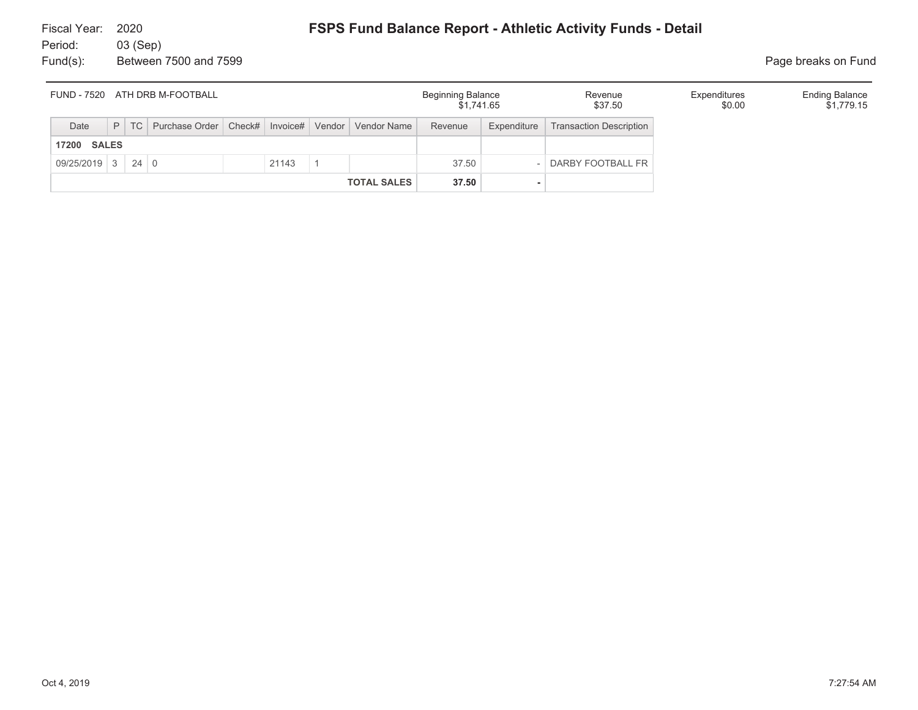Fiscal Year: 2020
Period: 03 (Sep)
Fund(s): Between 7500 and 7599

# FSPS Fund Balance Report - Athletic Activity Funds - Detail

Page breaks on Fund

| FUND - 7520 ATH DRB M-FOOTBALL | Beginning Balance | Revenue | Expenditures | Ending Balance |
|---|---|---|---|---|
| | $1,741.65 | $37.50 | $0.00 | $1,779.15 |

| Date | P | TC | Purchase Order | Check# | Invoice# | Vendor | Vendor Name | Revenue | Expenditure | Transaction Description |
|---|---|---|---|---|---|---|---|---|---|---|
| **17200 SALES** | | | | | | | | | | |
| 09/25/2019 | 3 | 24 | 0 | | 21143 | 1 | | 37.50 | - | DARBY FOOTBALL FR |
| | | | | | | | **TOTAL SALES** | **37.50** | **-** | |

Oct 4, 2019 7:27:54 AM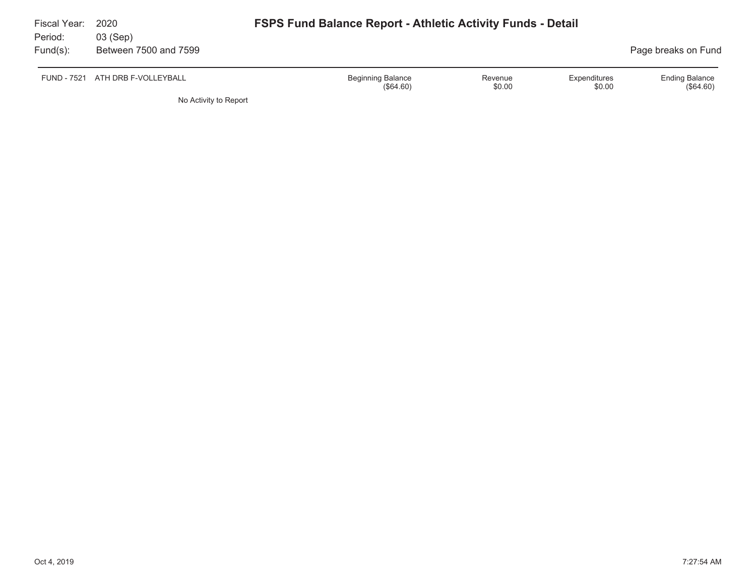Fiscal Year: 2020
Period: 03 (Sep)
Fund(s): Between 7500 and 7599

# FSPS Fund Balance Report - Athletic Activity Funds - Detail

Page breaks on Fund

| FUND - 7521 ATH DRB F-VOLLEYBALL | Beginning Balance | Revenue | Expenditures | Ending Balance |
|---|---|---|---|---|
| | ($64.60) | $0.00 | $0.00 | ($64.60) |

No Activity to Report

Oct 4, 2019 7:27:54 AM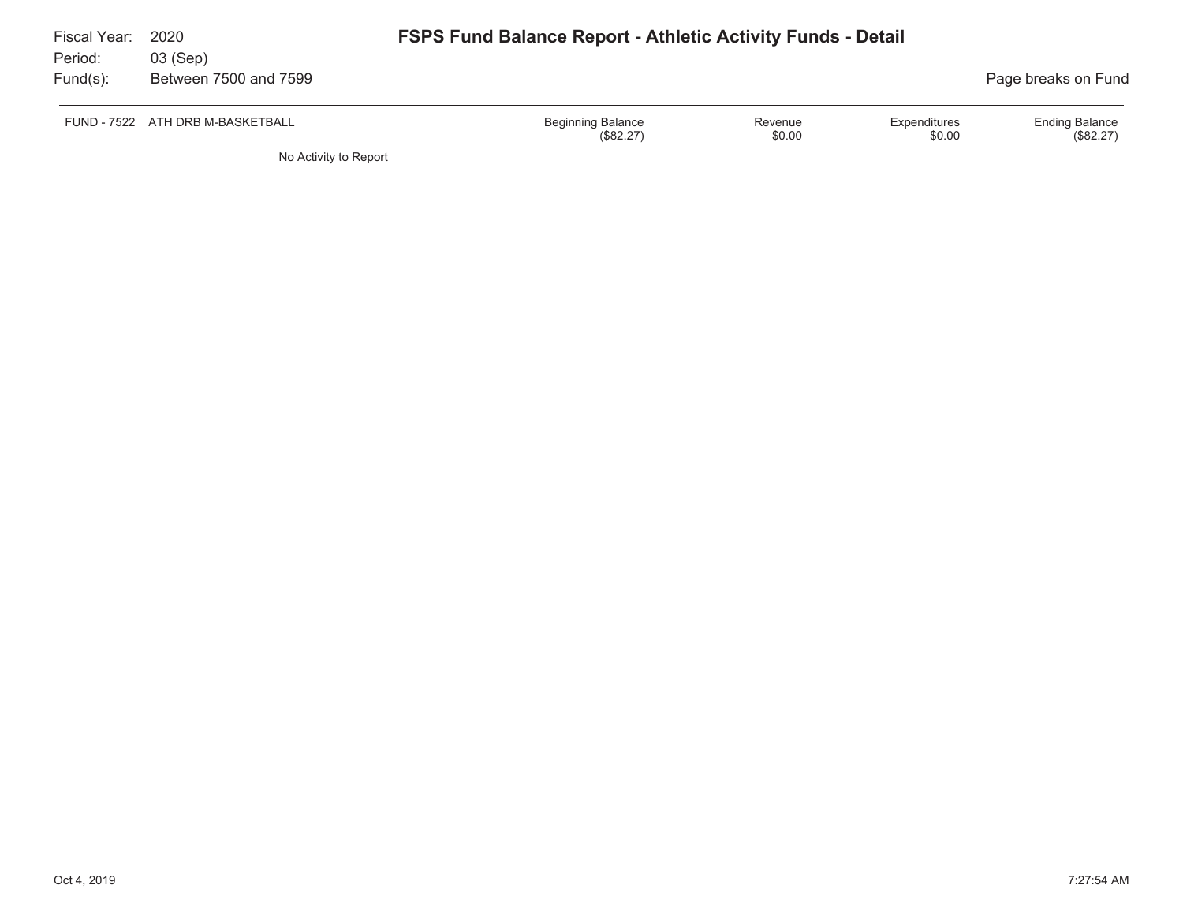Fiscal Year: 2020
Period: 03 (Sep)
Fund(s): Between 7500 and 7599

# FSPS Fund Balance Report - Athletic Activity Funds - Detail

Page breaks on Fund

| FUND - 7522 ATH DRB M-BASKETBALL | Beginning Balance | Revenue | Expenditures | Ending Balance |
|---|---|---|---|---|
| | ($82.27) | $0.00 | $0.00 | ($82.27) |

No Activity to Report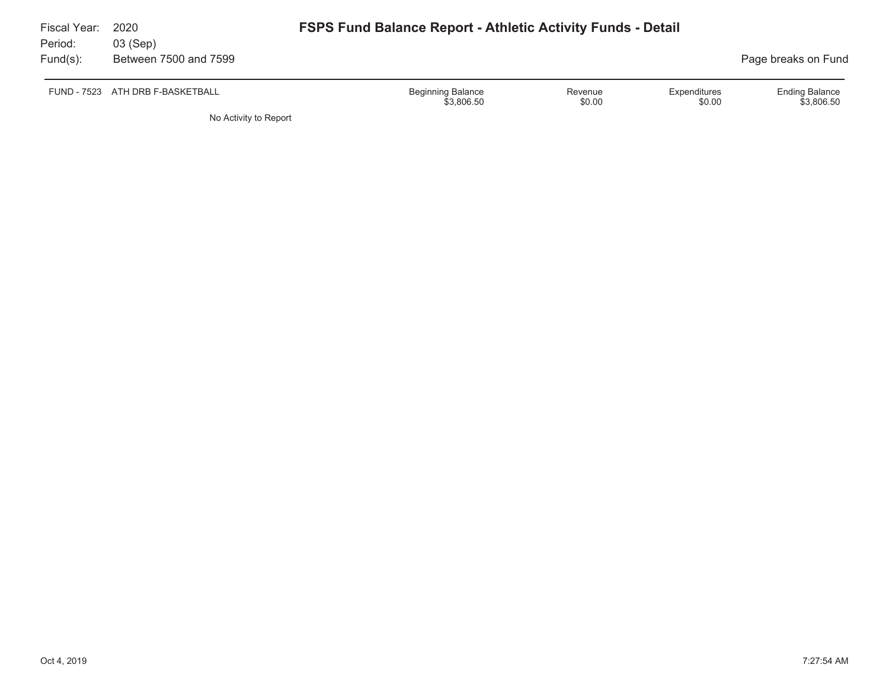Fiscal Year: 2020
Period: 03 (Sep)
Fund(s): Between 7500 and 7599

# FSPS Fund Balance Report - Athletic Activity Funds - Detail

Page breaks on Fund

| FUND - 7523 ATH DRB F-BASKETBALL | Beginning Balance | Revenue | Expenditures | Ending Balance |
|---|---|---|---|---|
| | $3,806.50 | $0.00 | $0.00 | $3,806.50 |

No Activity to Report

Oct 4, 2019 7:27:54 AM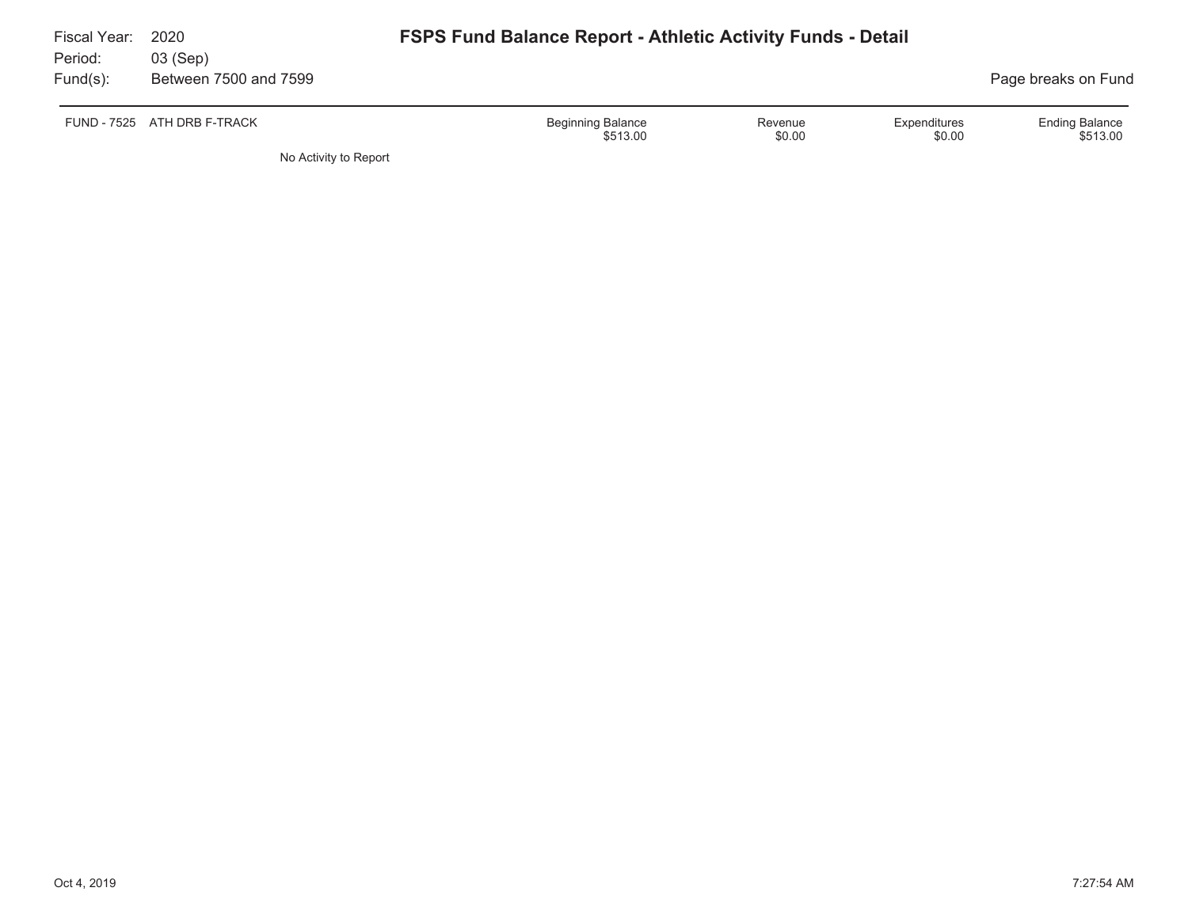Fiscal Year: 2020
Period: 03 (Sep)
Fund(s): Between 7500 and 7599

# FSPS Fund Balance Report - Athletic Activity Funds - Detail

Page breaks on Fund

| FUND - 7525 ATH DRB F-TRACK | Beginning Balance | Revenue | Expenditures | Ending Balance |
|---|---|---|---|---|
| | $513.00 | $0.00 | $0.00 | $513.00 |

No Activity to Report

Oct 4, 2019 7:27:54 AM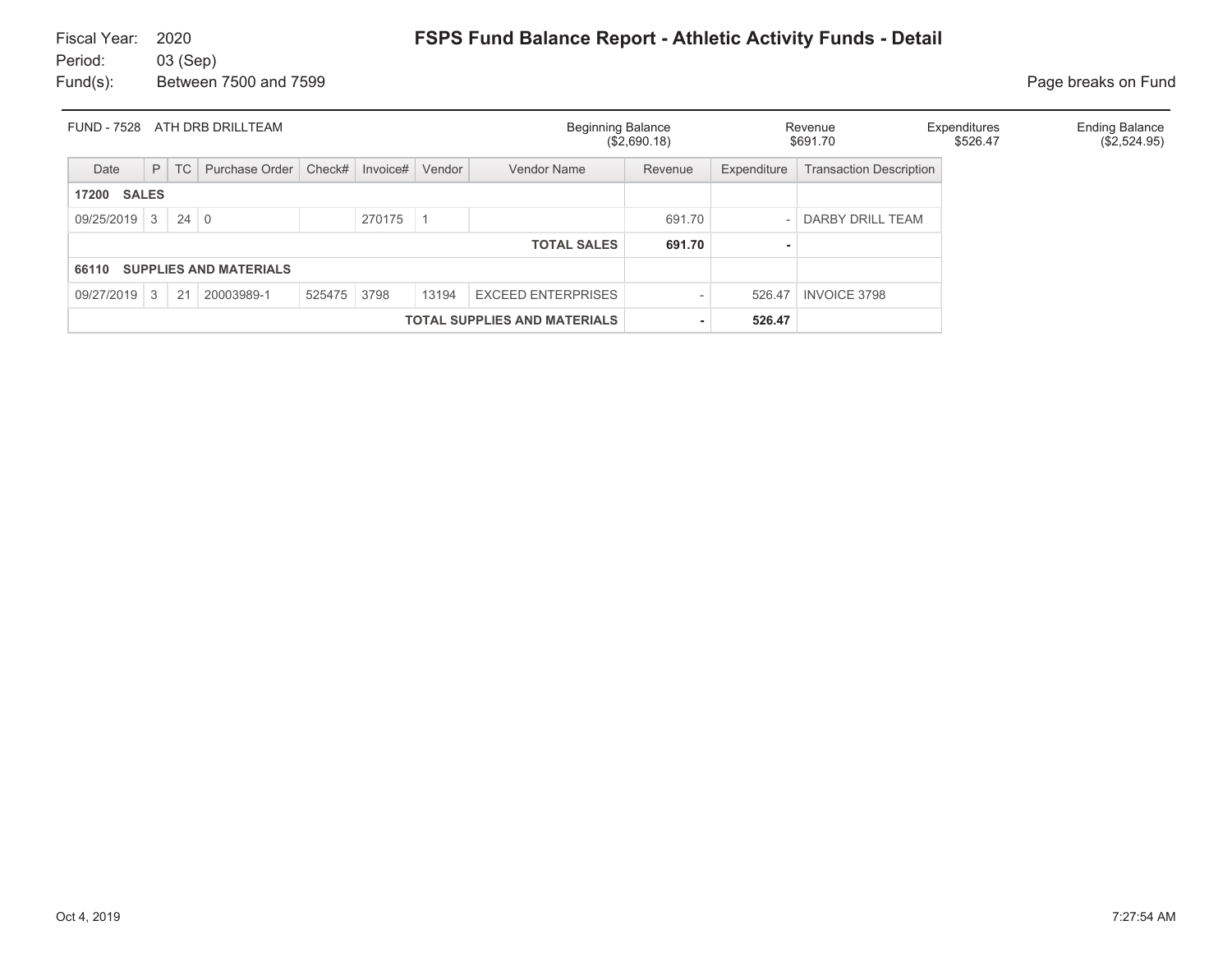Fiscal Year: 2020
Period: 03 (Sep)
Fund(s): Between 7500 and 7599

# FSPS Fund Balance Report - Athletic Activity Funds - Detail

Page breaks on Fund

| FUND - 7528 ATH DRB DRILLTEAM | Beginning Balance | Revenue | Expenditures | Ending Balance |
|---|---|---|---|---|
| | ($2,690.18) | $691.70 | $526.47 | ($2,524.95) |

| Date | P | TC | Purchase Order | Check# | Invoice# | Vendor | Vendor Name | Revenue | Expenditure | Transaction Description |
|---|---|---|---|---|---|---|---|---|---|---|
| **17200 SALES** | | | | | | | | | | |
| 09/25/2019 | 3 | 24 | 0 | | 270175 | 1 | | 691.70 | - | DARBY DRILL TEAM |
| | | | | | | | **TOTAL SALES** | **691.70** | **-** | |
| **66110 SUPPLIES AND MATERIALS** | | | | | | | | | | |
| 09/27/2019 | 3 | 21 | 20003989-1 | 525475 | 3798 | 13194 | EXCEED ENTERPRISES | - | 526.47 | INVOICE 3798 |
| | | | | | | | **TOTAL SUPPLIES AND MATERIALS** | **-** | **526.47** | |

Oct 4, 2019 7:27:54 AM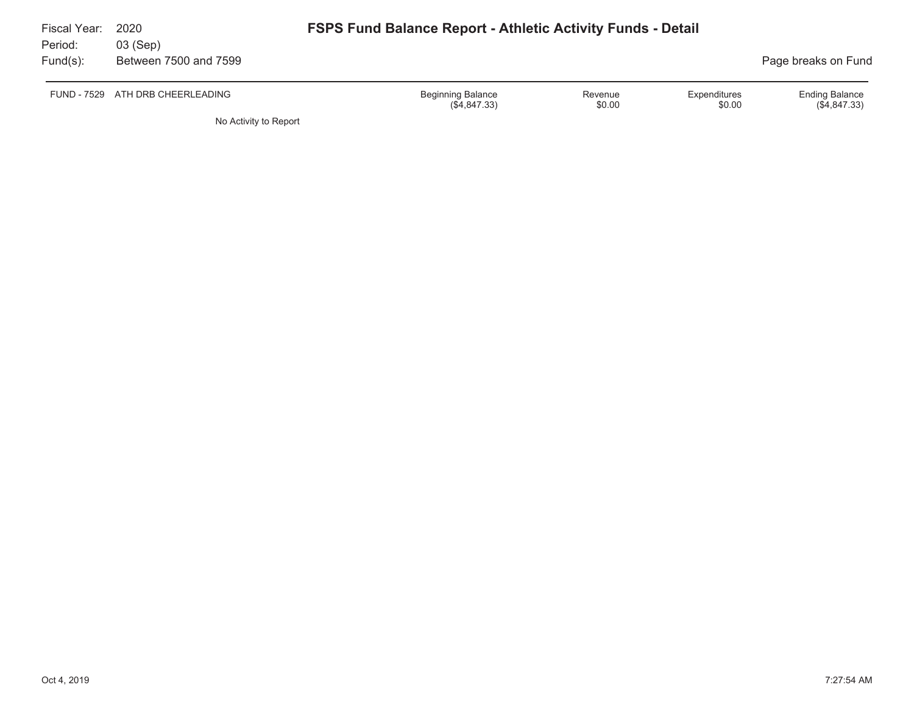Fiscal Year: 2020
Period: 03 (Sep)
Fund(s): Between 7500 and 7599

# FSPS Fund Balance Report - Athletic Activity Funds - Detail

Page breaks on Fund

| FUND - 7529 ATH DRB CHEERLEADING | Beginning Balance | Revenue | Expenditures | Ending Balance |
| --- | --- | --- | --- | --- |
| | ($4,847.33) | $0.00 | $0.00 | ($4,847.33) |

No Activity to Report

Oct 4, 2019 7:27:54 AM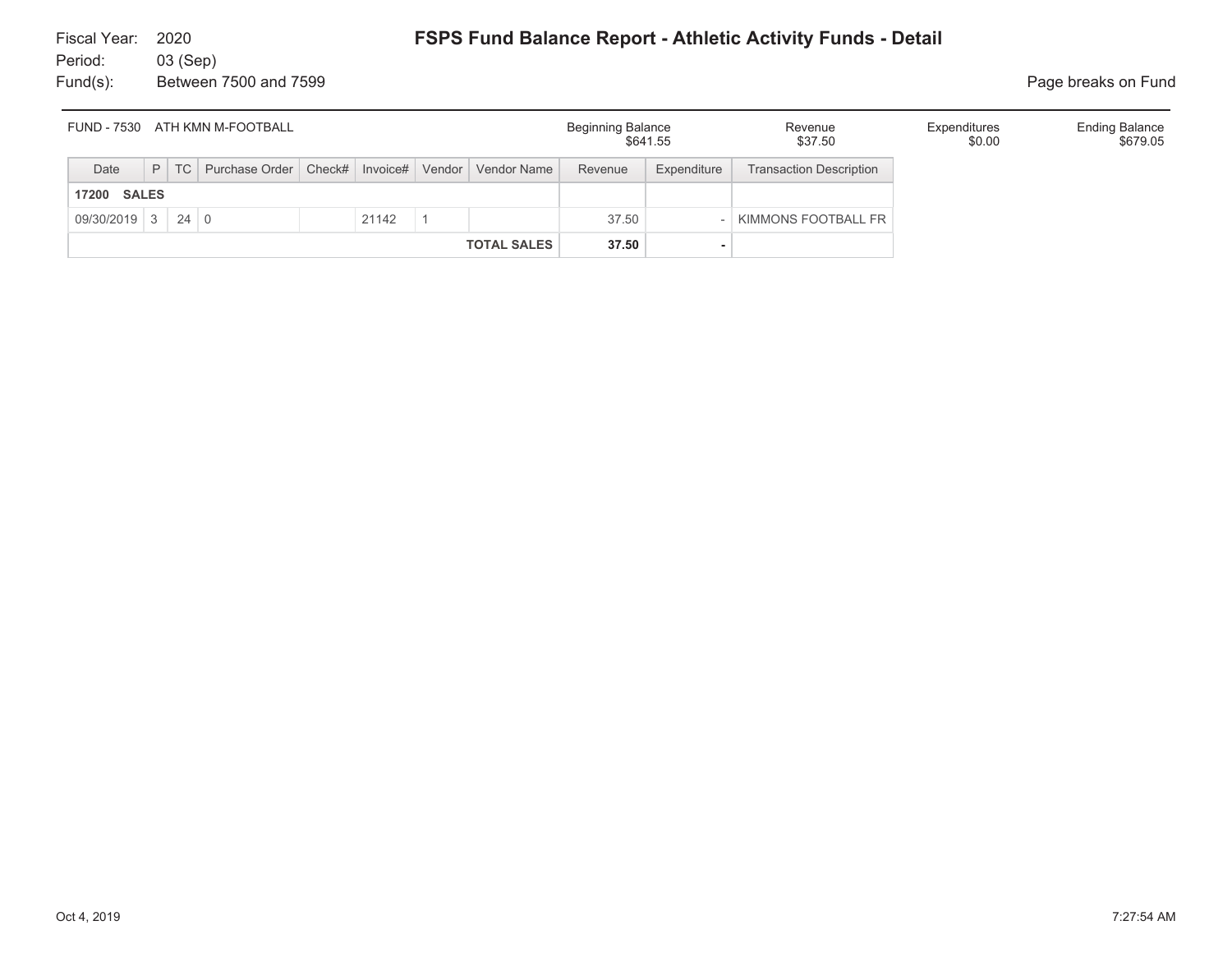Fiscal Year: 2020
Period: 03 (Sep)
Fund(s): Between 7500 and 7599

# FSPS Fund Balance Report - Athletic Activity Funds - Detail

Page breaks on Fund

| FUND - 7530 ATH KMN M-FOOTBALL | Beginning Balance | Revenue | Expenditures | Ending Balance |
|---|---|---|---|---|
| | $641.55 | $37.50 | $0.00 | $679.05 |

| Date | P | TC | Purchase Order | Check# | Invoice# | Vendor | Vendor Name | Revenue | Expenditure | Transaction Description |
|---|---|---|---|---|---|---|---|---|---|---|
| **17200 SALES** | | | | | | | | | | |
| 09/30/2019 | 3 | 24 | 0 | | 21142 | 1 | | 37.50 | - | KIMMONS FOOTBALL FR |
| | | | | | | | **TOTAL SALES** | **37.50** | **-** | |

Oct 4, 2019 7:27:54 AM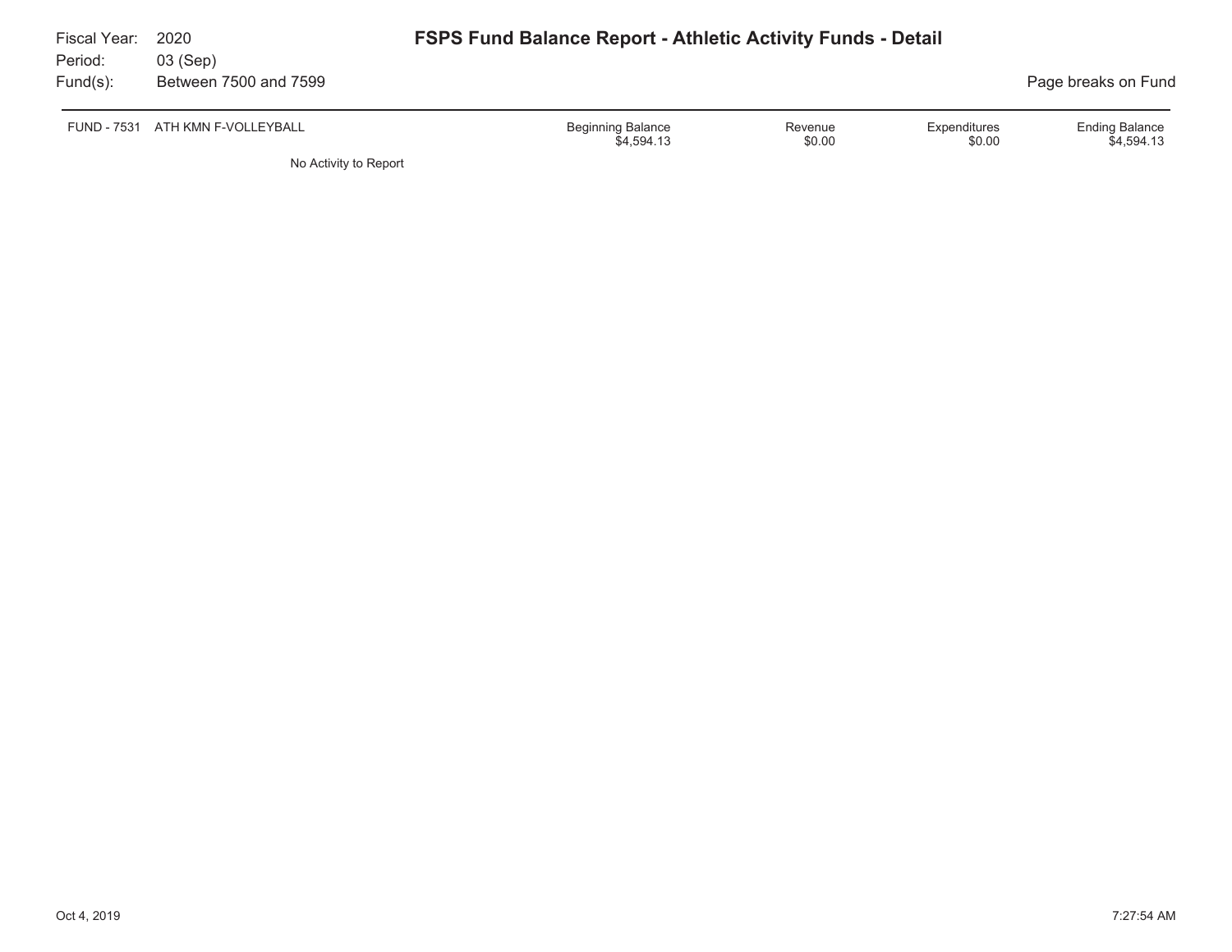Fiscal Year: 2020
Period: 03 (Sep)
Fund(s): Between 7500 and 7599

# FSPS Fund Balance Report - Athletic Activity Funds - Detail

Page breaks on Fund

| FUND - 7531 ATH KMN F-VOLLEYBALL | Beginning Balance | Revenue | Expenditures | Ending Balance |
|---|---|---|---|---|
| | $4,594.13 | $0.00 | $0.00 | $4,594.13 |

No Activity to Report

Oct 4, 2019 7:27:54 AM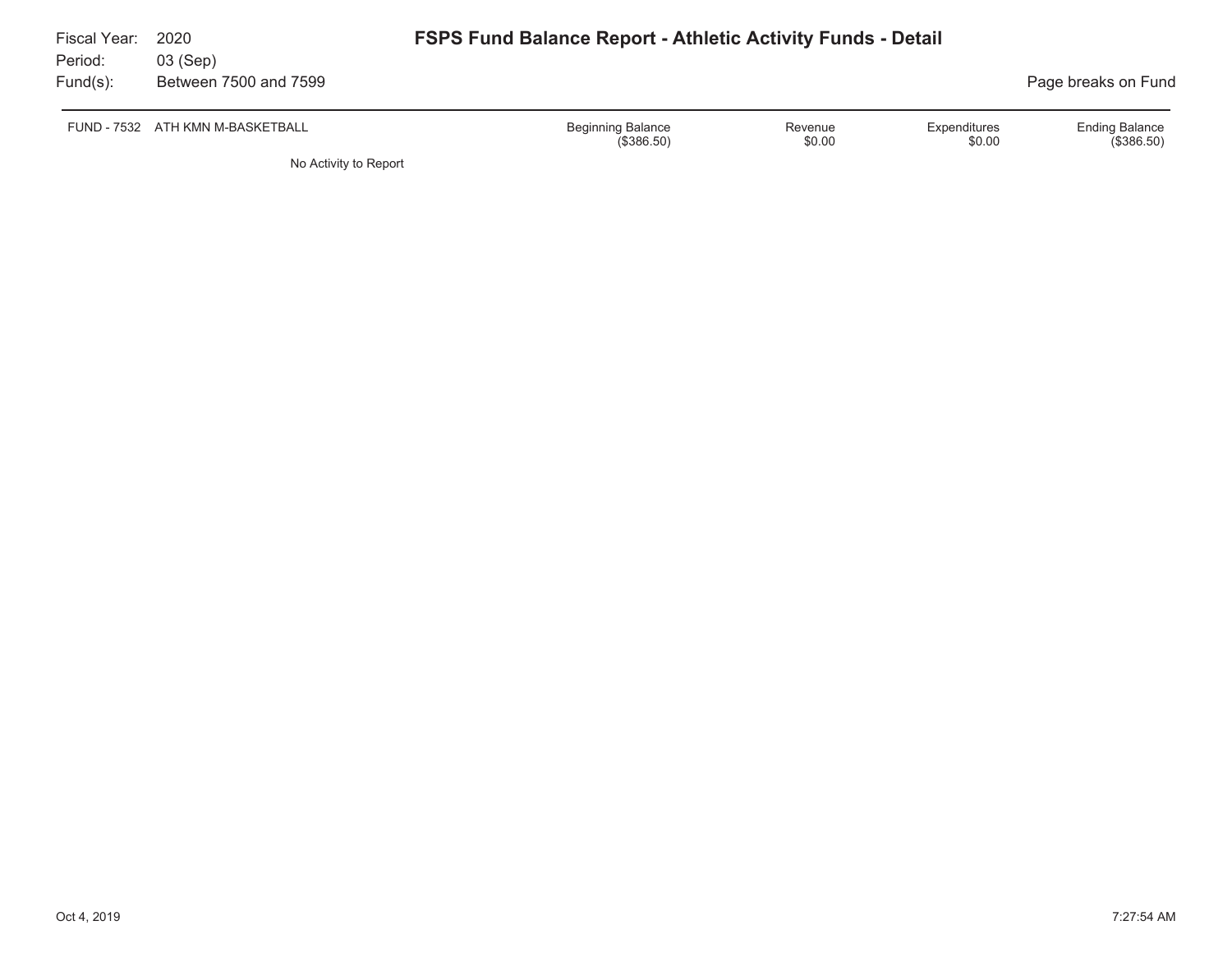Fiscal Year: 2020
Period: 03 (Sep)
Fund(s): Between 7500 and 7599

# FSPS Fund Balance Report - Athletic Activity Funds - Detail

Page breaks on Fund

| FUND - 7532 ATH KMN M-BASKETBALL | Beginning Balance | Revenue | Expenditures | Ending Balance |
|---|---|---|---|---|
| | ($386.50) | $0.00 | $0.00 | ($386.50) |

No Activity to Report

Oct 4, 2019 7:27:54 AM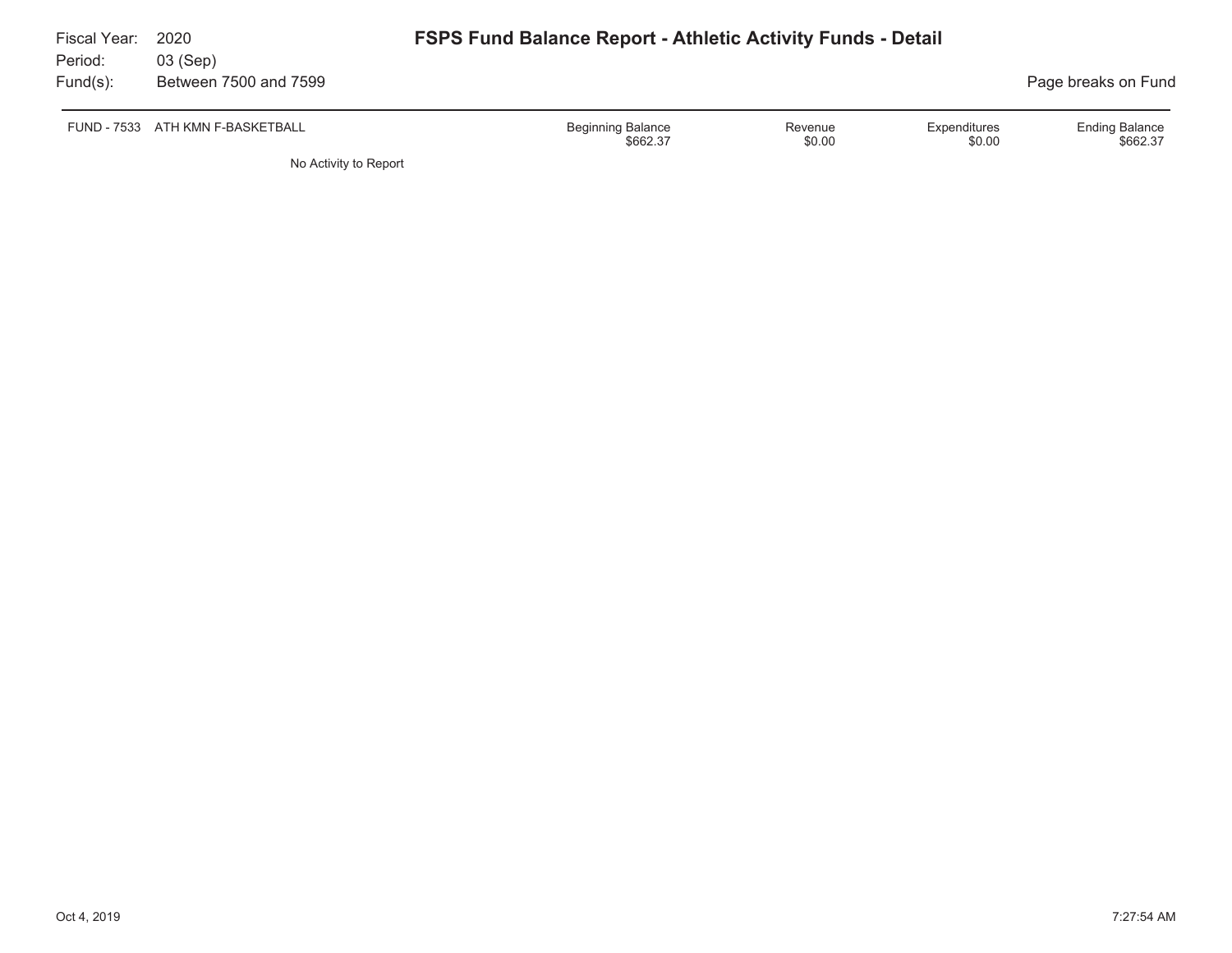Fiscal Year: 2020
Period: 03 (Sep)
Fund(s): Between 7500 and 7599

# FSPS Fund Balance Report - Athletic Activity Funds - Detail

Page breaks on Fund

| FUND - 7533 ATH KMN F-BASKETBALL | Beginning Balance | Revenue | Expenditures | Ending Balance |
|---|---|---|---|---|
| | $662.37 | $0.00 | $0.00 | $662.37 |

No Activity to Report

Oct 4, 2019 7:27:54 AM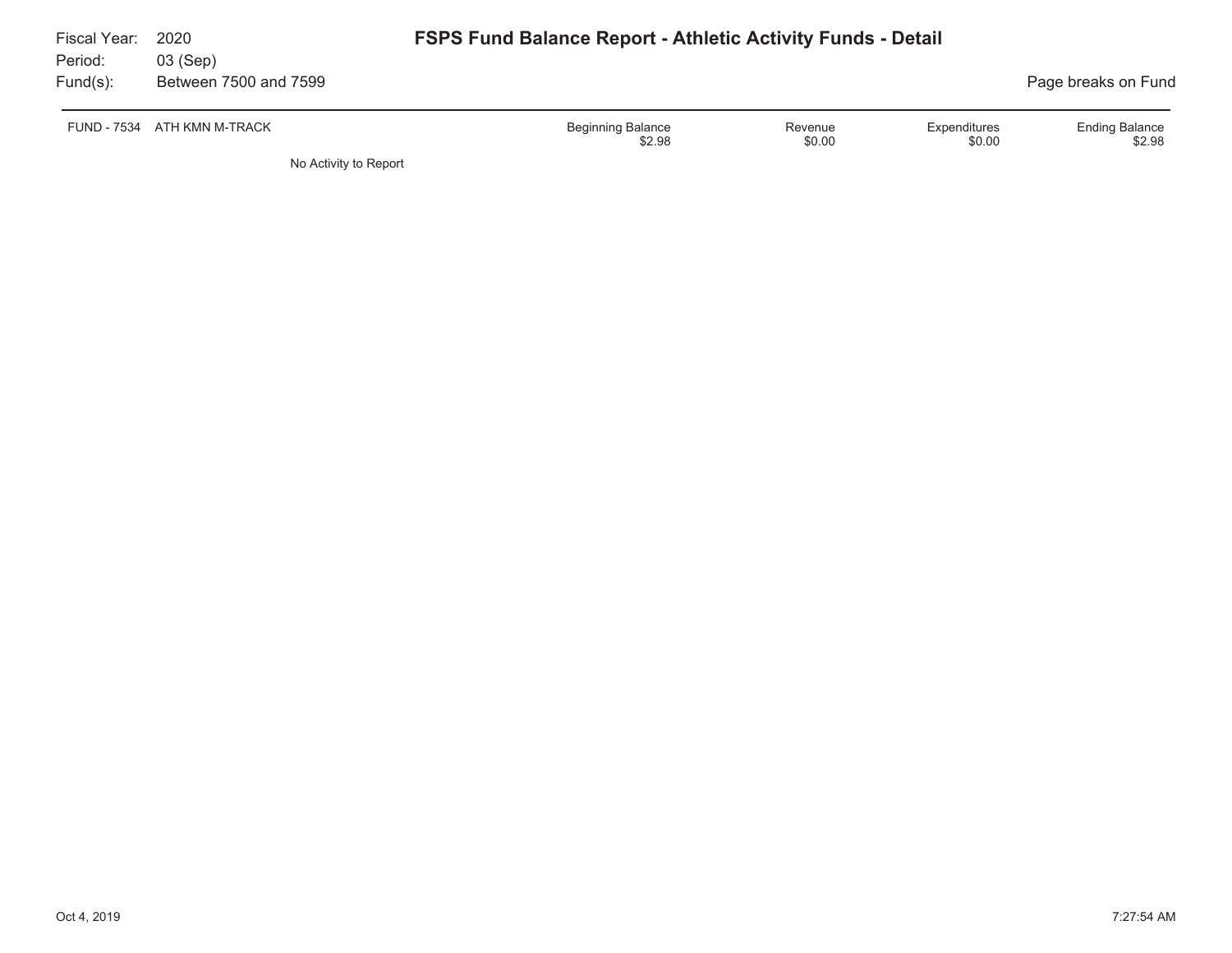Fiscal Year: 2020
Period: 03 (Sep)
Fund(s): Between 7500 and 7599

# FSPS Fund Balance Report - Athletic Activity Funds - Detail

Page breaks on Fund

| FUND - 7534 ATH KMN M-TRACK | Beginning Balance | Revenue | Expenditures | Ending Balance |
|---|---|---|---|---|
| | $2.98 | $0.00 | $0.00 | $2.98 |

No Activity to Report

Oct 4, 2019 7:27:54 AM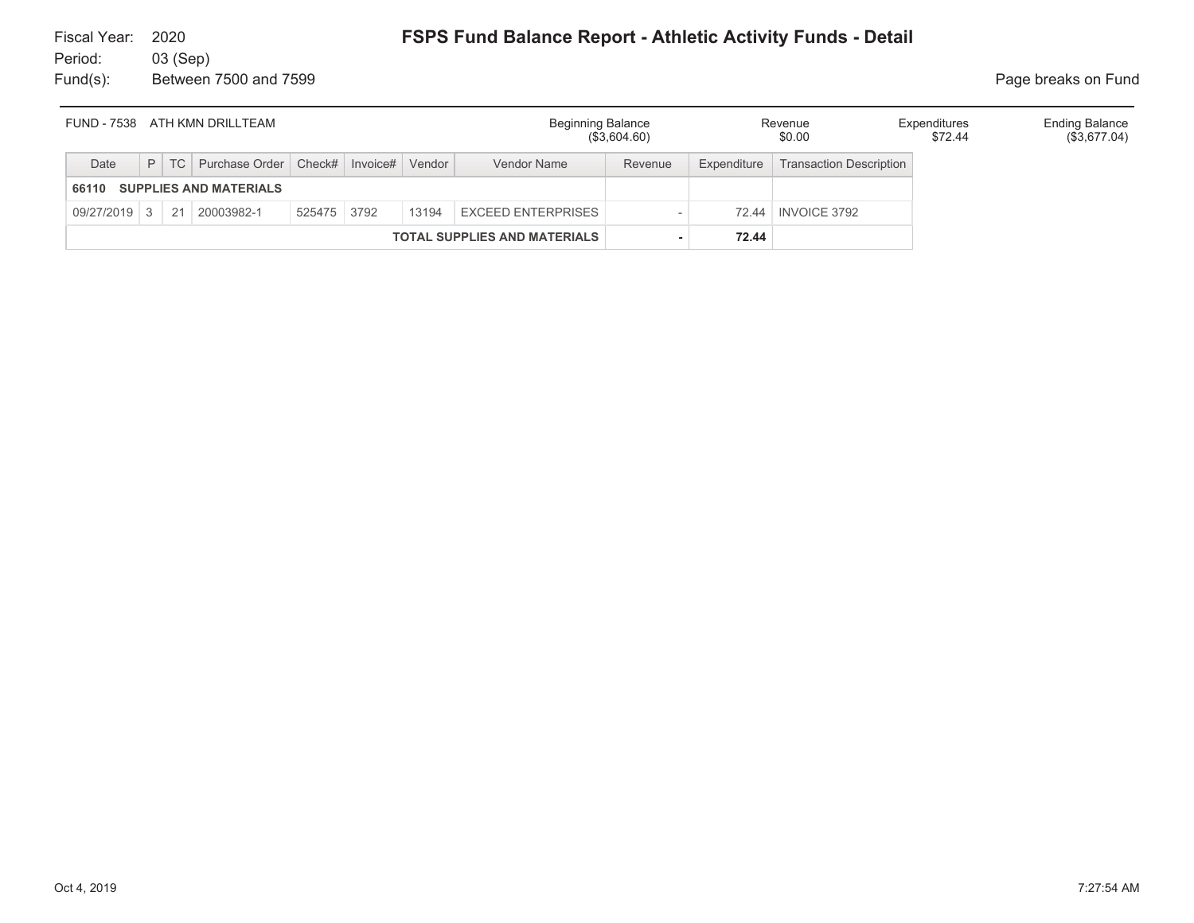Fiscal Year: 2020
Period: 03 (Sep)
Fund(s): Between 7500 and 7599

# FSPS Fund Balance Report - Athletic Activity Funds - Detail

Page breaks on Fund

| FUND - 7538 ATH KMN DRILLTEAM | Beginning Balance | Revenue | Expenditures | Ending Balance |
|---|---|---|---|---|
| | ($3,604.60) | $0.00 | $72.44 | ($3,677.04) |

| Date | P | TC | Purchase Order | Check# | Invoice# | Vendor | Vendor Name | Revenue | Expenditure | Transaction Description |
|---|---|---|---|---|---|---|---|---|---|---|
| **66110 SUPPLIES AND MATERIALS** | | | | | | | | | | |
| 09/27/2019 | 3 | 21 | 20003982-1 | 525475 | 3792 | 13194 | EXCEED ENTERPRISES | - | 72.44 | INVOICE 3792 |
| | | | | | | | **TOTAL SUPPLIES AND MATERIALS** | **-** | **72.44** | |

Oct 4, 2019 7:27:54 AM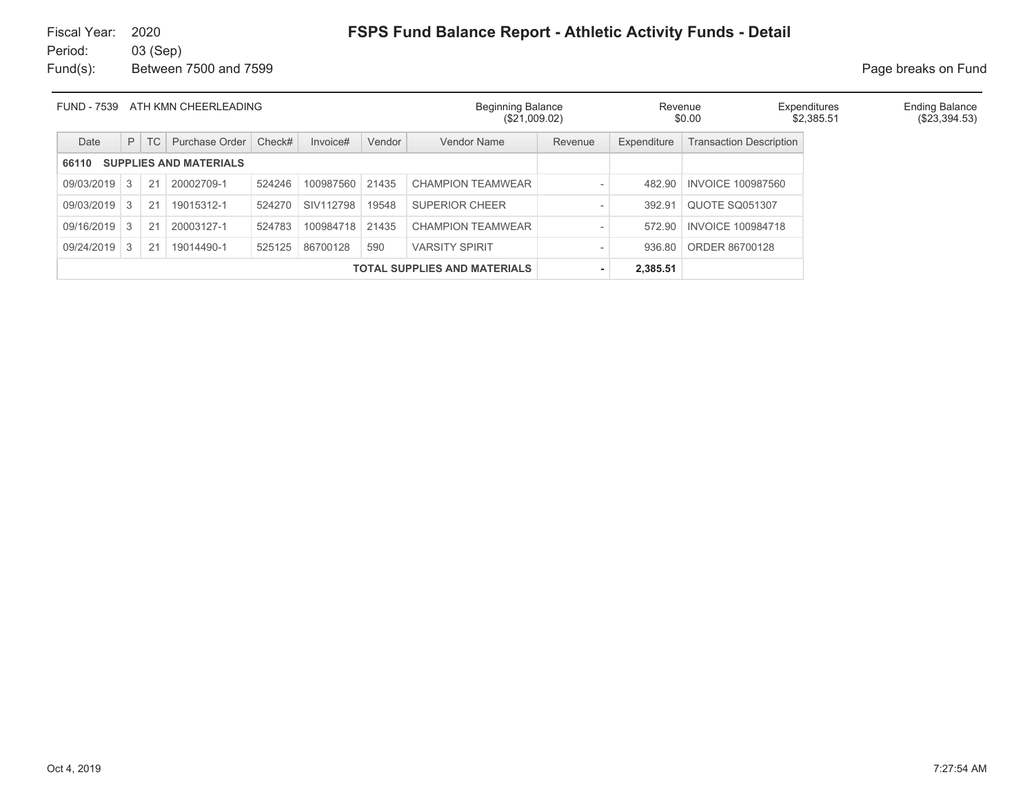Fiscal Year: 2020
Period: 03 (Sep)
Fund(s): Between 7500 and 7599

# FSPS Fund Balance Report - Athletic Activity Funds - Detail

Page breaks on Fund

| FUND - 7539 ATH KMN CHEERLEADING | Beginning Balance | Revenue | Expenditures | Ending Balance |
|---|---|---|---|---|
| | ($21,009.02) | $0.00 | $2,385.51 | ($23,394.53) |

| Date | P | TC | Purchase Order | Check# | Invoice# | Vendor | Vendor Name | Revenue | Expenditure | Transaction Description |
|---|---|---|---|---|---|---|---|---|---|---|
| **66110 SUPPLIES AND MATERIALS** | | | | | | | | | | |
| 09/03/2019 | 3 | 21 | 20002709-1 | 524246 | 100987560 | 21435 | CHAMPION TEAMWEAR | - | 482.90 | INVOICE 100987560 |
| 09/03/2019 | 3 | 21 | 19015312-1 | 524270 | SIV112798 | 19548 | SUPERIOR CHEER | - | 392.91 | QUOTE SQ051307 |
| 09/16/2019 | 3 | 21 | 20003127-1 | 524783 | 100984718 | 21435 | CHAMPION TEAMWEAR | - | 572.90 | INVOICE 100984718 |
| 09/24/2019 | 3 | 21 | 19014490-1 | 525125 | 86700128 | 590 | VARSITY SPIRIT | - | 936.80 | ORDER 86700128 |
| | | | | | | | **TOTAL SUPPLIES AND MATERIALS** | **-** | **2,385.51** | |

Oct 4, 2019 7:27:54 AM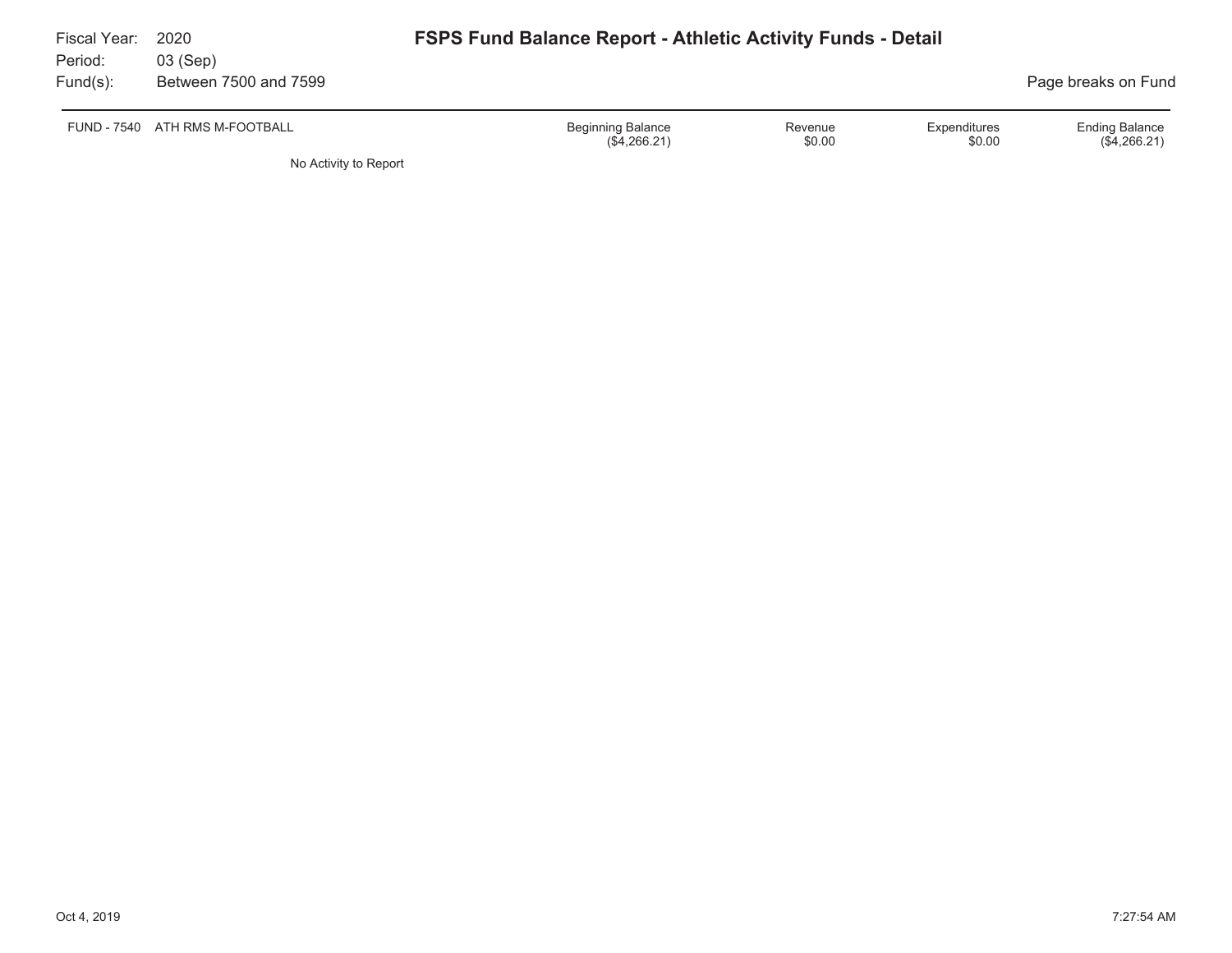Fiscal Year: 2020
Period: 03 (Sep)
Fund(s): Between 7500 and 7599

# FSPS Fund Balance Report - Athletic Activity Funds - Detail

Page breaks on Fund

| FUND - 7540 ATH RMS M-FOOTBALL | Beginning Balance | Revenue | Expenditures | Ending Balance |
|---|---|---|---|---|
| | ($4,266.21) | $0.00 | $0.00 | ($4,266.21) |

No Activity to Report

Oct 4, 2019 7:27:54 AM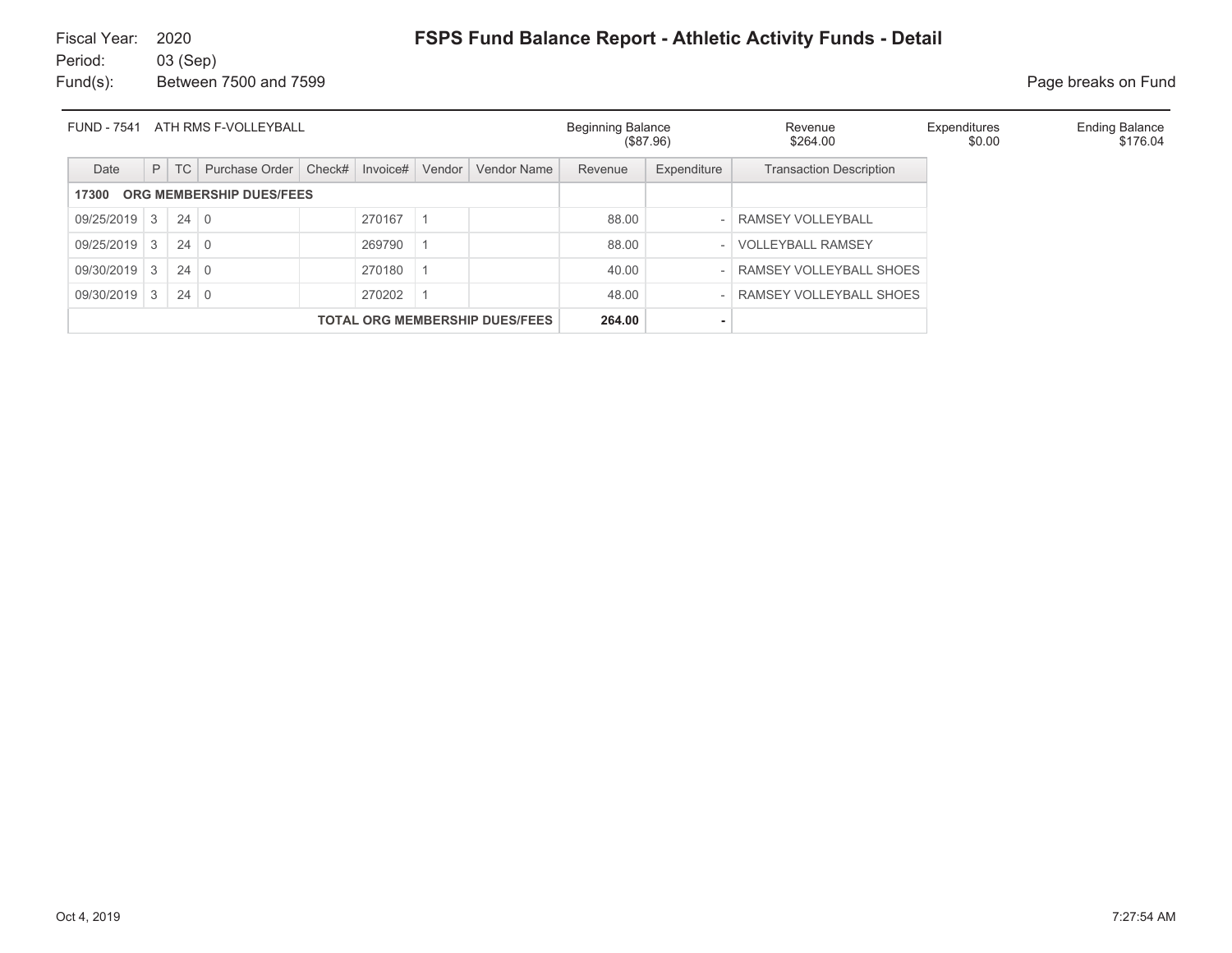Fiscal Year: 2020
Period: 03 (Sep)
Fund(s): Between 7500 and 7599

# FSPS Fund Balance Report - Athletic Activity Funds - Detail

Page breaks on Fund

| FUND - 7541 ATH RMS F-VOLLEYBALL | Beginning Balance | Revenue | Expenditures | Ending Balance |
|---|---|---|---|---|
| | ($87.96) | $264.00 | $0.00 | $176.04 |

| Date | P | TC | Purchase Order | Check# | Invoice# | Vendor | Vendor Name | Revenue | Expenditure | Transaction Description |
|---|---|---|---|---|---|---|---|---|---|---|
| **17300 ORG MEMBERSHIP DUES/FEES** | | | | | | | | | | |
| 09/25/2019 | 3 | 24 | 0 | | 270167 | 1 | | 88.00 | - | RAMSEY VOLLEYBALL |
| 09/25/2019 | 3 | 24 | 0 | | 269790 | 1 | | 88.00 | - | VOLLEYBALL RAMSEY |
| 09/30/2019 | 3 | 24 | 0 | | 270180 | 1 | | 40.00 | - | RAMSEY VOLLEYBALL SHOES |
| 09/30/2019 | 3 | 24 | 0 | | 270202 | 1 | | 48.00 | - | RAMSEY VOLLEYBALL SHOES |
| | | | | | | | **TOTAL ORG MEMBERSHIP DUES/FEES** | **264.00** | **-** | |

Oct 4, 2019 7:27:54 AM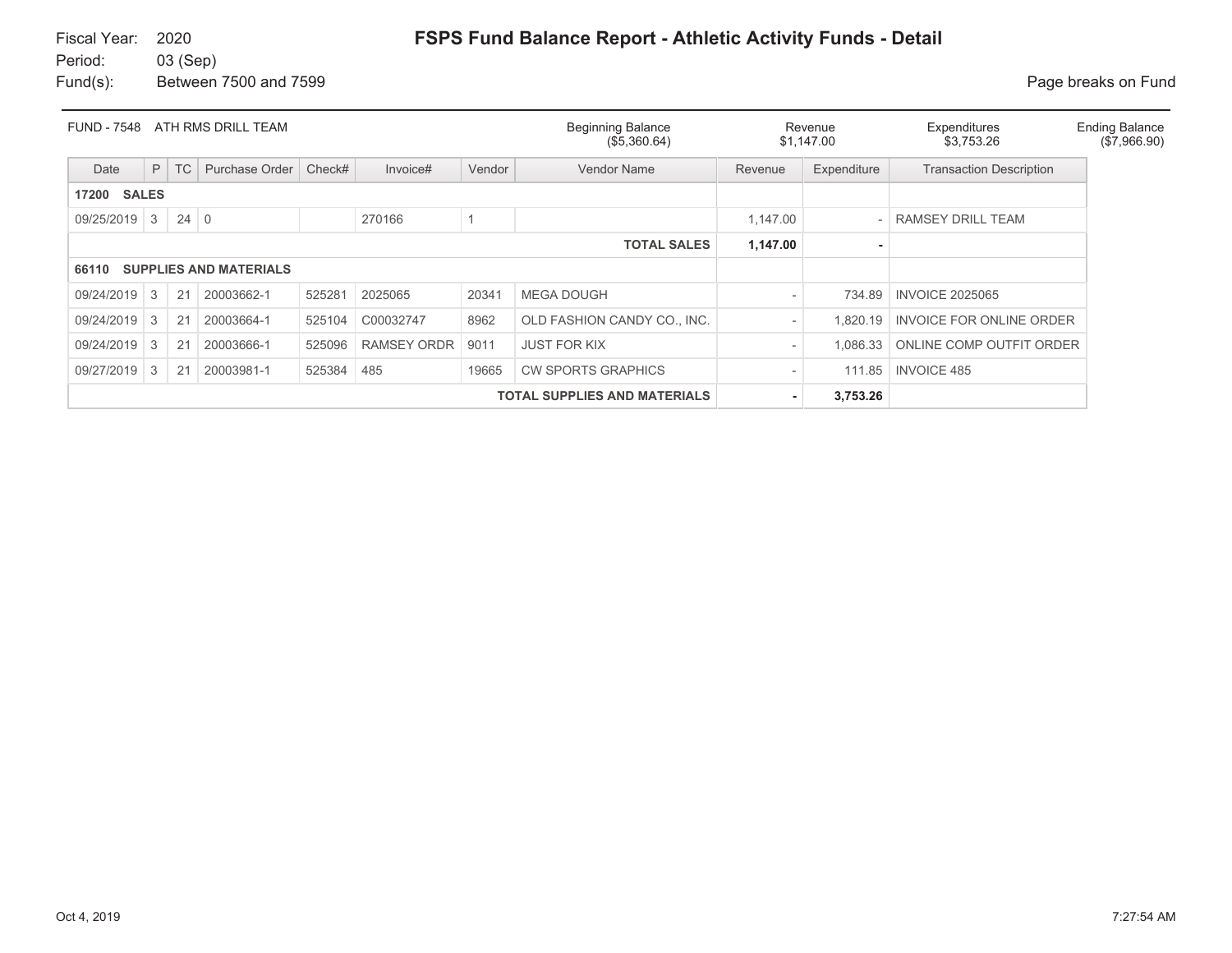Fiscal Year: 2020
Period: 03 (Sep)
Fund(s): Between 7500 and 7599

# FSPS Fund Balance Report - Athletic Activity Funds - Detail

Page breaks on Fund

| FUND - 7548 ATH RMS DRILL TEAM | Beginning Balance | Revenue | Expenditures | Ending Balance |
|---|---|---|---|---|
| | ($5,360.64) | $1,147.00 | $3,753.26 | ($7,966.90) |

| Date | P | TC | Purchase Order | Check# | Invoice# | Vendor | Vendor Name | Revenue | Expenditure | Transaction Description |
|---|---|---|---|---|---|---|---|---|---|---|
| **17200 SALES** | | | | | | | | | | |
| 09/25/2019 | 3 | 24 | 0 | | 270166 | 1 | | 1,147.00 | - | RAMSEY DRILL TEAM |
| | | | | | | | **TOTAL SALES** | **1,147.00** | **-** | |
| **66110 SUPPLIES AND MATERIALS** | | | | | | | | | | |
| 09/24/2019 | 3 | 21 | 20003662-1 | 525281 | 2025065 | 20341 | MEGA DOUGH | - | 734.89 | INVOICE 2025065 |
| 09/24/2019 | 3 | 21 | 20003664-1 | 525104 | C00032747 | 8962 | OLD FASHION CANDY CO., INC. | - | 1,820.19 | INVOICE FOR ONLINE ORDER |
| 09/24/2019 | 3 | 21 | 20003666-1 | 525096 | RAMSEY ORDR | 9011 | JUST FOR KIX | - | 1,086.33 | ONLINE COMP OUTFIT ORDER |
| 09/27/2019 | 3 | 21 | 20003981-1 | 525384 | 485 | 19665 | CW SPORTS GRAPHICS | - | 111.85 | INVOICE 485 |
| | | | | | | | **TOTAL SUPPLIES AND MATERIALS** | **-** | **3,753.26** | |

Oct 4, 2019 7:27:54 AM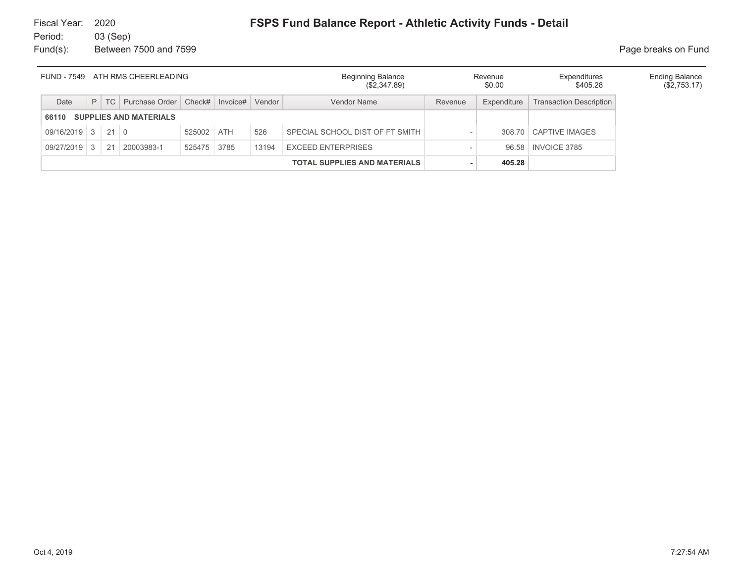Fiscal Year: 2020
Period: 03 (Sep)
Fund(s): Between 7500 and 7599

# FSPS Fund Balance Report - Athletic Activity Funds - Detail

Page breaks on Fund

| FUND - 7549 ATH RMS CHEERLEADING | Beginning Balance | Revenue | Expenditures | Ending Balance |
|---|---|---|---|---|
| | ($2,347.89) | $0.00 | $405.28 | ($2,753.17) |

| Date | P | TC | Purchase Order | Check# | Invoice# | Vendor | Vendor Name | Revenue | Expenditure | Transaction Description |
|---|---|---|---|---|---|---|---|---|---|---|
| **66110 SUPPLIES AND MATERIALS** | | | | | | | | | | |
| 09/16/2019 | 3 | 21 | 0 | 525002 | ATH | 526 | SPECIAL SCHOOL DIST OF FT SMITH | - | 308.70 | CAPTIVE IMAGES |
| 09/27/2019 | 3 | 21 | 20003983-1 | 525475 | 3785 | 13194 | EXCEED ENTERPRISES | - | 96.58 | INVOICE 3785 |
| | | | | | | | **TOTAL SUPPLIES AND MATERIALS** | **-** | **405.28** | |

Oct 4, 2019 7:27:54 AM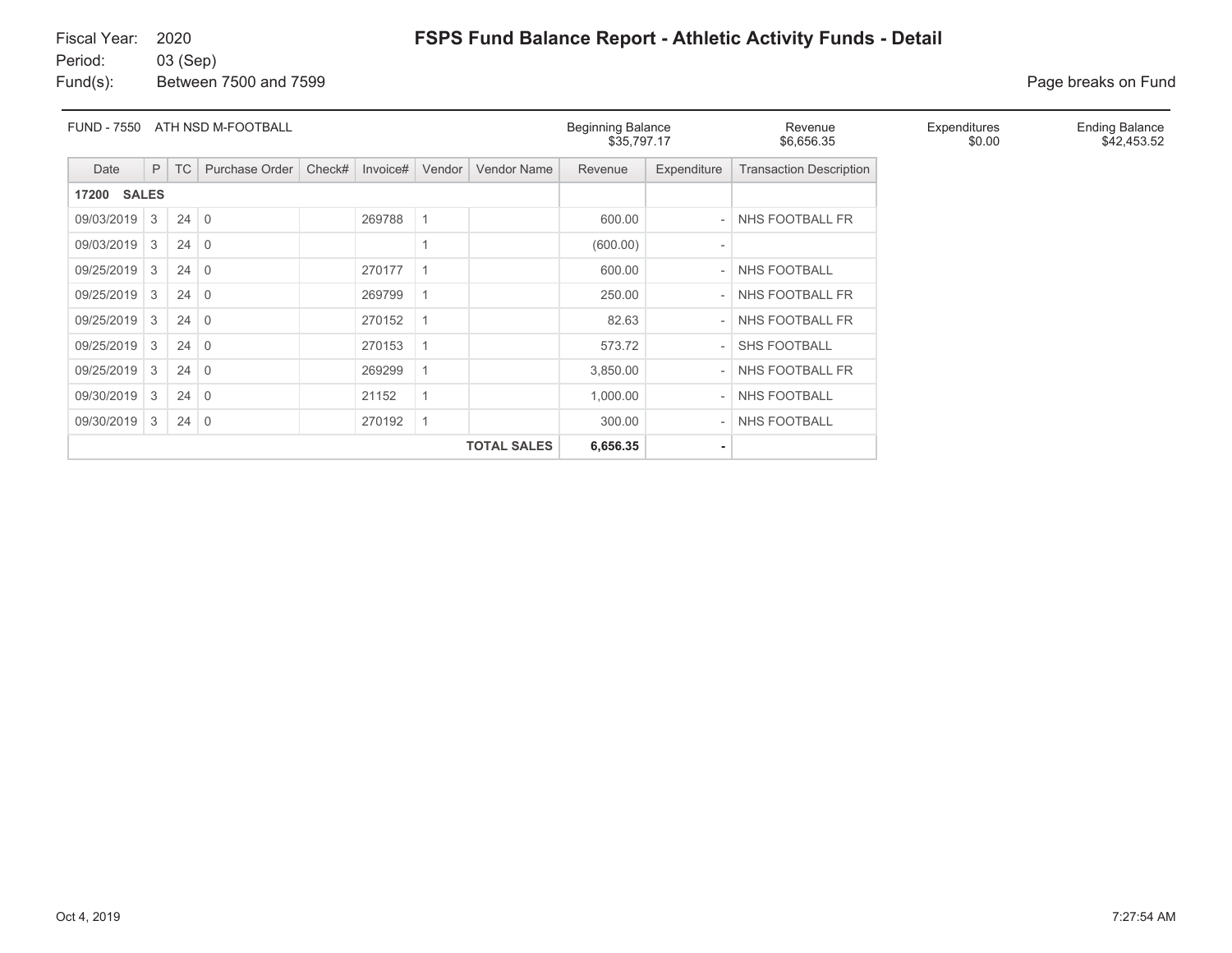Fiscal Year: 2020
Period: 03 (Sep)
Fund(s): Between 7500 and 7599

# FSPS Fund Balance Report - Athletic Activity Funds - Detail

Page breaks on Fund

| FUND - 7550 ATH NSD M-FOOTBALL | Beginning Balance | Revenue | Expenditures | Ending Balance |
|---|---|---|---|---|
| | $35,797.17 | $6,656.35 | $0.00 | $42,453.52 |

| Date | P | TC | Purchase Order | Check# | Invoice# | Vendor | Vendor Name | Revenue | Expenditure | Transaction Description |
|---|---|---|---|---|---|---|---|---|---|---|
| **17200 SALES** | | | | | | | | | | |
| 09/03/2019 | 3 | 24 | 0 | | 269788 | 1 | | 600.00 | - | NHS FOOTBALL FR |
| 09/03/2019 | 3 | 24 | 0 | | | 1 | | (600.00) | - | |
| 09/25/2019 | 3 | 24 | 0 | | 270177 | 1 | | 600.00 | - | NHS FOOTBALL |
| 09/25/2019 | 3 | 24 | 0 | | 269799 | 1 | | 250.00 | - | NHS FOOTBALL FR |
| 09/25/2019 | 3 | 24 | 0 | | 270152 | 1 | | 82.63 | - | NHS FOOTBALL FR |
| 09/25/2019 | 3 | 24 | 0 | | 270153 | 1 | | 573.72 | - | SHS FOOTBALL |
| 09/25/2019 | 3 | 24 | 0 | | 269299 | 1 | | 3,850.00 | - | NHS FOOTBALL FR |
| 09/30/2019 | 3 | 24 | 0 | | 21152 | 1 | | 1,000.00 | - | NHS FOOTBALL |
| 09/30/2019 | 3 | 24 | 0 | | 270192 | 1 | | 300.00 | - | NHS FOOTBALL |
| | | | | | | | **TOTAL SALES** | **6,656.35** | **-** | |

Oct 4, 2019 7:27:54 AM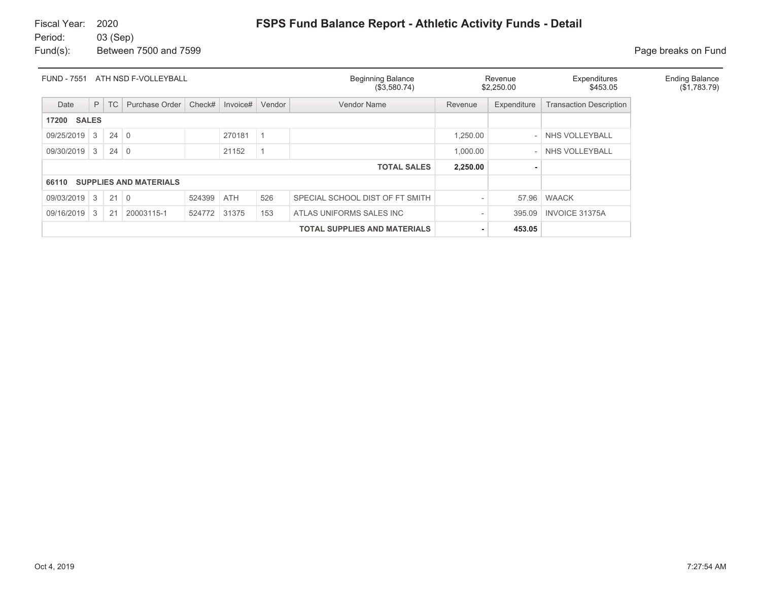Fiscal Year: 2020
Period: 03 (Sep)
Fund(s): Between 7500 and 7599

# FSPS Fund Balance Report - Athletic Activity Funds - Detail

Page breaks on Fund

| FUND - 7551 ATH NSD F-VOLLEYBALL | Beginning Balance | Revenue | Expenditures | Ending Balance |
|---|---|---|---|---|
| | ($3,580.74) | $2,250.00 | $453.05 | ($1,783.79) |

| Date | P | TC | Purchase Order | Check# | Invoice# | Vendor | Vendor Name | Revenue | Expenditure | Transaction Description |
|---|---|---|---|---|---|---|---|---|---|---|
| **17200 SALES** | | | | | | | | | | |
| 09/25/2019 | 3 | 24 | 0 | | 270181 | 1 | | 1,250.00 | - | NHS VOLLEYBALL |
| 09/30/2019 | 3 | 24 | 0 | | 21152 | 1 | | 1,000.00 | - | NHS VOLLEYBALL |
| | | | | | | | **TOTAL SALES** | **2,250.00** | **-** | |
| **66110 SUPPLIES AND MATERIALS** | | | | | | | | | | |
| 09/03/2019 | 3 | 21 | 0 | 524399 | ATH | 526 | SPECIAL SCHOOL DIST OF FT SMITH | - | 57.96 | WAACK |
| 09/16/2019 | 3 | 21 | 20003115-1 | 524772 | 31375 | 153 | ATLAS UNIFORMS SALES INC | - | 395.09 | INVOICE 31375A |
| | | | | | | | **TOTAL SUPPLIES AND MATERIALS** | **-** | **453.05** | |

Oct 4, 2019 7:27:54 AM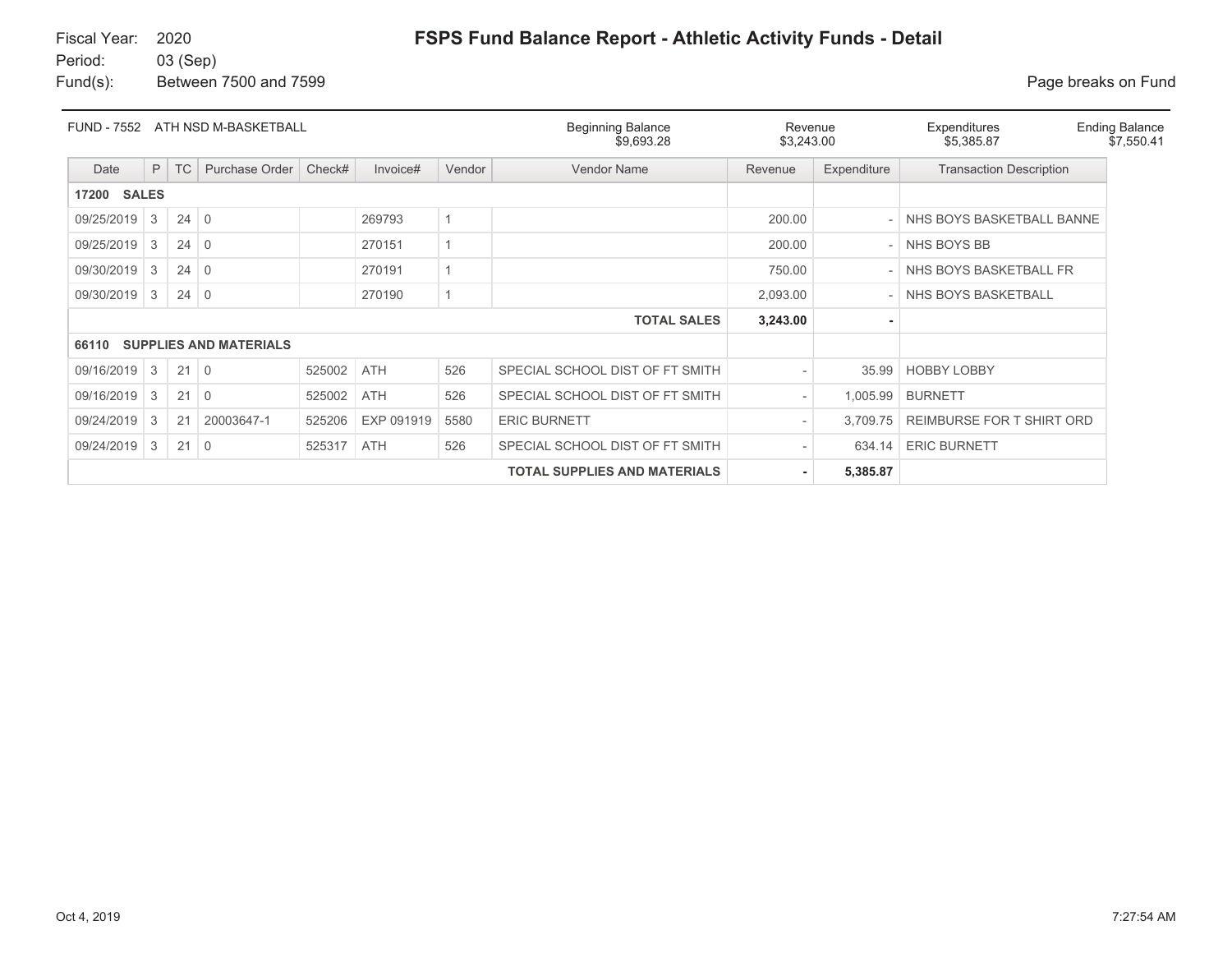Fiscal Year: 2020
Period: 03 (Sep)
Fund(s): Between 7500 and 7599

# FSPS Fund Balance Report - Athletic Activity Funds - Detail

Page breaks on Fund

| FUND - 7552 ATH NSD M-BASKETBALL | Beginning Balance | Revenue | Expenditures | Ending Balance |
|---|---|---|---|---|
| | $9,693.28 | $3,243.00 | $5,385.87 | $7,550.41 |

| Date | P | TC | Purchase Order | Check# | Invoice# | Vendor | Vendor Name | Revenue | Expenditure | Transaction Description |
|---|---|---|---|---|---|---|---|---|---|---|
| **17200 SALES** | | | | | | | | | | |
| 09/25/2019 | 3 | 24 | 0 | | 269793 | 1 | | 200.00 | - | NHS BOYS BASKETBALL BANNE |
| 09/25/2019 | 3 | 24 | 0 | | 270151 | 1 | | 200.00 | - | NHS BOYS BB |
| 09/30/2019 | 3 | 24 | 0 | | 270191 | 1 | | 750.00 | - | NHS BOYS BASKETBALL FR |
| 09/30/2019 | 3 | 24 | 0 | | 270190 | 1 | | 2,093.00 | - | NHS BOYS BASKETBALL |
| | | | | | | | **TOTAL SALES** | **3,243.00** | **-** | |
| **66110 SUPPLIES AND MATERIALS** | | | | | | | | | | |
| 09/16/2019 | 3 | 21 | 0 | 525002 | ATH | 526 | SPECIAL SCHOOL DIST OF FT SMITH | - | 35.99 | HOBBY LOBBY |
| 09/16/2019 | 3 | 21 | 0 | 525002 | ATH | 526 | SPECIAL SCHOOL DIST OF FT SMITH | - | 1,005.99 | BURNETT |
| 09/24/2019 | 3 | 21 | 20003647-1 | 525206 | EXP 091919 | 5580 | ERIC BURNETT | - | 3,709.75 | REIMBURSE FOR T SHIRT ORD |
| 09/24/2019 | 3 | 21 | 0 | 525317 | ATH | 526 | SPECIAL SCHOOL DIST OF FT SMITH | - | 634.14 | ERIC BURNETT |
| | | | | | | | **TOTAL SUPPLIES AND MATERIALS** | **-** | **5,385.87** | |

Oct 4, 2019 7:27:54 AM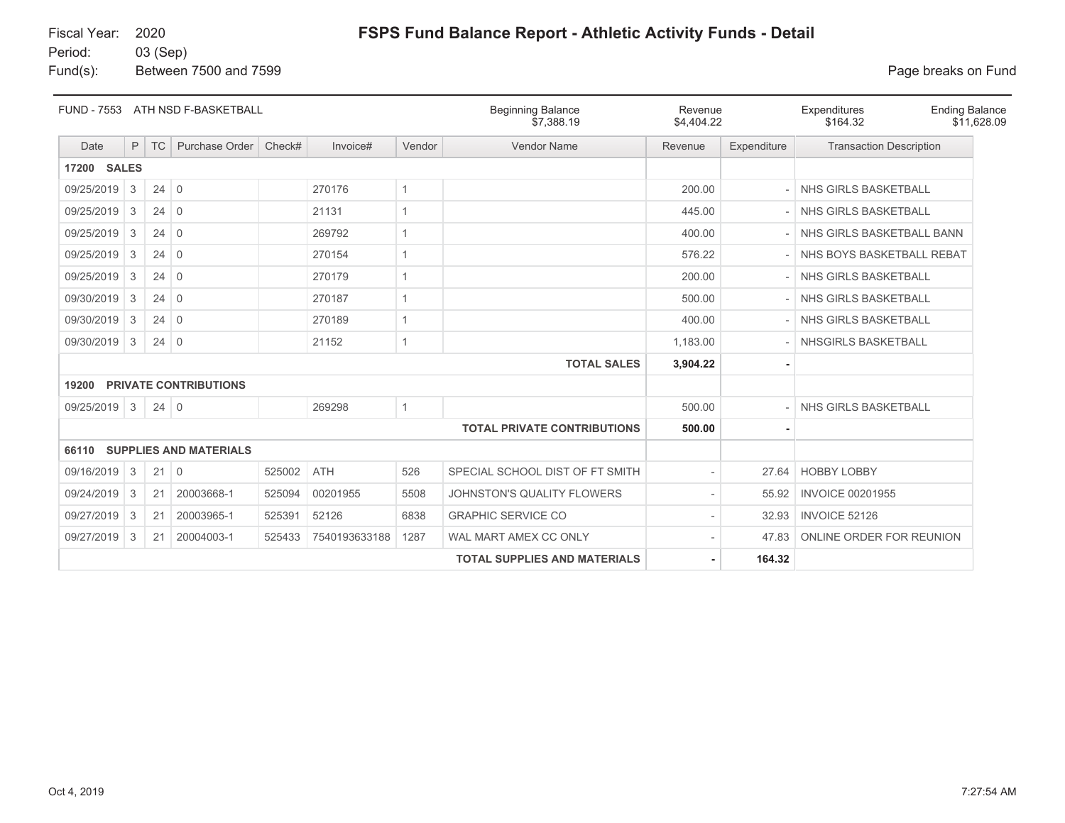Fiscal Year: 2020
Period: 03 (Sep)
Fund(s): Between 7500 and 7599

# FSPS Fund Balance Report - Athletic Activity Funds - Detail

Page breaks on Fund

| FUND - 7553 ATH NSD F-BASKETBALL | Beginning Balance | Revenue | Expenditures | Ending Balance |
|---|---|---|---|---|
| | $7,388.19 | $4,404.22 | $164.32 | $11,628.09 |

| Date | P | TC | Purchase Order | Check# | Invoice# | Vendor | Vendor Name | Revenue | Expenditure | Transaction Description |
|---|---|---|---|---|---|---|---|---|---|---|
| **17200 SALES** | | | | | | | | | | |
| 09/25/2019 | 3 | 24 | 0 | | 270176 | 1 | | 200.00 | - | NHS GIRLS BASKETBALL |
| 09/25/2019 | 3 | 24 | 0 | | 21131 | 1 | | 445.00 | - | NHS GIRLS BASKETBALL |
| 09/25/2019 | 3 | 24 | 0 | | 269792 | 1 | | 400.00 | - | NHS GIRLS BASKETBALL BANN |
| 09/25/2019 | 3 | 24 | 0 | | 270154 | 1 | | 576.22 | - | NHS BOYS BASKETBALL REBAT |
| 09/25/2019 | 3 | 24 | 0 | | 270179 | 1 | | 200.00 | - | NHS GIRLS BASKETBALL |
| 09/30/2019 | 3 | 24 | 0 | | 270187 | 1 | | 500.00 | - | NHS GIRLS BASKETBALL |
| 09/30/2019 | 3 | 24 | 0 | | 270189 | 1 | | 400.00 | - | NHS GIRLS BASKETBALL |
| 09/30/2019 | 3 | 24 | 0 | | 21152 | 1 | | 1,183.00 | - | NHSGIRLS BASKETBALL |
| | | | | | | | **TOTAL SALES** | **3,904.22** | **-** | |
| **19200 PRIVATE CONTRIBUTIONS** | | | | | | | | | | |
| 09/25/2019 | 3 | 24 | 0 | | 269298 | 1 | | 500.00 | - | NHS GIRLS BASKETBALL |
| | | | | | | | **TOTAL PRIVATE CONTRIBUTIONS** | **500.00** | **-** | |
| **66110 SUPPLIES AND MATERIALS** | | | | | | | | | | |
| 09/16/2019 | 3 | 21 | 0 | 525002 | ATH | 526 | SPECIAL SCHOOL DIST OF FT SMITH | - | 27.64 | HOBBY LOBBY |
| 09/24/2019 | 3 | 21 | 20003668-1 | 525094 | 00201955 | 5508 | JOHNSTON'S QUALITY FLOWERS | - | 55.92 | INVOICE 00201955 |
| 09/27/2019 | 3 | 21 | 20003965-1 | 525391 | 52126 | 6838 | GRAPHIC SERVICE CO | - | 32.93 | INVOICE 52126 |
| 09/27/2019 | 3 | 21 | 20004003-1 | 525433 | 7540193633188 | 1287 | WAL MART AMEX CC ONLY | - | 47.83 | ONLINE ORDER FOR REUNION |
| | | | | | | | **TOTAL SUPPLIES AND MATERIALS** | **-** | **164.32** | |

Oct 4, 2019 7:27:54 AM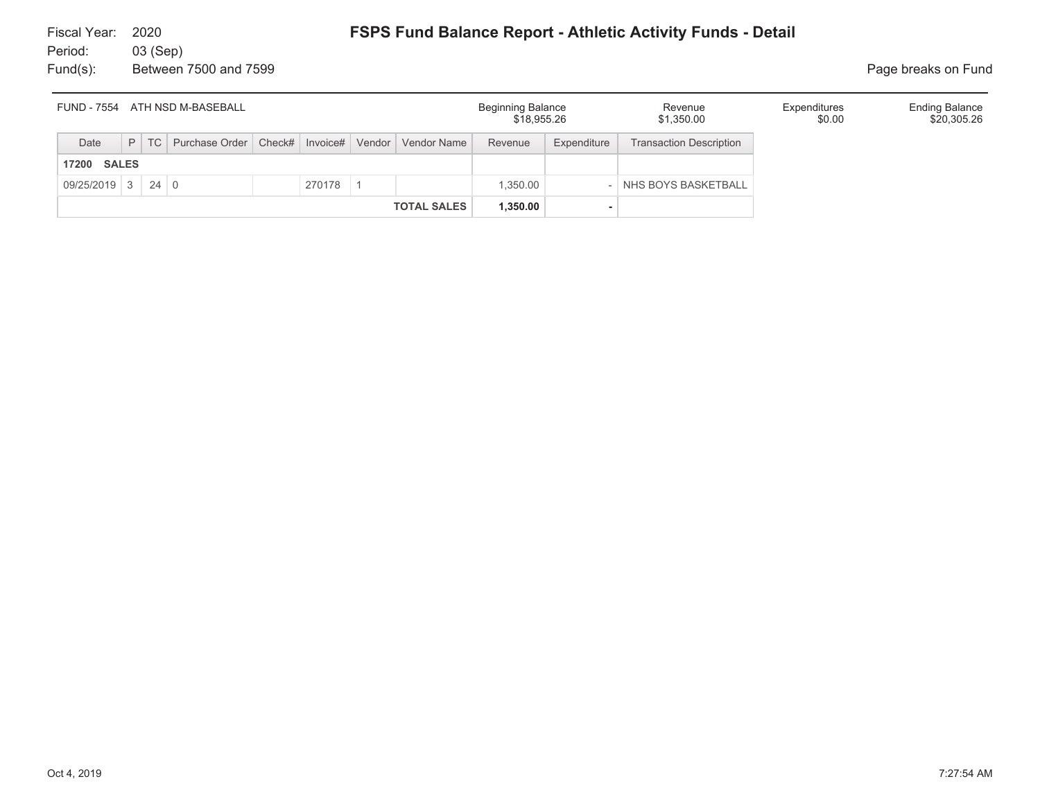Fiscal Year: 2020
Period: 03 (Sep)
Fund(s): Between 7500 and 7599

# FSPS Fund Balance Report - Athletic Activity Funds - Detail

Page breaks on Fund

| FUND - 7554 ATH NSD M-BASEBALL | Beginning Balance | Revenue | Expenditures | Ending Balance |
|---|---|---|---|---|
| | $18,955.26 | $1,350.00 | $0.00 | $20,305.26 |

| Date | P | TC | Purchase Order | Check# | Invoice# | Vendor | Vendor Name | Revenue | Expenditure | Transaction Description |
|---|---|---|---|---|---|---|---|---|---|---|
| **17200 SALES** | | | | | | | | | | |
| 09/25/2019 | 3 | 24 | 0 | | 270178 | 1 | | 1,350.00 | - | NHS BOYS BASKETBALL |
| | | | | | | | **TOTAL SALES** | **1,350.00** | **-** | |

Oct 4, 2019 7:27:54 AM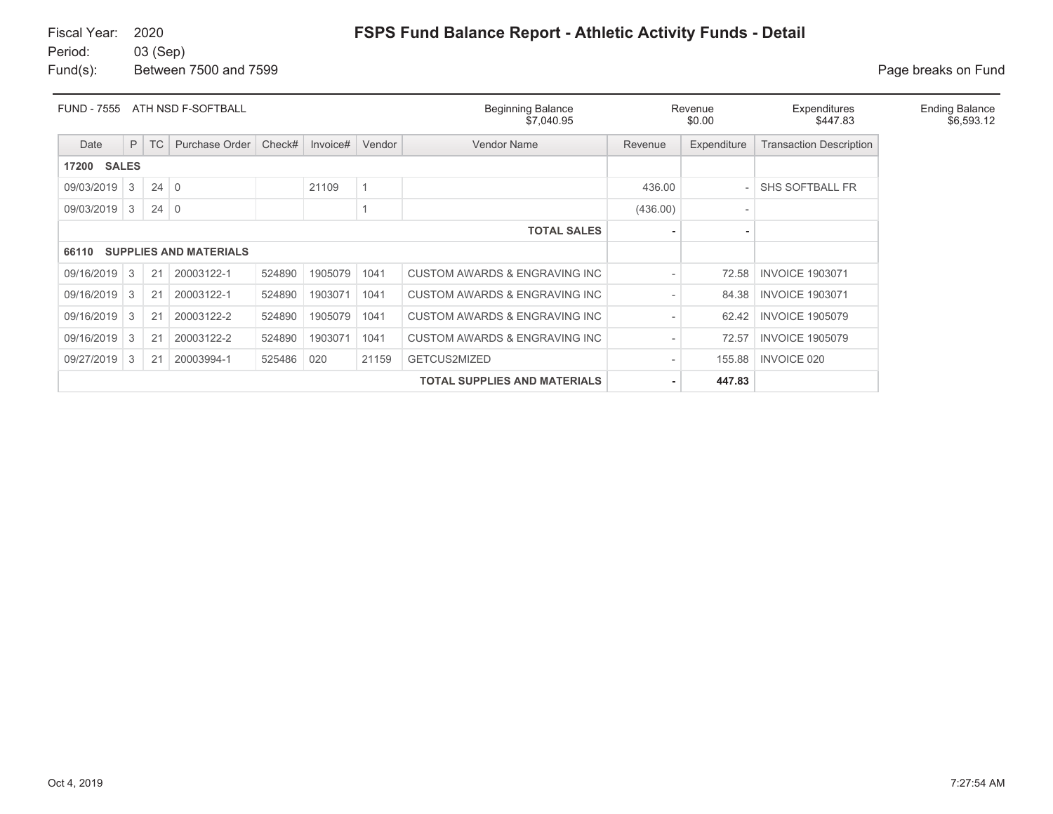Fiscal Year: 2020
Period: 03 (Sep)
Fund(s): Between 7500 and 7599

# FSPS Fund Balance Report - Athletic Activity Funds - Detail

Page breaks on Fund

| FUND - 7555 ATH NSD F-SOFTBALL | Beginning Balance | Revenue | Expenditures | Ending Balance |
|---|---|---|---|---|
| | $7,040.95 | $0.00 | $447.83 | $6,593.12 |

| Date | P | TC | Purchase Order | Check# | Invoice# | Vendor | Vendor Name | Revenue | Expenditure | Transaction Description |
|---|---|---|---|---|---|---|---|---|---|---|
| **17200 SALES** | | | | | | | | | | |
| 09/03/2019 | 3 | 24 | 0 | | 21109 | 1 | | 436.00 | - | SHS SOFTBALL FR |
| 09/03/2019 | 3 | 24 | 0 | | | 1 | | (436.00) | - | |
| | | | | | | | **TOTAL SALES** | **-** | **-** | |
| **66110 SUPPLIES AND MATERIALS** | | | | | | | | | | |
| 09/16/2019 | 3 | 21 | 20003122-1 | 524890 | 1905079 | 1041 | CUSTOM AWARDS & ENGRAVING INC | - | 72.58 | INVOICE 1903071 |
| 09/16/2019 | 3 | 21 | 20003122-1 | 524890 | 1903071 | 1041 | CUSTOM AWARDS & ENGRAVING INC | - | 84.38 | INVOICE 1903071 |
| 09/16/2019 | 3 | 21 | 20003122-2 | 524890 | 1905079 | 1041 | CUSTOM AWARDS & ENGRAVING INC | - | 62.42 | INVOICE 1905079 |
| 09/16/2019 | 3 | 21 | 20003122-2 | 524890 | 1903071 | 1041 | CUSTOM AWARDS & ENGRAVING INC | - | 72.57 | INVOICE 1905079 |
| 09/27/2019 | 3 | 21 | 20003994-1 | 525486 | 020 | 21159 | GETCUS2MIZED | - | 155.88 | INVOICE 020 |
| | | | | | | | **TOTAL SUPPLIES AND MATERIALS** | **-** | **447.83** | |

Oct 4, 2019 7:27:54 AM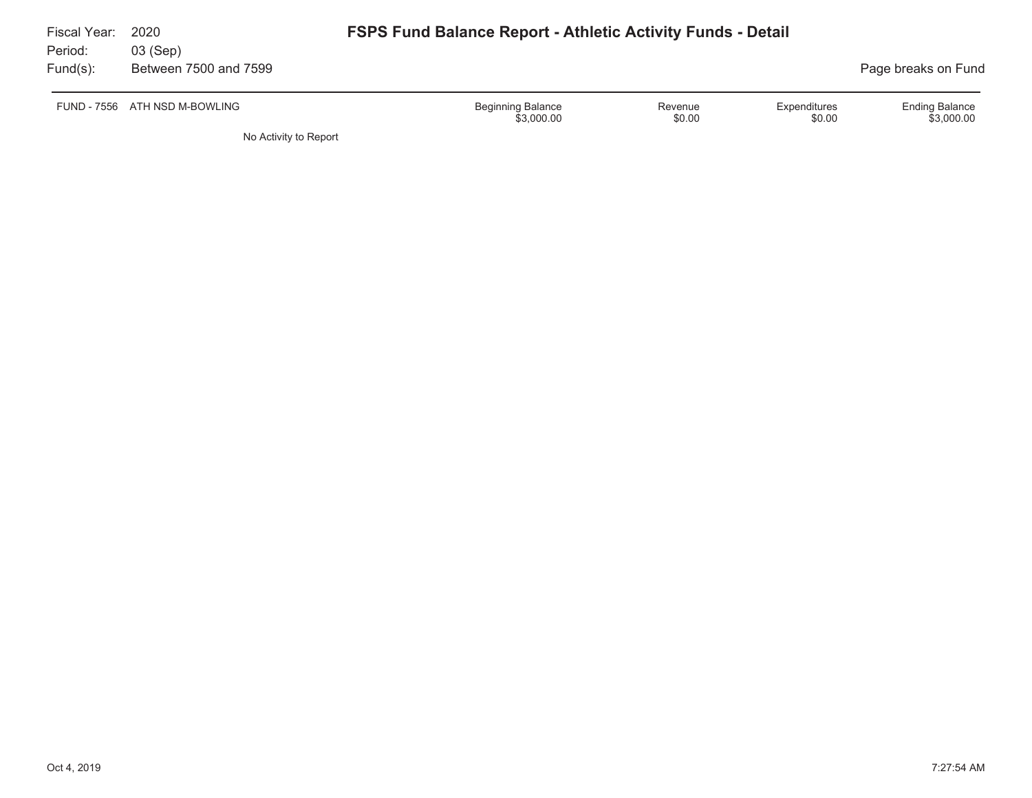Fiscal Year: 2020
Period: 03 (Sep)
Fund(s): Between 7500 and 7599

# FSPS Fund Balance Report - Athletic Activity Funds - Detail

Page breaks on Fund

| FUND - 7556 ATH NSD M-BOWLING | Beginning Balance | Revenue | Expenditures | Ending Balance |
|---|---|---|---|---|
| | $3,000.00 | $0.00 | $0.00 | $3,000.00 |

No Activity to Report

Oct 4, 2019 7:27:54 AM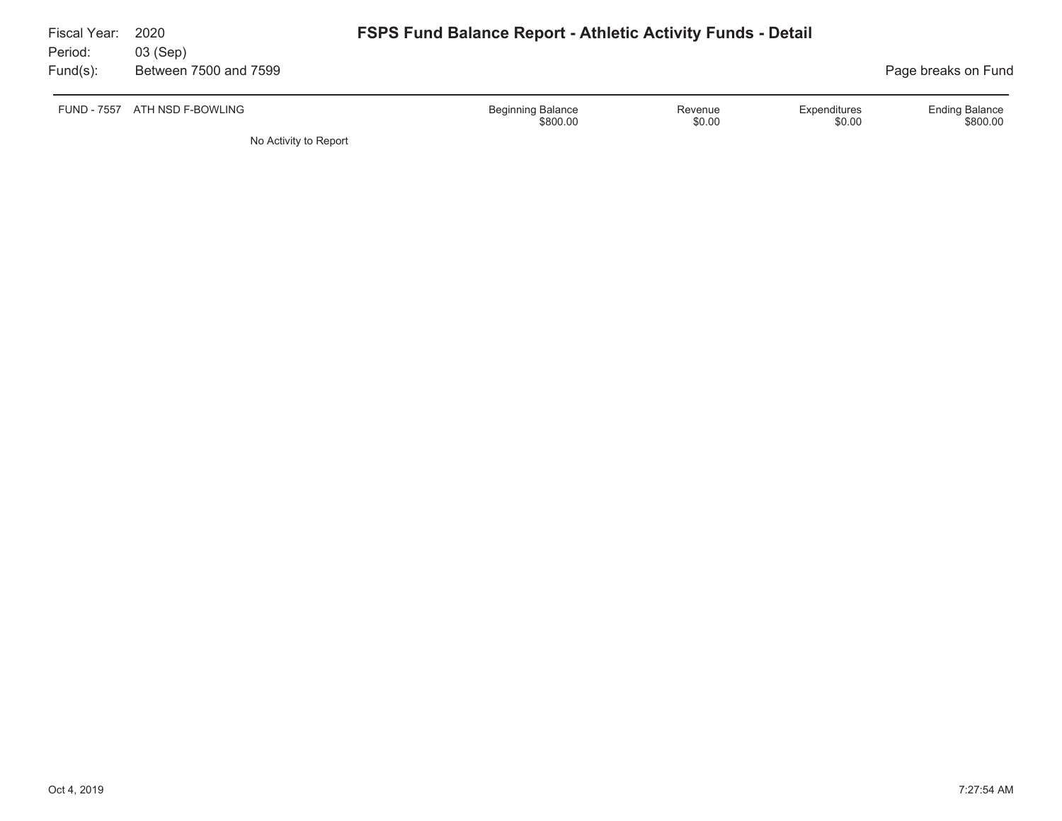Fiscal Year: 2020
Period: 03 (Sep)
Fund(s): Between 7500 and 7599

# FSPS Fund Balance Report - Athletic Activity Funds - Detail

Page breaks on Fund

| FUND - 7557 ATH NSD F-BOWLING | Beginning Balance | Revenue | Expenditures | Ending Balance |
|---|---|---|---|---|
| | $800.00 | $0.00 | $0.00 | $800.00 |

No Activity to Report

Oct 4, 2019 7:27:54 AM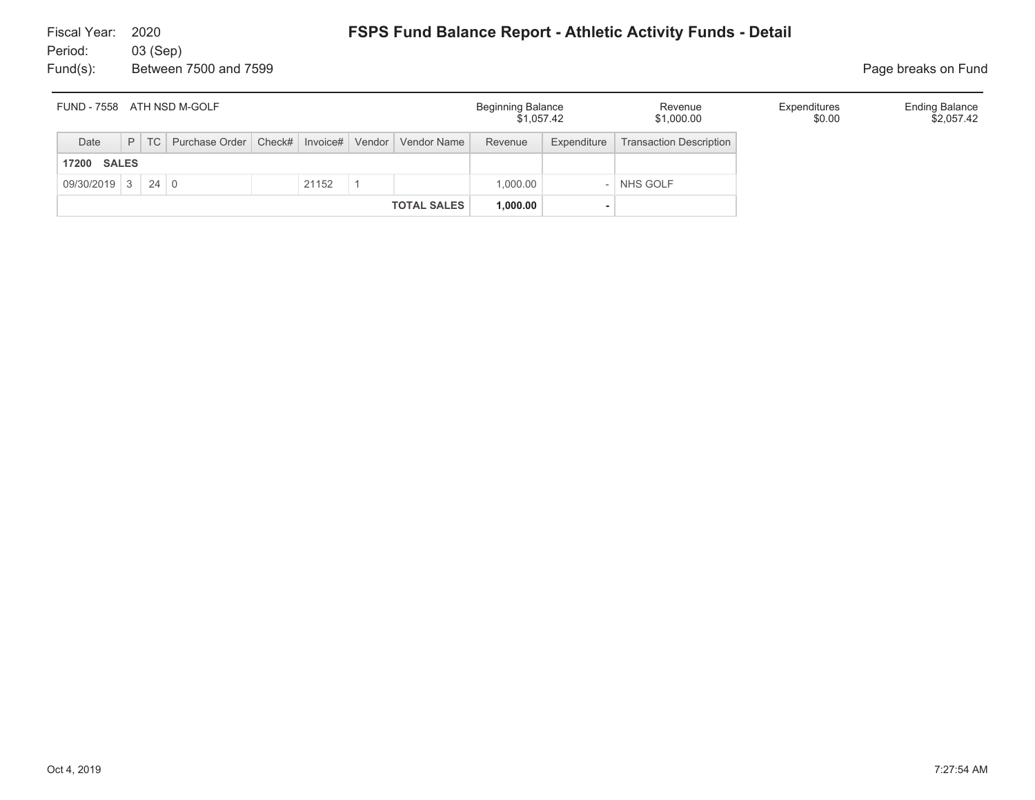Fiscal Year: 2020
Period: 03 (Sep)
Fund(s): Between 7500 and 7599

# FSPS Fund Balance Report - Athletic Activity Funds - Detail

Page breaks on Fund

| FUND - 7558 ATH NSD M-GOLF | Beginning Balance | Revenue | Expenditures | Ending Balance |
|---|---|---|---|---|
| | $1,057.42 | $1,000.00 | $0.00 | $2,057.42 |

| Date | P | TC | Purchase Order | Check# | Invoice# | Vendor | Vendor Name | Revenue | Expenditure | Transaction Description |
|---|---|---|---|---|---|---|---|---|---|---|
| **17200 SALES** | | | | | | | | | | |
| 09/30/2019 | 3 | 24 | 0 | | 21152 | 1 | | 1,000.00 | - | NHS GOLF |
| | | | | | | | **TOTAL SALES** | **1,000.00** | **-** | |

Oct 4, 2019 7:27:54 AM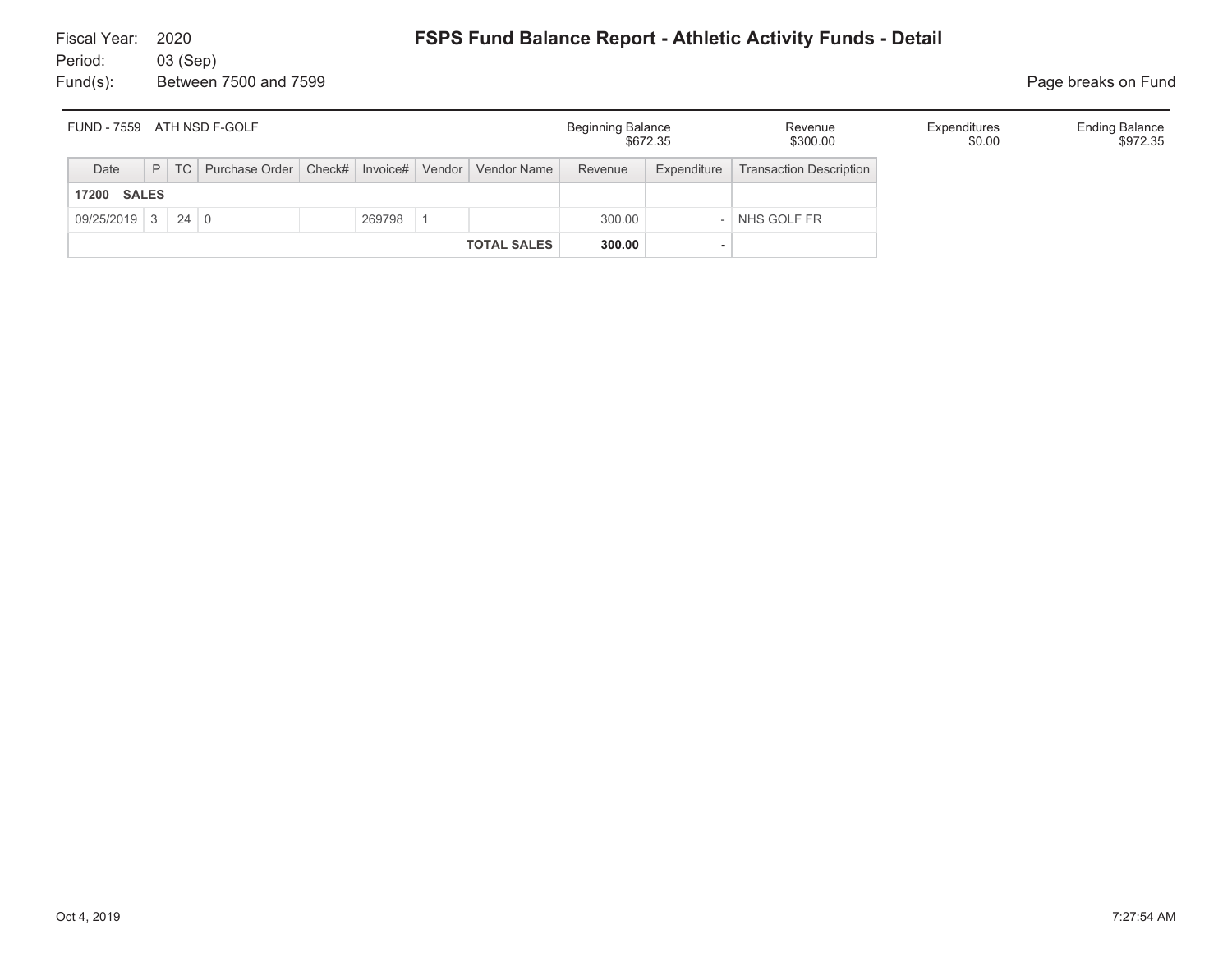Fiscal Year: 2020
Period: 03 (Sep)
Fund(s): Between 7500 and 7599

# FSPS Fund Balance Report - Athletic Activity Funds - Detail

Page breaks on Fund

| FUND - 7559 ATH NSD F-GOLF | Beginning Balance | Revenue | Expenditures | Ending Balance |
|---|---|---|---|---|
| | $672.35 | $300.00 | $0.00 | $972.35 |

| Date | P | TC | Purchase Order | Check# | Invoice# | Vendor | Vendor Name | Revenue | Expenditure | Transaction Description |
|---|---|---|---|---|---|---|---|---|---|---|
| **17200 SALES** | | | | | | | | | | |
| 09/25/2019 | 3 | 24 | 0 | | 269798 | 1 | | 300.00 | - | NHS GOLF FR |
| | | | | | | | **TOTAL SALES** | **300.00** | **-** | |

Oct 4, 2019 7:27:54 AM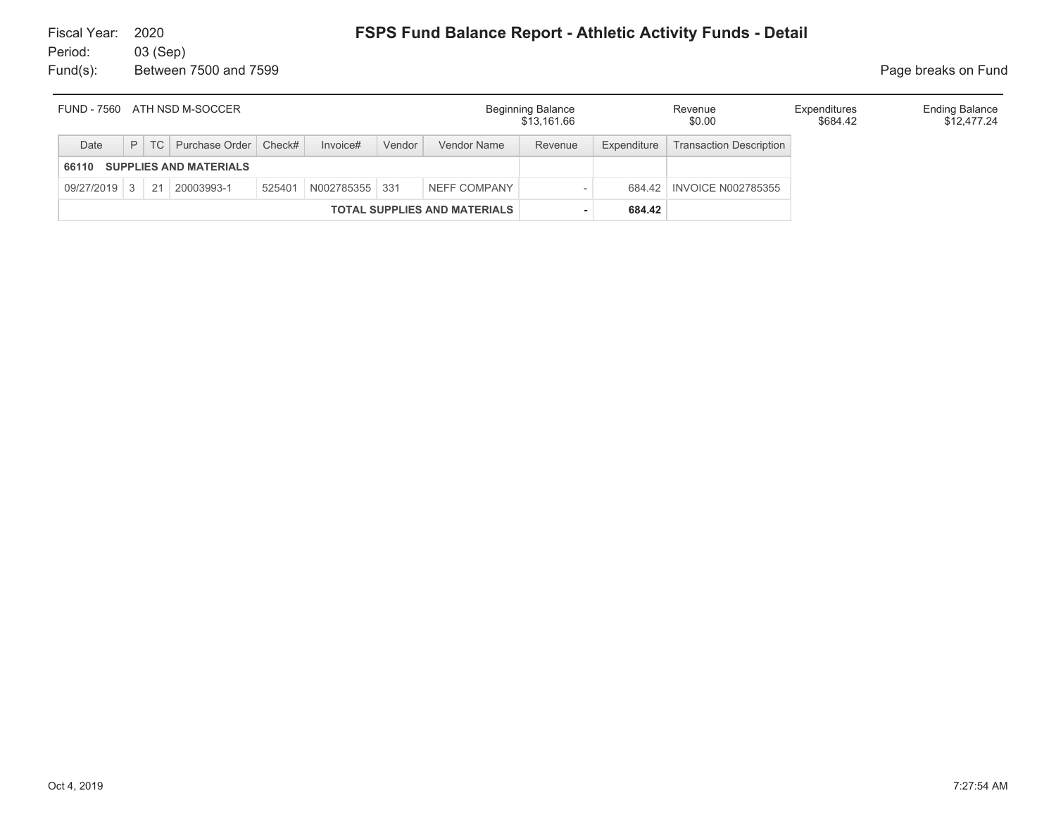Fiscal Year: 2020
Period: 03 (Sep)
Fund(s): Between 7500 and 7599

# FSPS Fund Balance Report - Athletic Activity Funds - Detail

Page breaks on Fund

| FUND - 7560 ATH NSD M-SOCCER | Beginning Balance | Revenue | Expenditures | Ending Balance |
|---|---|---|---|---|
| | $13,161.66 | $0.00 | $684.42 | $12,477.24 |

| Date | P | TC | Purchase Order | Check# | Invoice# | Vendor | Vendor Name | Revenue | Expenditure | Transaction Description |
|---|---|---|---|---|---|---|---|---|---|---|
| **66110 SUPPLIES AND MATERIALS** | | | | | | | | | | |
| 09/27/2019 | 3 | 21 | 20003993-1 | 525401 | N002785355 | 331 | NEFF COMPANY | - | 684.42 | INVOICE N002785355 |
| | | | | | | | **TOTAL SUPPLIES AND MATERIALS** | **-** | **684.42** | |

Oct 4, 2019 7:27:54 AM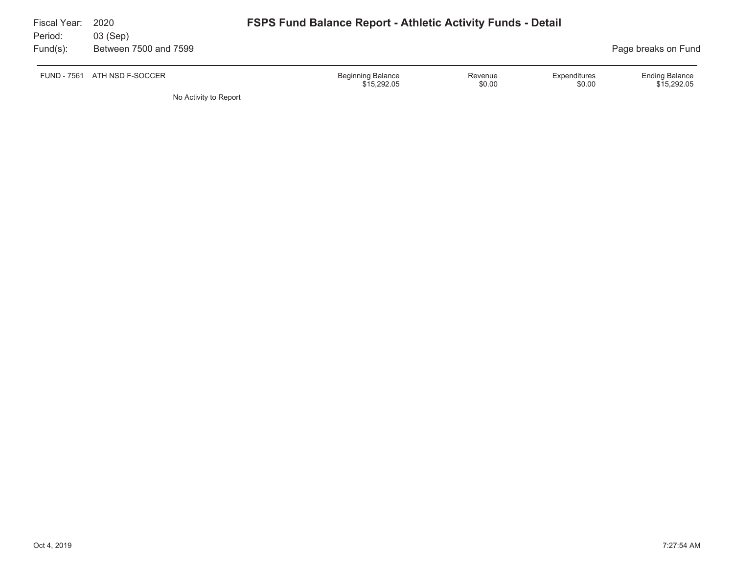Fiscal Year: 2020
Period: 03 (Sep)
Fund(s): Between 7500 and 7599

# FSPS Fund Balance Report - Athletic Activity Funds - Detail

Page breaks on Fund

| FUND - 7561 ATH NSD F-SOCCER | Beginning Balance | Revenue | Expenditures | Ending Balance |
|---|---|---|---|---|
| | $15,292.05 | $0.00 | $0.00 | $15,292.05 |

No Activity to Report

Oct 4, 2019 7:27:54 AM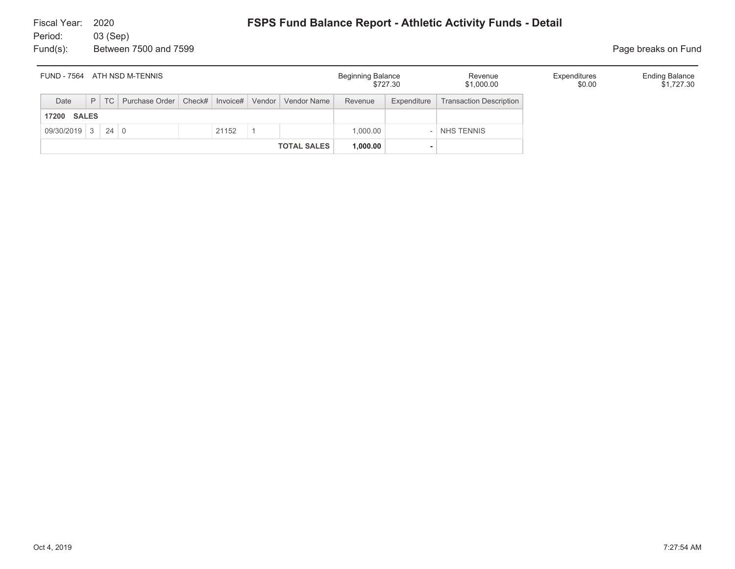Fiscal Year: 2020
Period: 03 (Sep)
Fund(s): Between 7500 and 7599

# FSPS Fund Balance Report - Athletic Activity Funds - Detail

Page breaks on Fund

| FUND - 7564 ATH NSD M-TENNIS | Beginning Balance | Revenue | Expenditures | Ending Balance |
|---|---|---|---|---|
| | $727.30 | $1,000.00 | $0.00 | $1,727.30 |

| Date | P | TC | Purchase Order | Check# | Invoice# | Vendor | Vendor Name | Revenue | Expenditure | Transaction Description |
|---|---|---|---|---|---|---|---|---|---|---|
| **17200 SALES** | | | | | | | | | | |
| 09/30/2019 | 3 | 24 | 0 | | 21152 | 1 | | 1,000.00 | - | NHS TENNIS |
| | | | | | | | **TOTAL SALES** | **1,000.00** | **-** | |

Oct 4, 2019 7:27:54 AM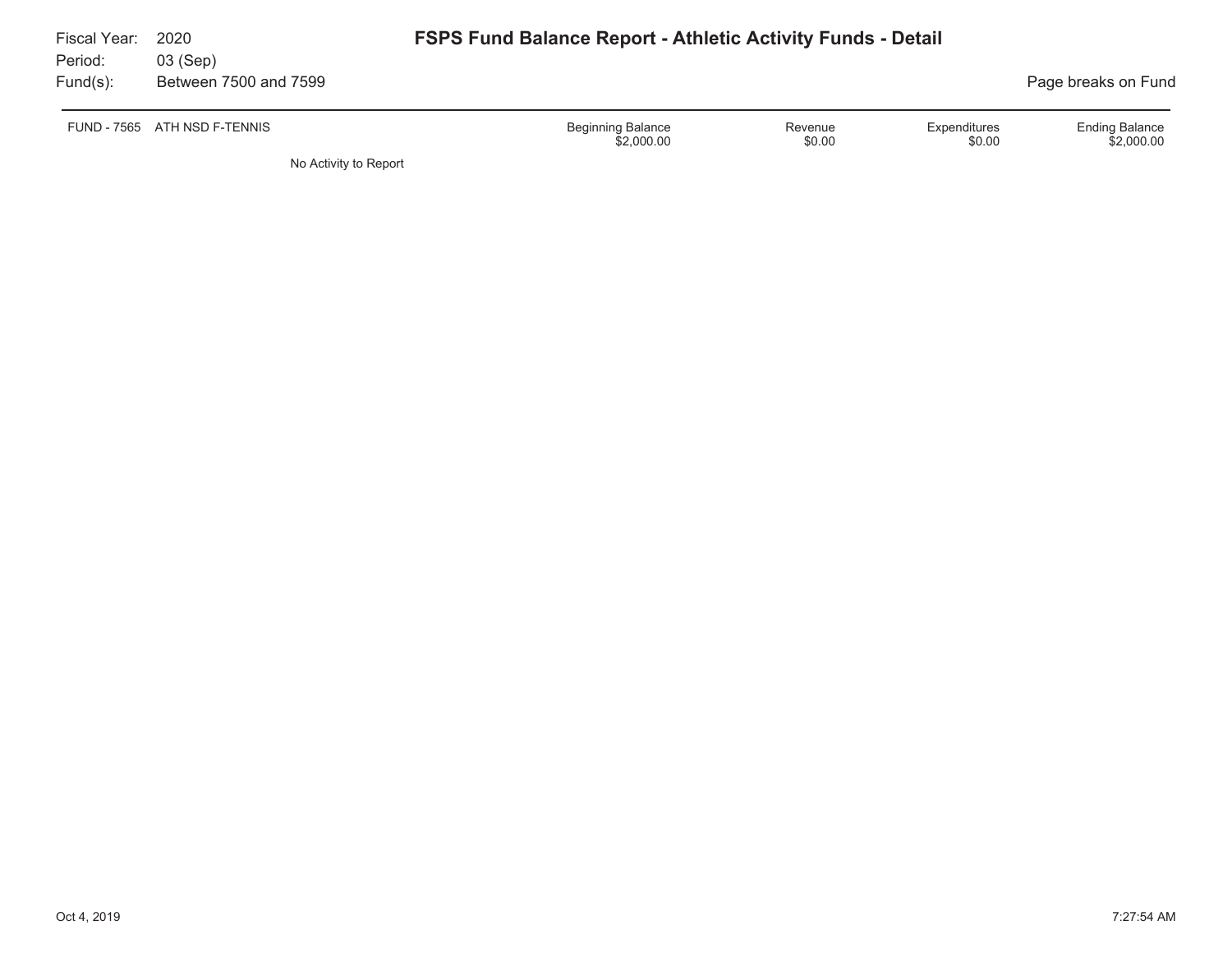Fiscal Year: 2020
Period: 03 (Sep)
Fund(s): Between 7500 and 7599

# FSPS Fund Balance Report - Athletic Activity Funds - Detail

Page breaks on Fund

| FUND - 7565 ATH NSD F-TENNIS | Beginning Balance | Revenue | Expenditures | Ending Balance |
|---|---|---|---|---|
| | $2,000.00 | $0.00 | $0.00 | $2,000.00 |

No Activity to Report

Oct 4, 2019 7:27:54 AM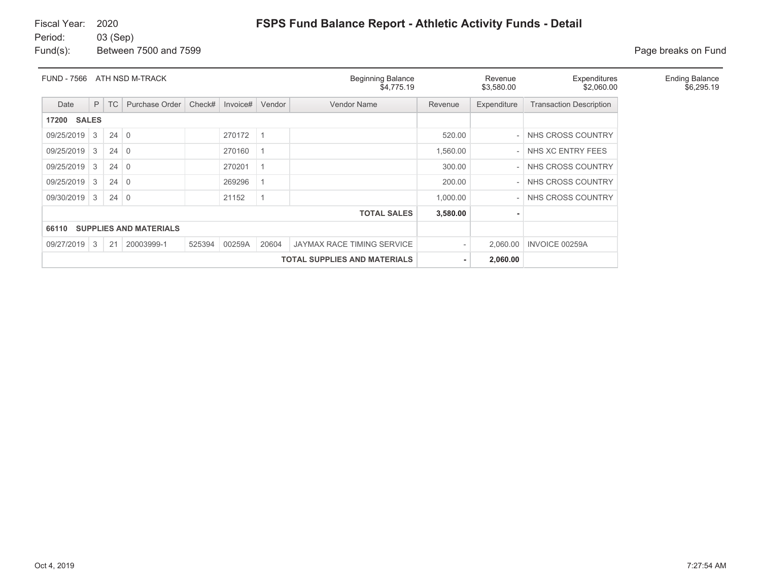Fiscal Year: 2020
Period: 03 (Sep)
Fund(s): Between 7500 and 7599

# FSPS Fund Balance Report - Athletic Activity Funds - Detail

Page breaks on Fund

| FUND - 7566 ATH NSD M-TRACK | Beginning Balance | Revenue | Expenditures | Ending Balance |
|---|---|---|---|---|
| | $4,775.19 | $3,580.00 | $2,060.00 | $6,295.19 |

| Date | P | TC | Purchase Order | Check# | Invoice# | Vendor | Vendor Name | Revenue | Expenditure | Transaction Description |
|---|---|---|---|---|---|---|---|---|---|---|
| **17200 SALES** | | | | | | | | | | |
| 09/25/2019 | 3 | 24 | 0 | | 270172 | 1 | | 520.00 | - | NHS CROSS COUNTRY |
| 09/25/2019 | 3 | 24 | 0 | | 270160 | 1 | | 1,560.00 | - | NHS XC ENTRY FEES |
| 09/25/2019 | 3 | 24 | 0 | | 270201 | 1 | | 300.00 | - | NHS CROSS COUNTRY |
| 09/25/2019 | 3 | 24 | 0 | | 269296 | 1 | | 200.00 | - | NHS CROSS COUNTRY |
| 09/30/2019 | 3 | 24 | 0 | | 21152 | 1 | | 1,000.00 | - | NHS CROSS COUNTRY |
| | | | | | | | **TOTAL SALES** | **3,580.00** | **-** | |
| **66110 SUPPLIES AND MATERIALS** | | | | | | | | | | |
| 09/27/2019 | 3 | 21 | 20003999-1 | 525394 | 00259A | 20604 | JAYMAX RACE TIMING SERVICE | - | 2,060.00 | INVOICE 00259A |
| | | | | | | | **TOTAL SUPPLIES AND MATERIALS** | **-** | **2,060.00** | |

Oct 4, 2019 7:27:54 AM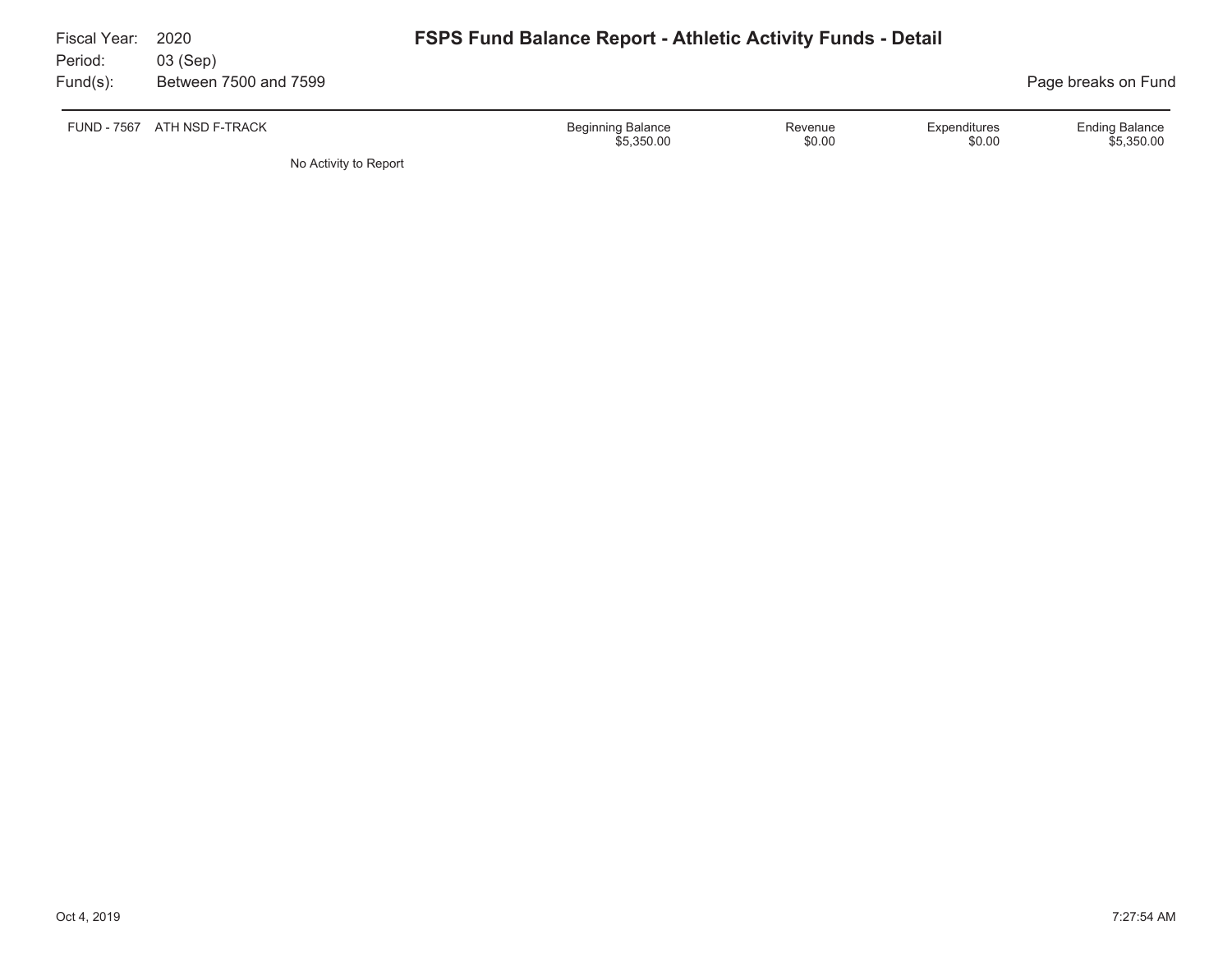Fiscal Year: 2020
Period: 03 (Sep)
Fund(s): Between 7500 and 7599

# FSPS Fund Balance Report - Athletic Activity Funds - Detail

Page breaks on Fund

| FUND - 7567 ATH NSD F-TRACK | Beginning Balance | Revenue | Expenditures | Ending Balance |
|---|---|---|---|---|
| | $5,350.00 | $0.00 | $0.00 | $5,350.00 |

No Activity to Report

Oct 4, 2019 7:27:54 AM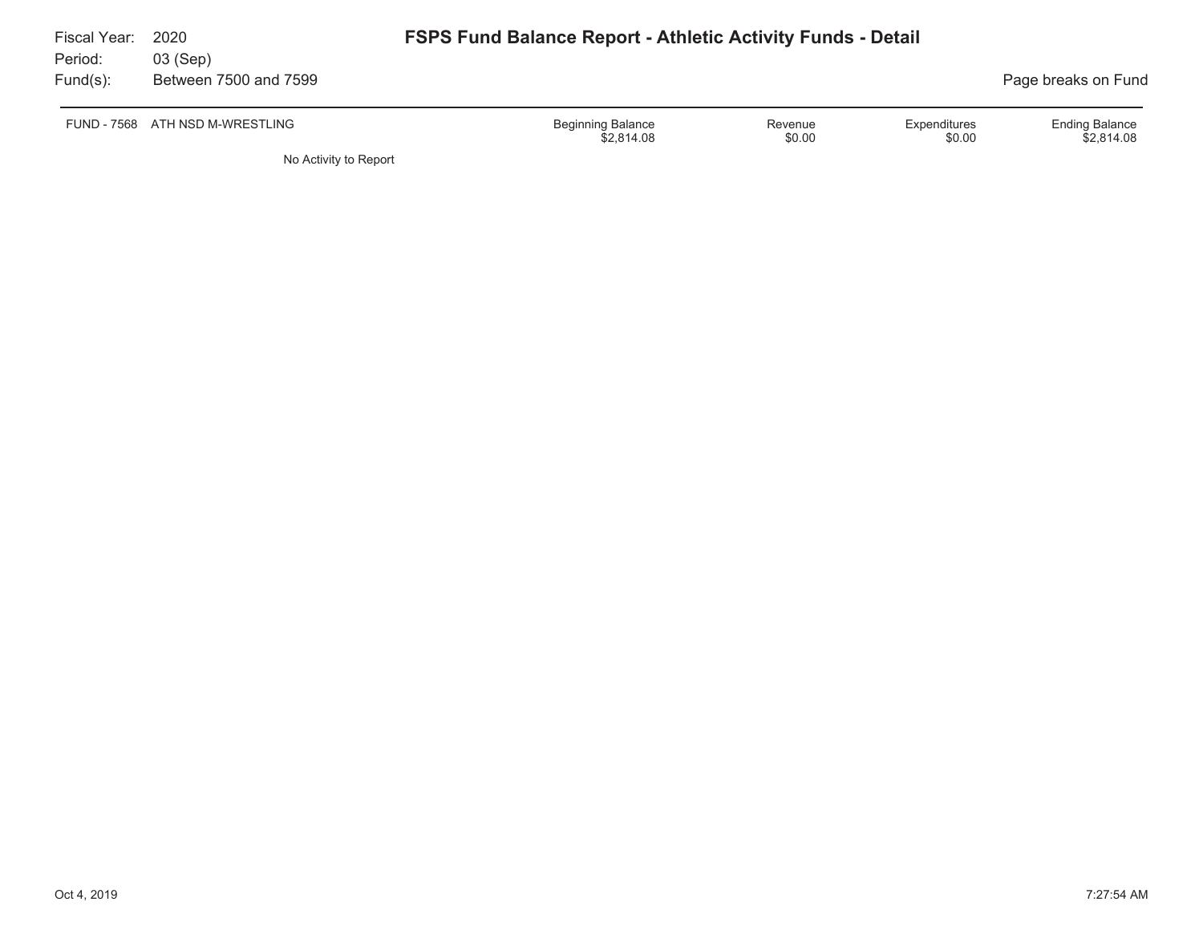Fiscal Year: 2020
Period: 03 (Sep)
Fund(s): Between 7500 and 7599

# FSPS Fund Balance Report - Athletic Activity Funds - Detail

Page breaks on Fund

| FUND - 7568 ATH NSD M-WRESTLING | Beginning Balance | Revenue | Expenditures | Ending Balance |
|---|---|---|---|---|
| | $2,814.08 | $0.00 | $0.00 | $2,814.08 |

No Activity to Report

Oct 4, 2019 7:27:54 AM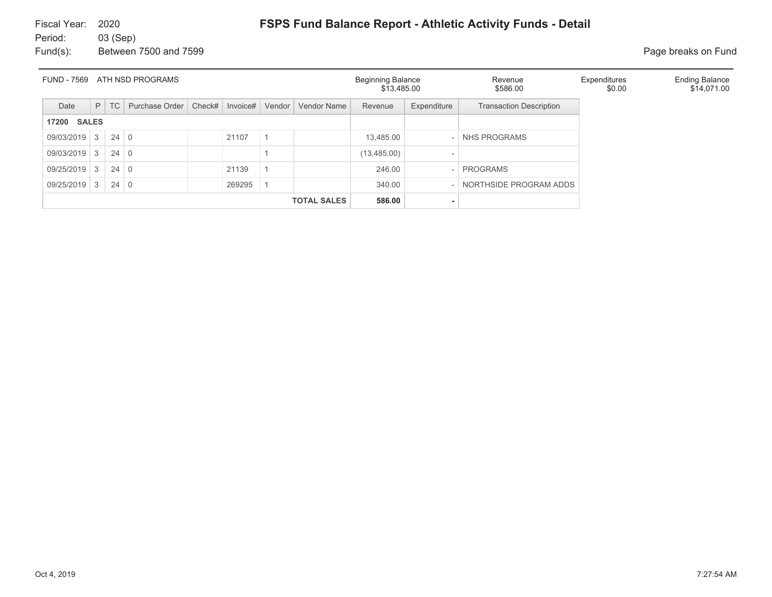Fiscal Year: 2020
Period: 03 (Sep)
Fund(s): Between 7500 and 7599

# FSPS Fund Balance Report - Athletic Activity Funds - Detail

Page breaks on Fund

| FUND - 7569 ATH NSD PROGRAMS | Beginning Balance | Revenue | Expenditures | Ending Balance |
|---|---|---|---|---|
| | $13,485.00 | $586.00 | $0.00 | $14,071.00 |

| Date | P | TC | Purchase Order | Check# | Invoice# | Vendor | Vendor Name | Revenue | Expenditure | Transaction Description |
|---|---|---|---|---|---|---|---|---|---|---|
| **17200 SALES** | | | | | | | | | | |
| 09/03/2019 | 3 | 24 | 0 | | 21107 | 1 | | 13,485.00 | - | NHS PROGRAMS |
| 09/03/2019 | 3 | 24 | 0 | | | 1 | | (13,485.00) | - | |
| 09/25/2019 | 3 | 24 | 0 | | 21139 | 1 | | 246.00 | - | PROGRAMS |
| 09/25/2019 | 3 | 24 | 0 | | 269295 | 1 | | 340.00 | - | NORTHSIDE PROGRAM ADDS |
| | | | | | | | **TOTAL SALES** | **586.00** | **-** | |

Oct 4, 2019 7:27:54 AM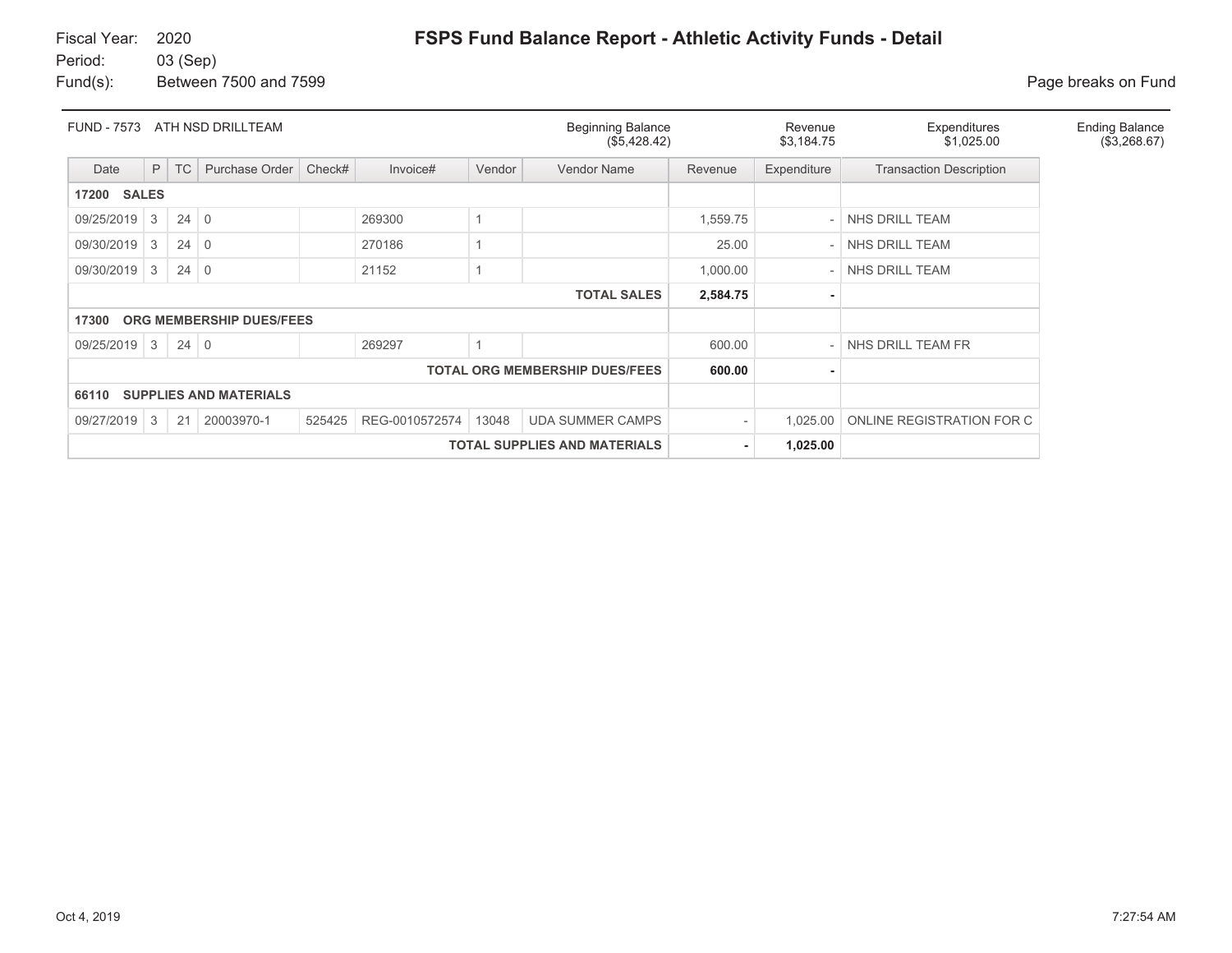Fiscal Year: 2020
Period: 03 (Sep)
Fund(s): Between 7500 and 7599

# FSPS Fund Balance Report - Athletic Activity Funds - Detail

Page breaks on Fund

| FUND - 7573 ATH NSD DRILLTEAM | Beginning Balance | Revenue | Expenditures | Ending Balance |
|---|---|---|---|---|
| | ($5,428.42) | $3,184.75 | $1,025.00 | ($3,268.67) |

| Date | P | TC | Purchase Order | Check# | Invoice# | Vendor | Vendor Name | Revenue | Expenditure | Transaction Description |
|---|---|---|---|---|---|---|---|---|---|---|
| **17200 SALES** | | | | | | | | | | |
| 09/25/2019 | 3 | 24 | 0 | | 269300 | 1 | | 1,559.75 | - | NHS DRILL TEAM |
| 09/30/2019 | 3 | 24 | 0 | | 270186 | 1 | | 25.00 | - | NHS DRILL TEAM |
| 09/30/2019 | 3 | 24 | 0 | | 21152 | 1 | | 1,000.00 | - | NHS DRILL TEAM |
| | | | | | | | **TOTAL SALES** | **2,584.75** | **-** | |
| **17300 ORG MEMBERSHIP DUES/FEES** | | | | | | | | | | |
| 09/25/2019 | 3 | 24 | 0 | | 269297 | 1 | | 600.00 | - | NHS DRILL TEAM FR |
| | | | | | | | **TOTAL ORG MEMBERSHIP DUES/FEES** | **600.00** | **-** | |
| **66110 SUPPLIES AND MATERIALS** | | | | | | | | | | |
| 09/27/2019 | 3 | 21 | 20003970-1 | 525425 | REG-0010572574 | 13048 | UDA SUMMER CAMPS | - | 1,025.00 | ONLINE REGISTRATION FOR C |
| | | | | | | | **TOTAL SUPPLIES AND MATERIALS** | **-** | **1,025.00** | |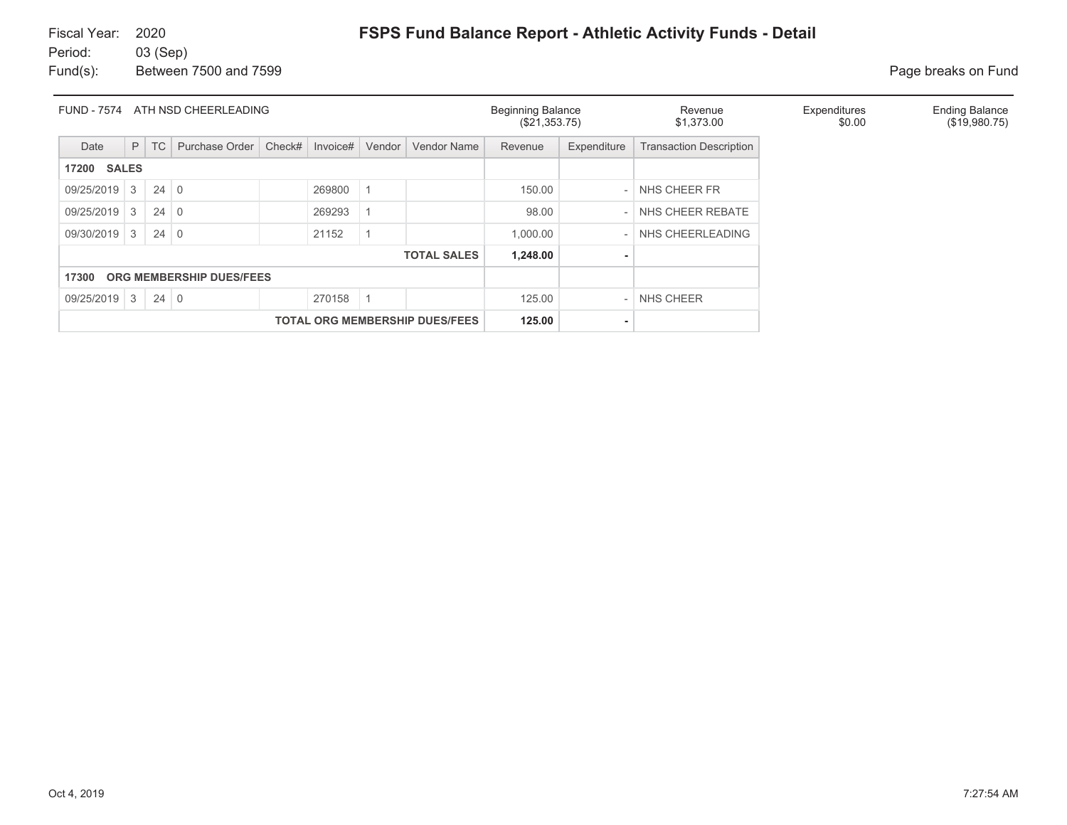Fiscal Year: 2020
Period: 03 (Sep)
Fund(s): Between 7500 and 7599

# FSPS Fund Balance Report - Athletic Activity Funds - Detail

Page breaks on Fund

| FUND - 7574 ATH NSD CHEERLEADING | Beginning Balance | Revenue | Expenditures | Ending Balance |
|---|---|---|---|---|
| | ($21,353.75) | $1,373.00 | $0.00 | ($19,980.75) |

| Date | P | TC | Purchase Order | Check# | Invoice# | Vendor | Vendor Name | Revenue | Expenditure | Transaction Description |
|---|---|---|---|---|---|---|---|---|---|---|
| **17200 SALES** | | | | | | | | | | |
| 09/25/2019 | 3 | 24 | 0 | | 269800 | 1 | | 150.00 | - | NHS CHEER FR |
| 09/25/2019 | 3 | 24 | 0 | | 269293 | 1 | | 98.00 | - | NHS CHEER REBATE |
| 09/30/2019 | 3 | 24 | 0 | | 21152 | 1 | | 1,000.00 | - | NHS CHEERLEADING |
| | | | | | | | **TOTAL SALES** | **1,248.00** | **-** | |
| **17300 ORG MEMBERSHIP DUES/FEES** | | | | | | | | | | |
| 09/25/2019 | 3 | 24 | 0 | | 270158 | 1 | | 125.00 | - | NHS CHEER |
| | | | | | | | **TOTAL ORG MEMBERSHIP DUES/FEES** | **125.00** | **-** | |

Oct 4, 2019 7:27:54 AM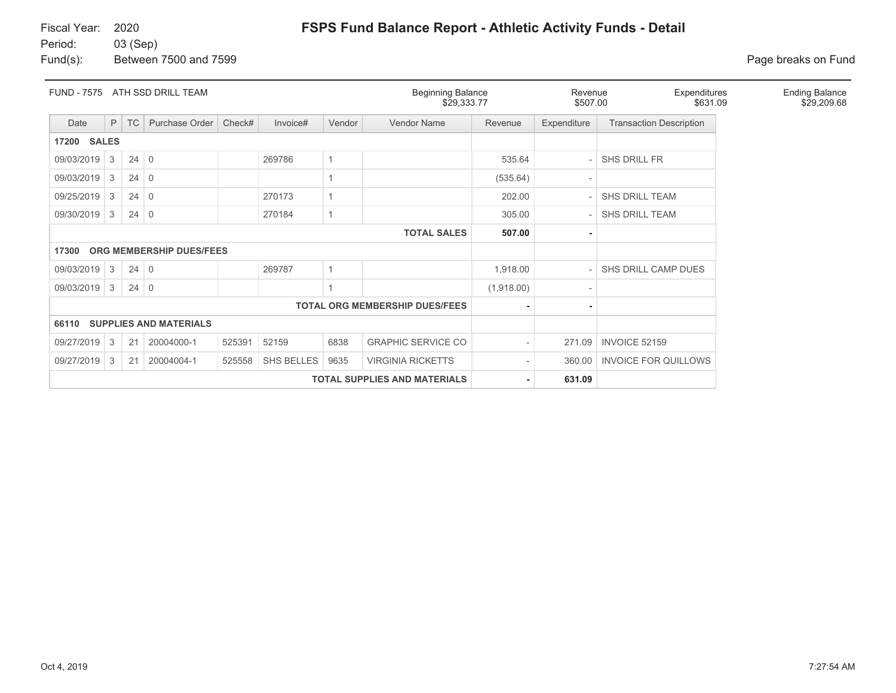Fiscal Year: 2020
Period: 03 (Sep)
Fund(s): Between 7500 and 7599

# FSPS Fund Balance Report - Athletic Activity Funds - Detail

Page breaks on Fund

| FUND - 7575 ATH SSD DRILL TEAM | Beginning Balance | Revenue | Expenditures | Ending Balance |
|---|---|---|---|---|
| | $29,333.77 | $507.00 | $631.09 | $29,209.68 |

| Date | P | TC | Purchase Order | Check# | Invoice# | Vendor | Vendor Name | Revenue | Expenditure | Transaction Description |
|---|---|---|---|---|---|---|---|---|---|---|
| **17200 SALES** | | | | | | | | | | |
| 09/03/2019 | 3 | 24 | 0 | | 269786 | 1 | | 535.64 | - | SHS DRILL FR |
| 09/03/2019 | 3 | 24 | 0 | | | 1 | | (535.64) | - | |
| 09/25/2019 | 3 | 24 | 0 | | 270173 | 1 | | 202.00 | - | SHS DRILL TEAM |
| 09/30/2019 | 3 | 24 | 0 | | 270184 | 1 | | 305.00 | - | SHS DRILL TEAM |
| | | | | | | | **TOTAL SALES** | **507.00** | **-** | |
| **17300 ORG MEMBERSHIP DUES/FEES** | | | | | | | | | | |
| 09/03/2019 | 3 | 24 | 0 | | 269787 | 1 | | 1,918.00 | - | SHS DRILL CAMP DUES |
| 09/03/2019 | 3 | 24 | 0 | | | 1 | | (1,918.00) | - | |
| | | | | | | | **TOTAL ORG MEMBERSHIP DUES/FEES** | **-** | **-** | |
| **66110 SUPPLIES AND MATERIALS** | | | | | | | | | | |
| 09/27/2019 | 3 | 21 | 20004000-1 | 525391 | 52159 | 6838 | GRAPHIC SERVICE CO | - | 271.09 | INVOICE 52159 |
| 09/27/2019 | 3 | 21 | 20004004-1 | 525558 | SHS BELLES | 9635 | VIRGINIA RICKETTS | - | 360.00 | INVOICE FOR QUILLOWS |
| | | | | | | | **TOTAL SUPPLIES AND MATERIALS** | **-** | **631.09** | |

Oct 4, 2019 7:27:54 AM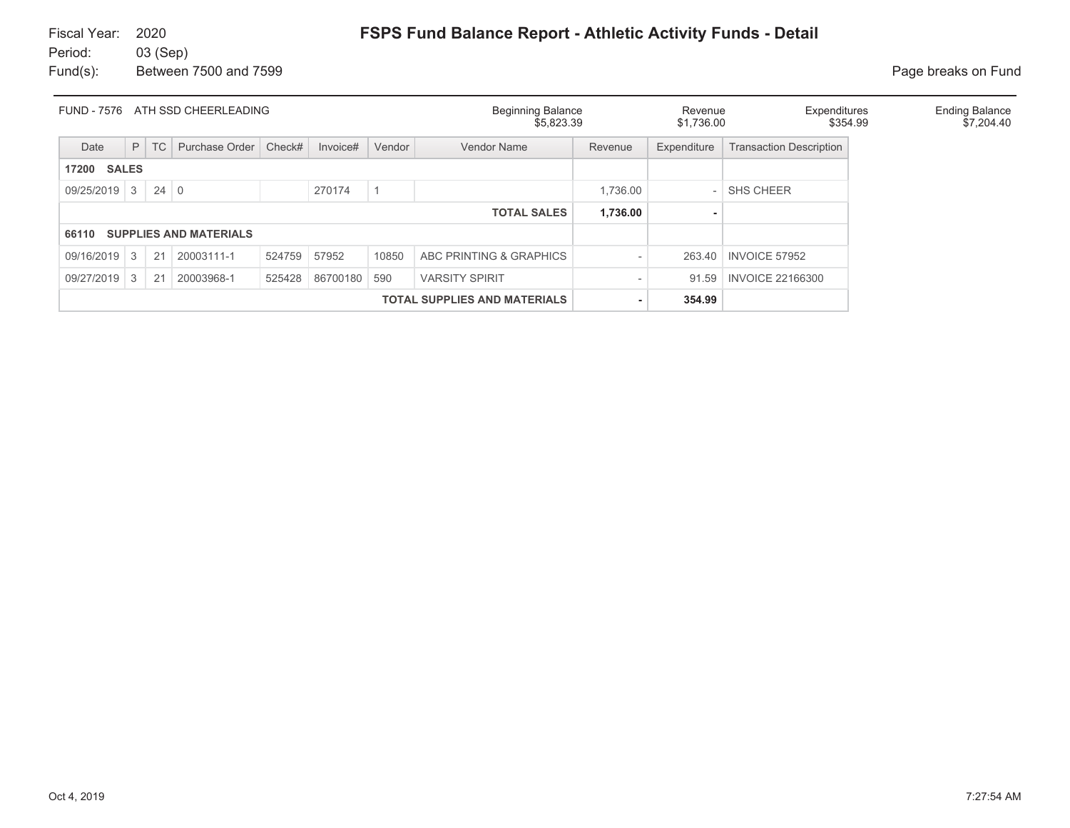Fiscal Year: 2020
Period: 03 (Sep)
Fund(s): Between 7500 and 7599

# FSPS Fund Balance Report - Athletic Activity Funds - Detail

Page breaks on Fund

| FUND - 7576 ATH SSD CHEERLEADING | Beginning Balance | Revenue | Expenditures | Ending Balance |
|---|---|---|---|---|
| | $5,823.39 | $1,736.00 | $354.99 | $7,204.40 |

| Date | P | TC | Purchase Order | Check# | Invoice# | Vendor | Vendor Name | Revenue | Expenditure | Transaction Description |
|---|---|---|---|---|---|---|---|---|---|---|
| **17200 SALES** | | | | | | | | | | |
| 09/25/2019 | 3 | 24 | 0 | | 270174 | 1 | | 1,736.00 | - | SHS CHEER |
| | | | | | | | **TOTAL SALES** | **1,736.00** | **-** | |
| **66110 SUPPLIES AND MATERIALS** | | | | | | | | | | |
| 09/16/2019 | 3 | 21 | 20003111-1 | 524759 | 57952 | 10850 | ABC PRINTING & GRAPHICS | - | 263.40 | INVOICE 57952 |
| 09/27/2019 | 3 | 21 | 20003968-1 | 525428 | 86700180 | 590 | VARSITY SPIRIT | - | 91.59 | INVOICE 22166300 |
| | | | | | | | **TOTAL SUPPLIES AND MATERIALS** | **-** | **354.99** | |

Oct 4, 2019 7:27:54 AM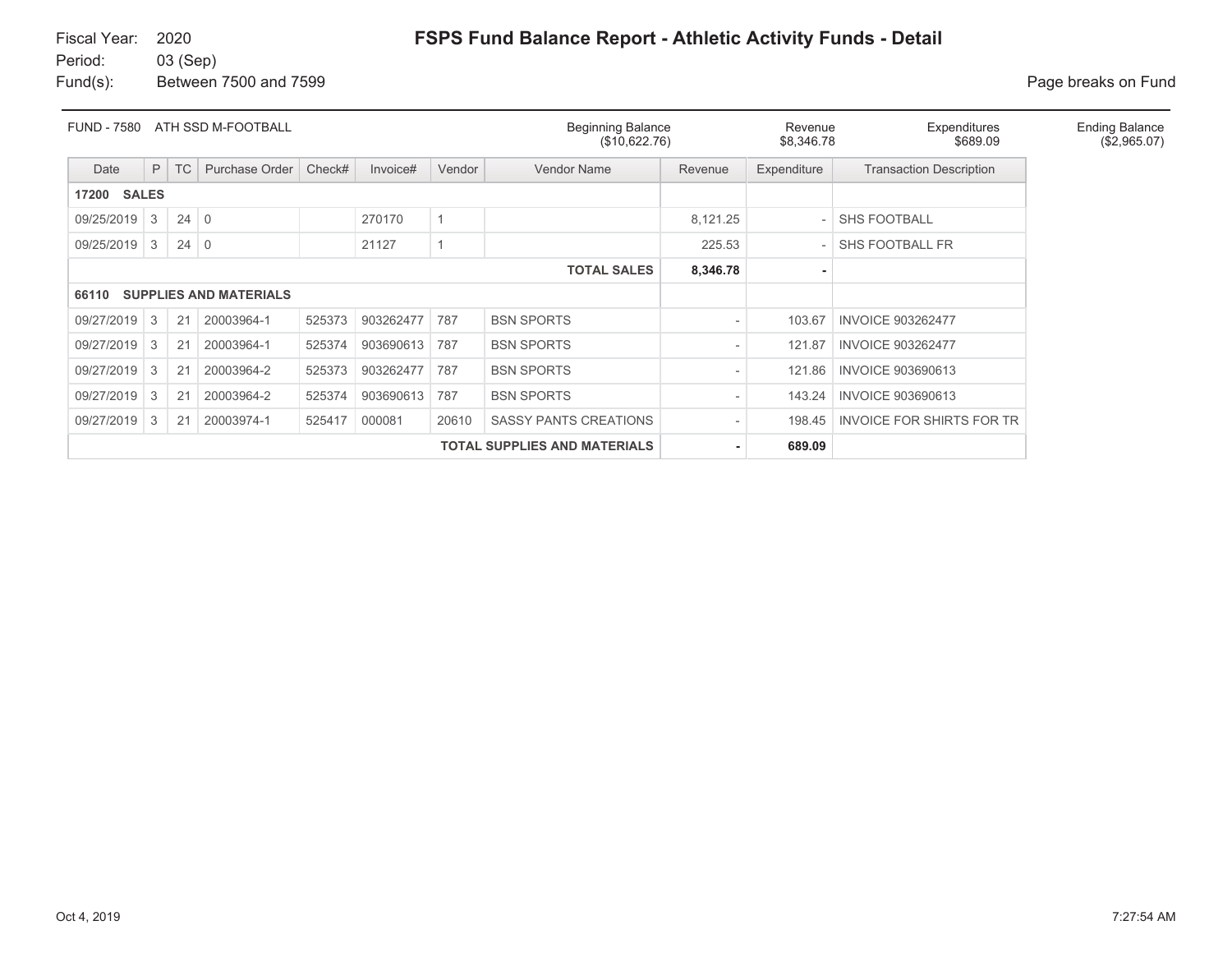Fiscal Year: 2020
Period: 03 (Sep)
Fund(s): Between 7500 and 7599

# FSPS Fund Balance Report - Athletic Activity Funds - Detail

Page breaks on Fund

| FUND - 7580 ATH SSD M-FOOTBALL | Beginning Balance | Revenue | Expenditures | Ending Balance |
|---|---|---|---|---|
| | ($10,622.76) | $8,346.78 | $689.09 | ($2,965.07) |

| Date | P | TC | Purchase Order | Check# | Invoice# | Vendor | Vendor Name | Revenue | Expenditure | Transaction Description |
|---|---|---|---|---|---|---|---|---|---|---|
| **17200 SALES** | | | | | | | | | | |
| 09/25/2019 | 3 | 24 | 0 | | 270170 | 1 | | 8,121.25 | - | SHS FOOTBALL |
| 09/25/2019 | 3 | 24 | 0 | | 21127 | 1 | | 225.53 | - | SHS FOOTBALL FR |
| | | | | | | | **TOTAL SALES** | **8,346.78** | **-** | |
| **66110 SUPPLIES AND MATERIALS** | | | | | | | | | | |
| 09/27/2019 | 3 | 21 | 20003964-1 | 525373 | 903262477 | 787 | BSN SPORTS | - | 103.67 | INVOICE 903262477 |
| 09/27/2019 | 3 | 21 | 20003964-1 | 525374 | 903690613 | 787 | BSN SPORTS | - | 121.87 | INVOICE 903262477 |
| 09/27/2019 | 3 | 21 | 20003964-2 | 525373 | 903262477 | 787 | BSN SPORTS | - | 121.86 | INVOICE 903690613 |
| 09/27/2019 | 3 | 21 | 20003964-2 | 525374 | 903690613 | 787 | BSN SPORTS | - | 143.24 | INVOICE 903690613 |
| 09/27/2019 | 3 | 21 | 20003974-1 | 525417 | 000081 | 20610 | SASSY PANTS CREATIONS | - | 198.45 | INVOICE FOR SHIRTS FOR TR |
| | | | | | | | **TOTAL SUPPLIES AND MATERIALS** | **-** | **689.09** | |

Oct 4, 2019 7:27:54 AM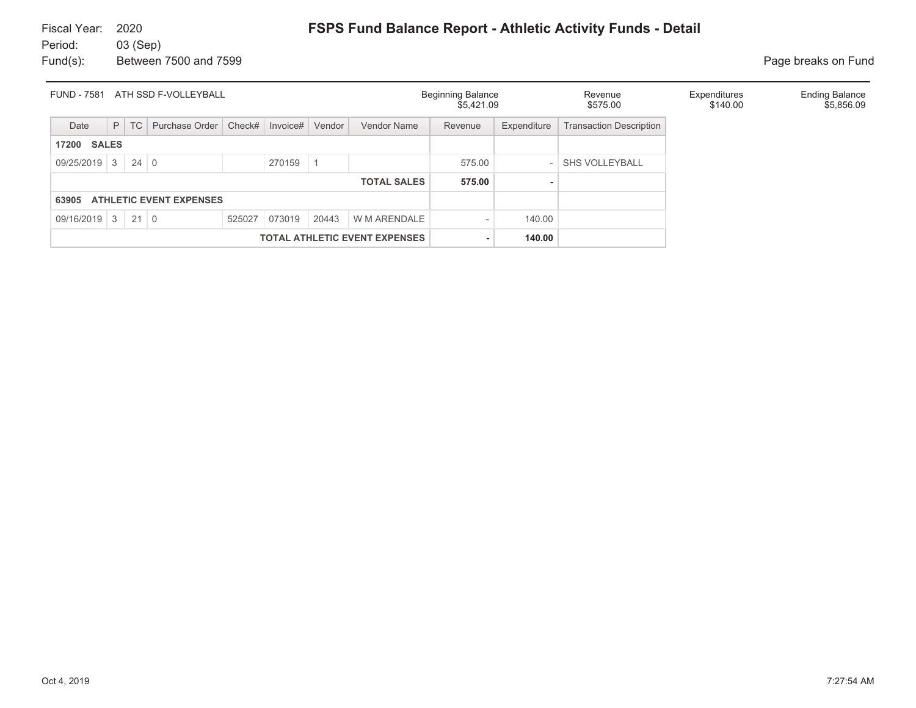Fiscal Year: 2020
Period: 03 (Sep)
Fund(s): Between 7500 and 7599

# FSPS Fund Balance Report - Athletic Activity Funds - Detail

Page breaks on Fund

| FUND - 7581 ATH SSD F-VOLLEYBALL | Beginning Balance | Revenue | Expenditures | Ending Balance |
|---|---|---|---|---|
| | $5,421.09 | $575.00 | $140.00 | $5,856.09 |

| Date | P | TC | Purchase Order | Check# | Invoice# | Vendor | Vendor Name | Revenue | Expenditure | Transaction Description |
|---|---|---|---|---|---|---|---|---|---|---|
| **17200 SALES** | | | | | | | | | | |
| 09/25/2019 | 3 | 24 | 0 | | 270159 | 1 | | 575.00 | - | SHS VOLLEYBALL |
| | | | | | | | **TOTAL SALES** | **575.00** | **-** | |
| **63905 ATHLETIC EVENT EXPENSES** | | | | | | | | | | |
| 09/16/2019 | 3 | 21 | 0 | 525027 | 073019 | 20443 | W M ARENDALE | - | 140.00 | |
| | | | | | | | **TOTAL ATHLETIC EVENT EXPENSES** | **-** | **140.00** | |

Oct 4, 2019 7:27:54 AM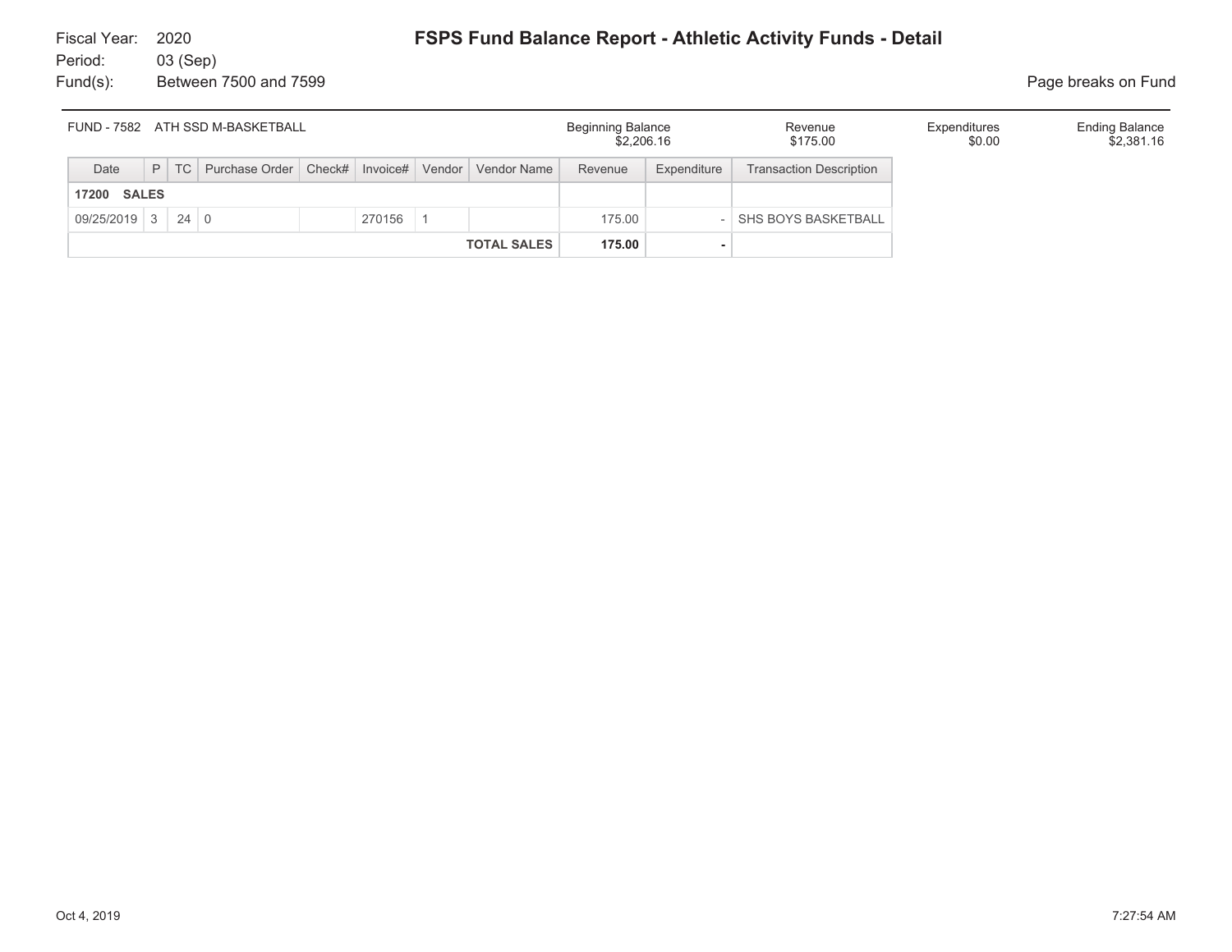Fiscal Year: 2020
Period: 03 (Sep)
Fund(s): Between 7500 and 7599

# FSPS Fund Balance Report - Athletic Activity Funds - Detail

Page breaks on Fund

| FUND - 7582 ATH SSD M-BASKETBALL | Beginning Balance | Revenue | Expenditures | Ending Balance |
|---|---|---|---|---|
| | $2,206.16 | $175.00 | $0.00 | $2,381.16 |

| Date | P | TC | Purchase Order | Check# | Invoice# | Vendor | Vendor Name | Revenue | Expenditure | Transaction Description |
|---|---|---|---|---|---|---|---|---|---|---|
| **17200 SALES** | | | | | | | | | | |
| 09/25/2019 | 3 | 24 | 0 | | 270156 | 1 | | 175.00 | - | SHS BOYS BASKETBALL |
| | | | | | | | **TOTAL SALES** | **175.00** | **-** | |

Oct 4, 2019 7:27:54 AM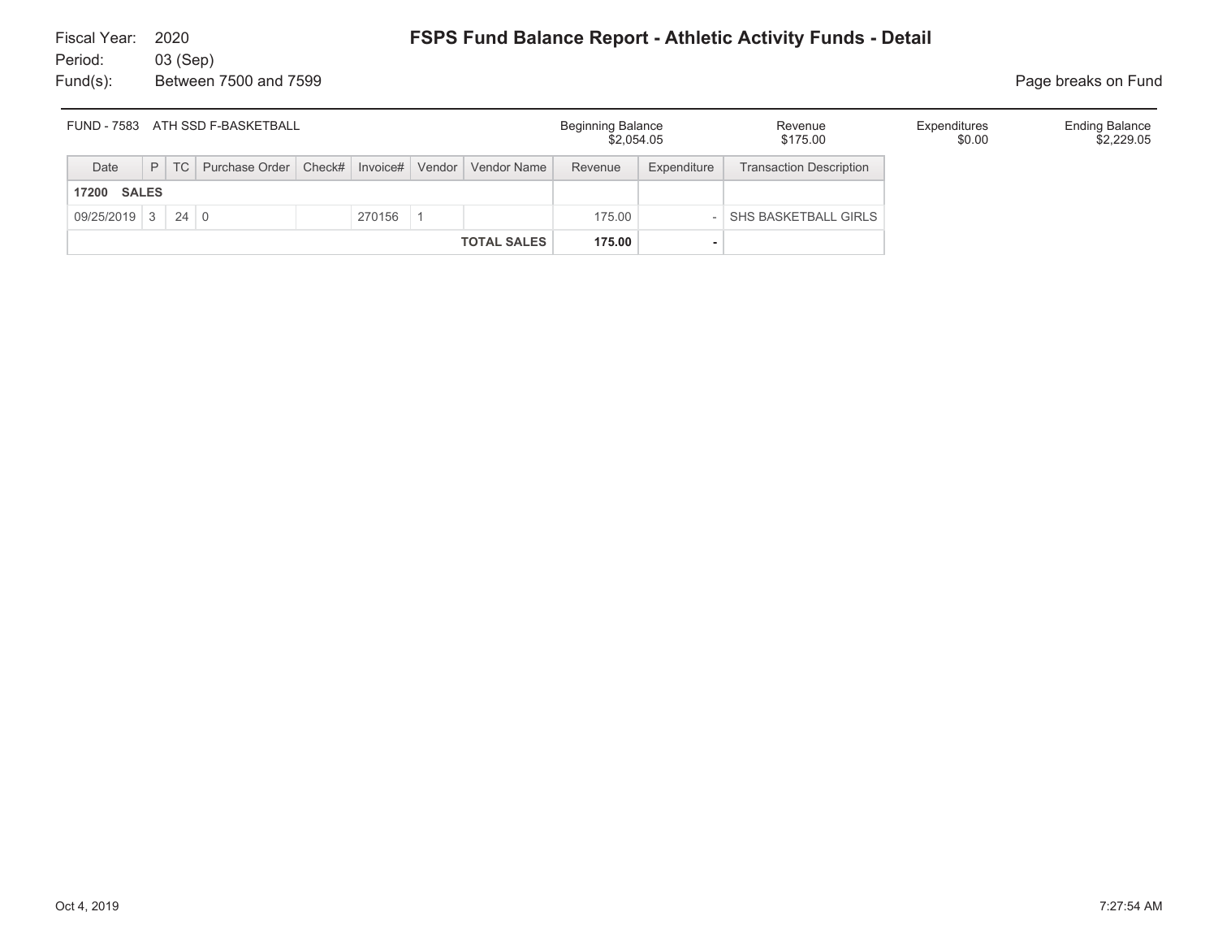Fiscal Year: 2020
Period: 03 (Sep)
Fund(s): Between 7500 and 7599

# FSPS Fund Balance Report - Athletic Activity Funds - Detail

Page breaks on Fund

| FUND - 7583 ATH SSD F-BASKETBALL | Beginning Balance | Revenue | Expenditures | Ending Balance |
|---|---|---|---|---|
| | $2,054.05 | $175.00 | $0.00 | $2,229.05 |

| Date | P | TC | Purchase Order | Check# | Invoice# | Vendor | Vendor Name | Revenue | Expenditure | Transaction Description |
|---|---|---|---|---|---|---|---|---|---|---|
| **17200 SALES** | | | | | | | | | | |
| 09/25/2019 | 3 | 24 | 0 | | 270156 | 1 | | 175.00 | - | SHS BASKETBALL GIRLS |
| | | | | | | | **TOTAL SALES** | **175.00** | **-** | |

Oct 4, 2019 7:27:54 AM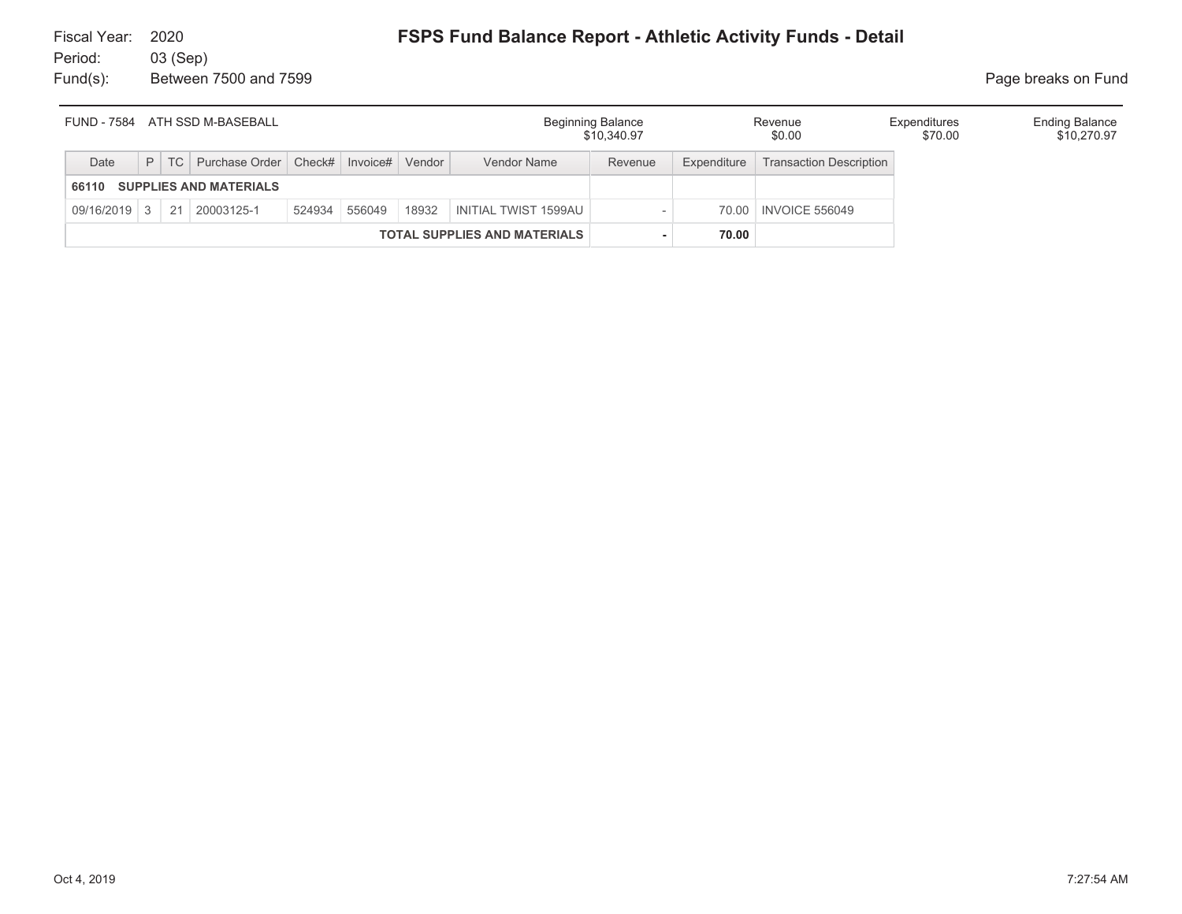Fiscal Year: 2020
Period: 03 (Sep)
Fund(s): Between 7500 and 7599

# FSPS Fund Balance Report - Athletic Activity Funds - Detail

Page breaks on Fund

| FUND - 7584 ATH SSD M-BASEBALL | Beginning Balance | Revenue | Expenditures | Ending Balance |
|---|---|---|---|---|
| | $10,340.97 | $0.00 | $70.00 | $10,270.97 |

| Date | P | TC | Purchase Order | Check# | Invoice# | Vendor | Vendor Name | Revenue | Expenditure | Transaction Description |
|---|---|---|---|---|---|---|---|---|---|---|
| **66110 SUPPLIES AND MATERIALS** | | | | | | | | | | |
| 09/16/2019 | 3 | 21 | 20003125-1 | 524934 | 556049 | 18932 | INITIAL TWIST 1599AU | - | 70.00 | INVOICE 556049 |
| | | | | | | | **TOTAL SUPPLIES AND MATERIALS** | **-** | **70.00** | |

Oct 4, 2019 7:27:54 AM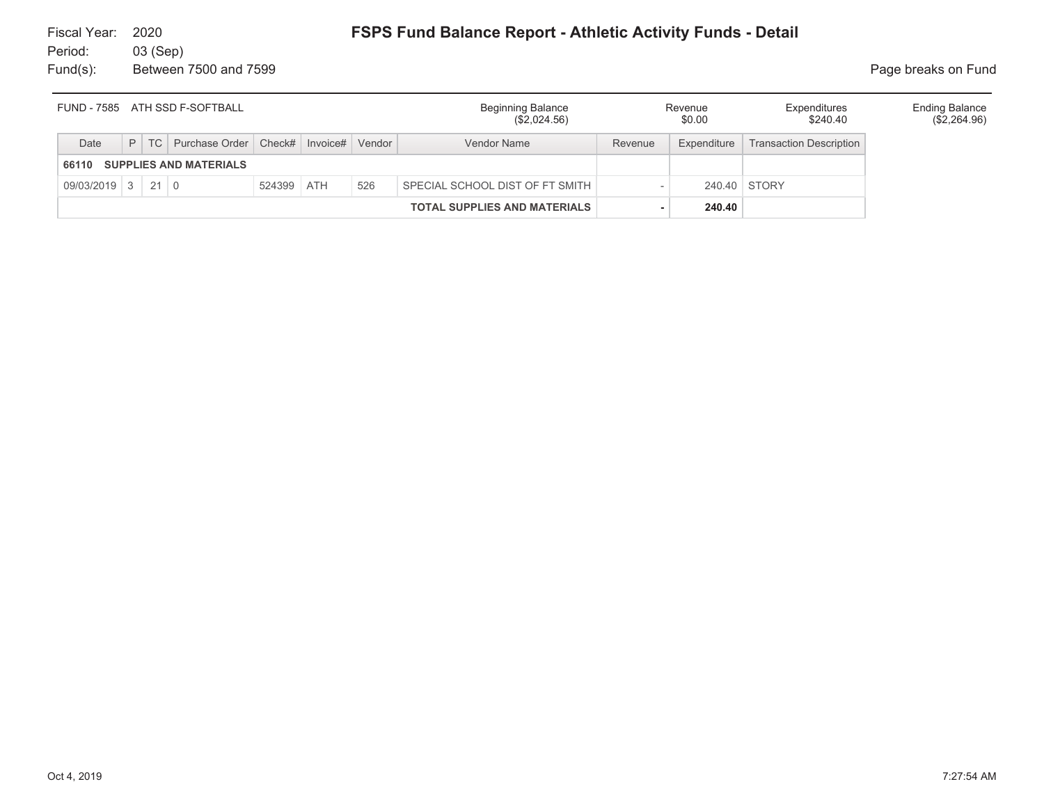Fiscal Year: 2020
Period: 03 (Sep)
Fund(s): Between 7500 and 7599

# FSPS Fund Balance Report - Athletic Activity Funds - Detail

Page breaks on Fund

| FUND - 7585 ATH SSD F-SOFTBALL | Beginning Balance | Revenue | Expenditures | Ending Balance |
|---|---|---|---|---|
| | ($2,024.56) | $0.00 | $240.40 | ($2,264.96) |

| Date | P | TC | Purchase Order | Check# | Invoice# | Vendor | Vendor Name | Revenue | Expenditure | Transaction Description |
|---|---|---|---|---|---|---|---|---|---|---|
| **66110 SUPPLIES AND MATERIALS** | | | | | | | | | | |
| 09/03/2019 | 3 | 21 | 0 | 524399 | ATH | 526 | SPECIAL SCHOOL DIST OF FT SMITH | - | 240.40 | STORY |
| | | | | | | | **TOTAL SUPPLIES AND MATERIALS** | **-** | **240.40** | |

Oct 4, 2019 7:27:54 AM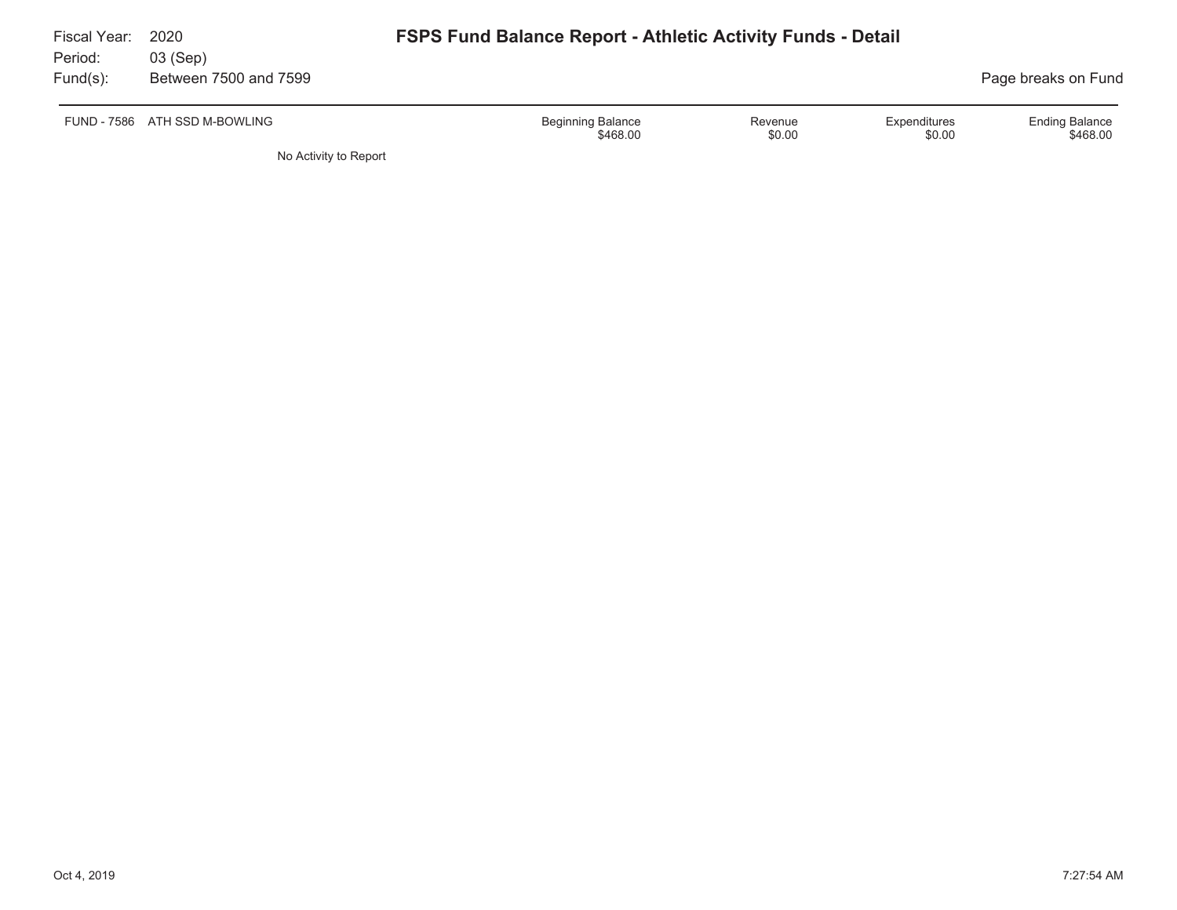Fiscal Year: 2020
Period: 03 (Sep)
Fund(s): Between 7500 and 7599

# FSPS Fund Balance Report - Athletic Activity Funds - Detail

Page breaks on Fund

| FUND - 7586 ATH SSD M-BOWLING | Beginning Balance | Revenue | Expenditures | Ending Balance |
|---|---|---|---|---|
| | $468.00 | $0.00 | $0.00 | $468.00 |

No Activity to Report

Oct 4, 2019 7:27:54 AM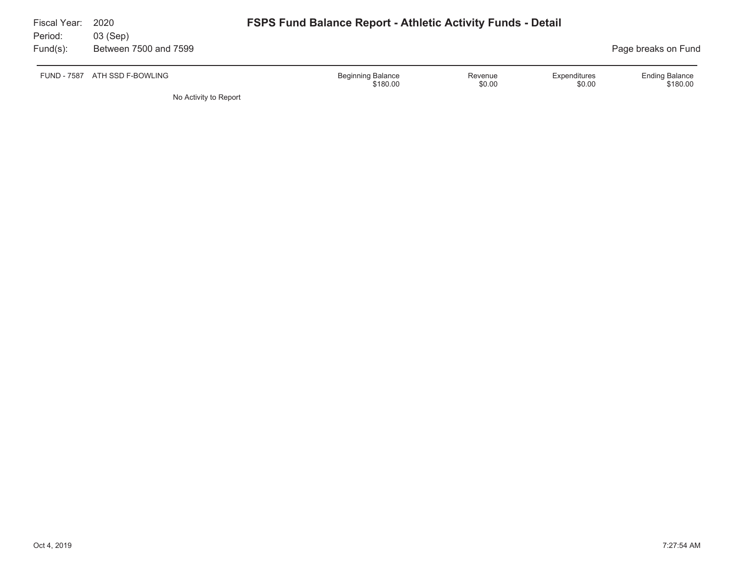Fiscal Year: 2020
Period: 03 (Sep)
Fund(s): Between 7500 and 7599

# FSPS Fund Balance Report - Athletic Activity Funds - Detail

Page breaks on Fund

| FUND - 7587 ATH SSD F-BOWLING | Beginning Balance | Revenue | Expenditures | Ending Balance |
|---|---|---|---|---|
| | $180.00 | $0.00 | $0.00 | $180.00 |

No Activity to Report

Oct 4, 2019 7:27:54 AM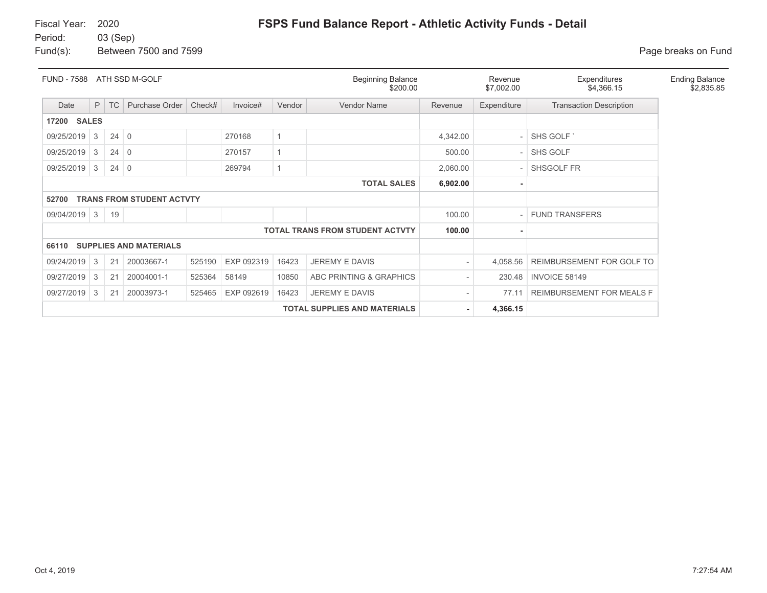Fiscal Year: 2020
Period: 03 (Sep)
Fund(s): Between 7500 and 7599

# FSPS Fund Balance Report - Athletic Activity Funds - Detail

Page breaks on Fund

| FUND - 7588 ATH SSD M-GOLF | Beginning Balance | Revenue | Expenditures | Ending Balance |
|---|---|---|---|---|
| | $200.00 | $7,002.00 | $4,366.15 | $2,835.85 |

| Date | P | TC | Purchase Order | Check# | Invoice# | Vendor | Vendor Name | Revenue | Expenditure | Transaction Description |
|---|---|---|---|---|---|---|---|---|---|---|
| **17200 SALES** | | | | | | | | | | |
| 09/25/2019 | 3 | 24 | 0 | | 270168 | 1 | | 4,342.00 | - | SHS GOLF ` |
| 09/25/2019 | 3 | 24 | 0 | | 270157 | 1 | | 500.00 | - | SHS GOLF |
| 09/25/2019 | 3 | 24 | 0 | | 269794 | 1 | | 2,060.00 | - | SHSGOLF FR |
| | | | | | | | **TOTAL SALES** | **6,902.00** | **-** | |
| **52700 TRANS FROM STUDENT ACTVTY** | | | | | | | | | | |
| 09/04/2019 | 3 | 19 | | | | | | 100.00 | - | FUND TRANSFERS |
| | | | | | | | **TOTAL TRANS FROM STUDENT ACTVTY** | **100.00** | **-** | |
| **66110 SUPPLIES AND MATERIALS** | | | | | | | | | | |
| 09/24/2019 | 3 | 21 | 20003667-1 | 525190 | EXP 092319 | 16423 | JEREMY E DAVIS | - | 4,058.56 | REIMBURSEMENT FOR GOLF TO |
| 09/27/2019 | 3 | 21 | 20004001-1 | 525364 | 58149 | 10850 | ABC PRINTING & GRAPHICS | - | 230.48 | INVOICE 58149 |
| 09/27/2019 | 3 | 21 | 20003973-1 | 525465 | EXP 092619 | 16423 | JEREMY E DAVIS | - | 77.11 | REIMBURSEMENT FOR MEALS F |
| | | | | | | | **TOTAL SUPPLIES AND MATERIALS** | **-** | **4,366.15** | |

Oct 4, 2019 7:27:54 AM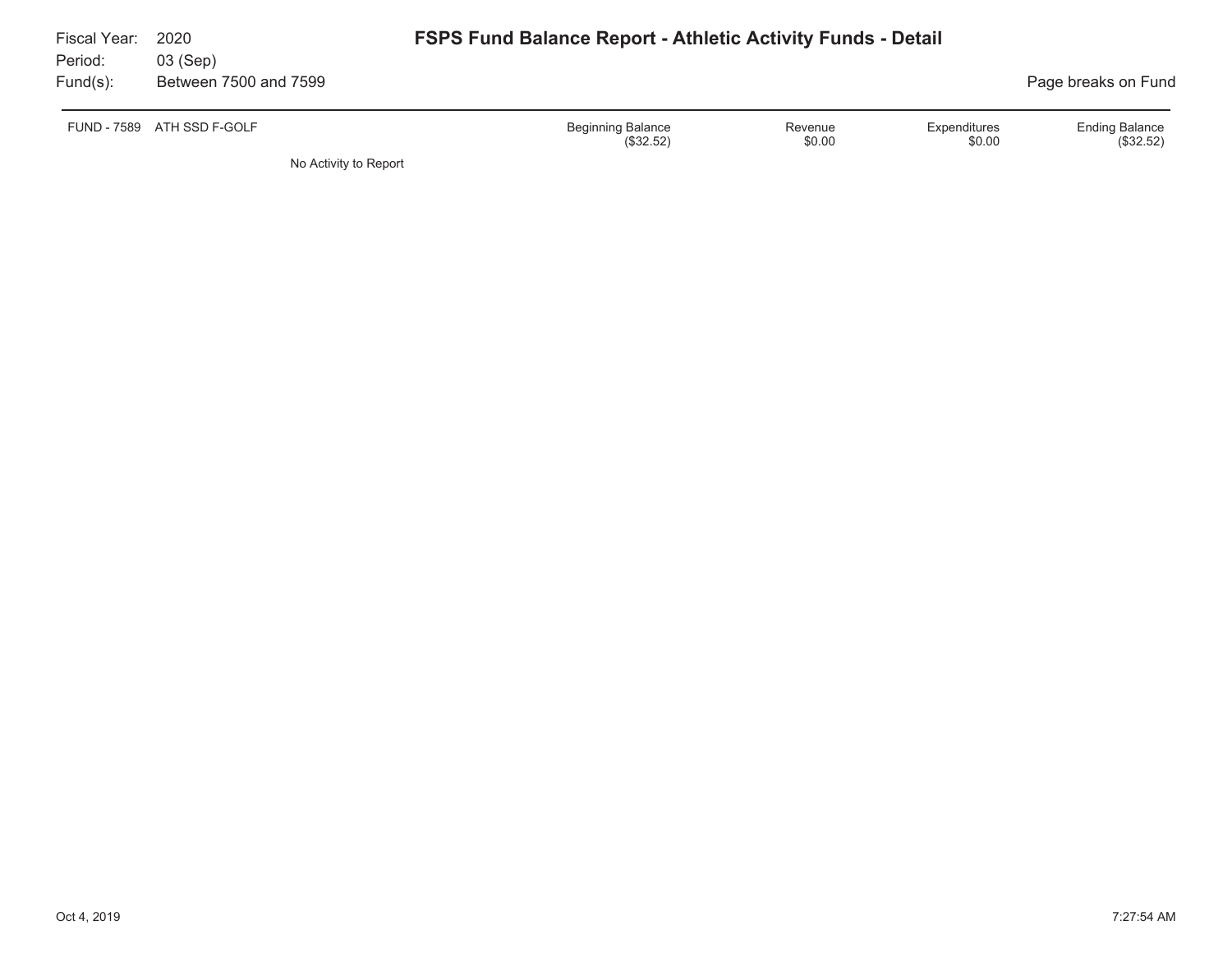Fiscal Year: 2020
Period: 03 (Sep)
Fund(s): Between 7500 and 7599

# FSPS Fund Balance Report - Athletic Activity Funds - Detail

Page breaks on Fund

| FUND - 7589 ATH SSD F-GOLF | Beginning Balance | Revenue | Expenditures | Ending Balance |
|---|---|---|---|---|
| | ($32.52) | $0.00 | $0.00 | ($32.52) |

No Activity to Report

Oct 4, 2019 7:27:54 AM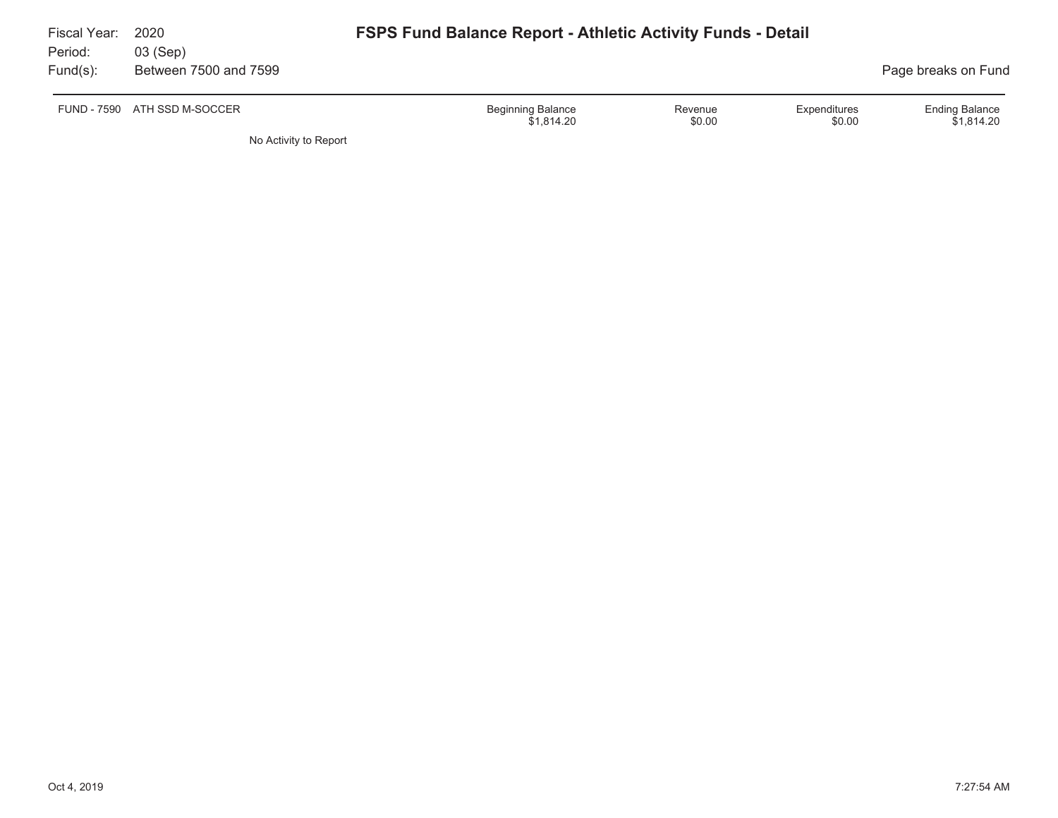Fiscal Year: 2020
Period: 03 (Sep)
Fund(s): Between 7500 and 7599

# FSPS Fund Balance Report - Athletic Activity Funds - Detail

Page breaks on Fund

| FUND - 7590 ATH SSD M-SOCCER | Beginning Balance | Revenue | Expenditures | Ending Balance |
|---|---|---|---|---|
| | $1,814.20 | $0.00 | $0.00 | $1,814.20 |

No Activity to Report

Oct 4, 2019 7:27:54 AM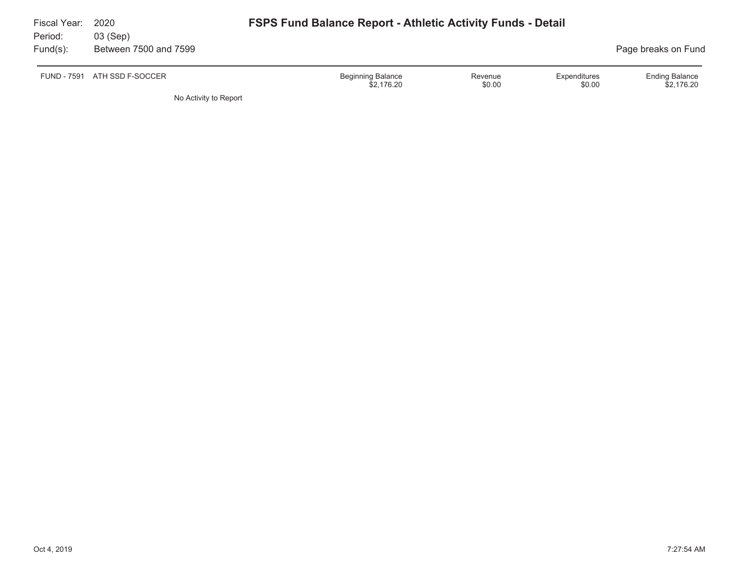Fiscal Year: 2020
Period: 03 (Sep)
Fund(s): Between 7500 and 7599

# FSPS Fund Balance Report - Athletic Activity Funds - Detail

Page breaks on Fund

| FUND - 7591 ATH SSD F-SOCCER | Beginning Balance | Revenue | Expenditures | Ending Balance |
|---|---|---|---|---|
| | $2,176.20 | $0.00 | $0.00 | $2,176.20 |

No Activity to Report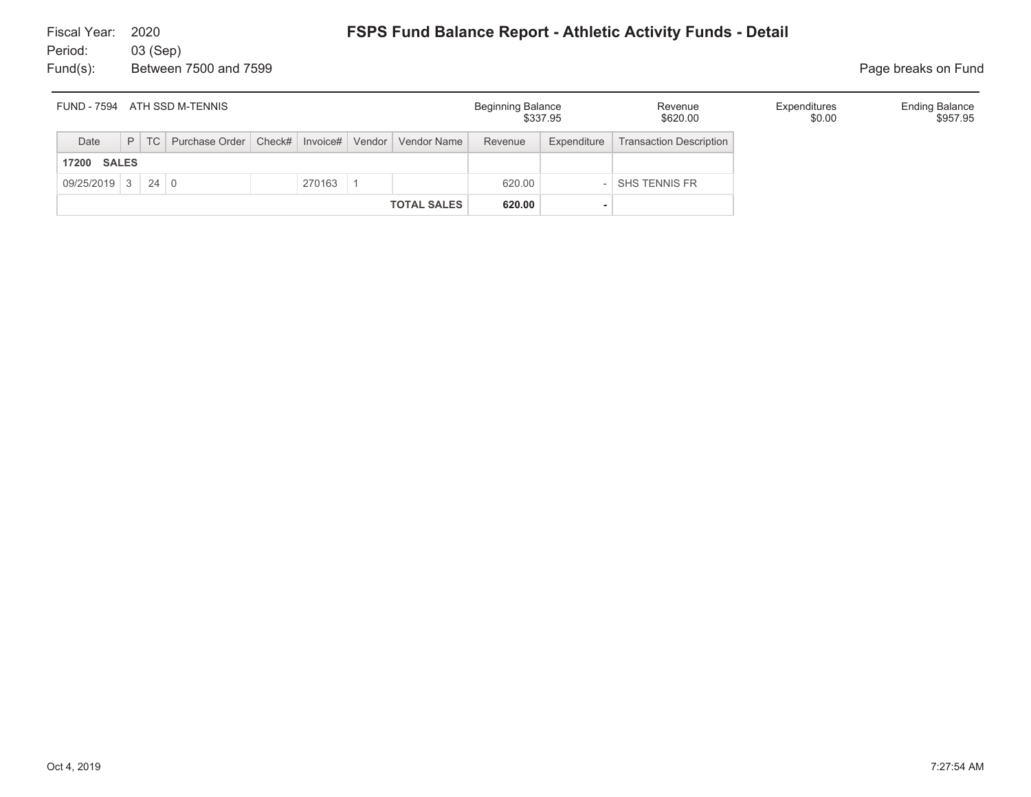Fiscal Year: 2020
Period: 03 (Sep)
Fund(s): Between 7500 and 7599

# FSPS Fund Balance Report - Athletic Activity Funds - Detail

Page breaks on Fund

| FUND - 7594 ATH SSD M-TENNIS | Beginning Balance | Revenue | Expenditures | Ending Balance |
|---|---|---|---|---|
| | $337.95 | $620.00 | $0.00 | $957.95 |

| Date | P | TC | Purchase Order | Check# | Invoice# | Vendor | Vendor Name | Revenue | Expenditure | Transaction Description |
|---|---|---|---|---|---|---|---|---|---|---|
| **17200 SALES** | | | | | | | | | | |
| 09/25/2019 | 3 | 24 | 0 | | 270163 | 1 | | 620.00 | - | SHS TENNIS FR |
| | | | | | | | **TOTAL SALES** | **620.00** | **-** | |

Oct 4, 2019 7:27:54 AM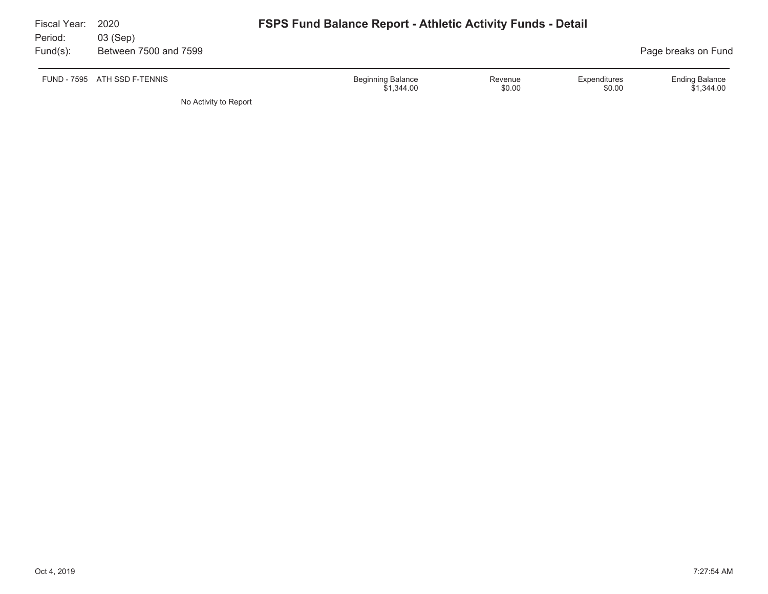Fiscal Year: 2020
Period: 03 (Sep)
Fund(s): Between 7500 and 7599

# FSPS Fund Balance Report - Athletic Activity Funds - Detail

Page breaks on Fund

| FUND - 7595 | ATH SSD F-TENNIS | Beginning Balance | Revenue | Expenditures | Ending Balance |
|---|---|---|---|---|---|
| | | $1,344.00 | $0.00 | $0.00 | $1,344.00 |

No Activity to Report

Oct 4, 2019 7:27:54 AM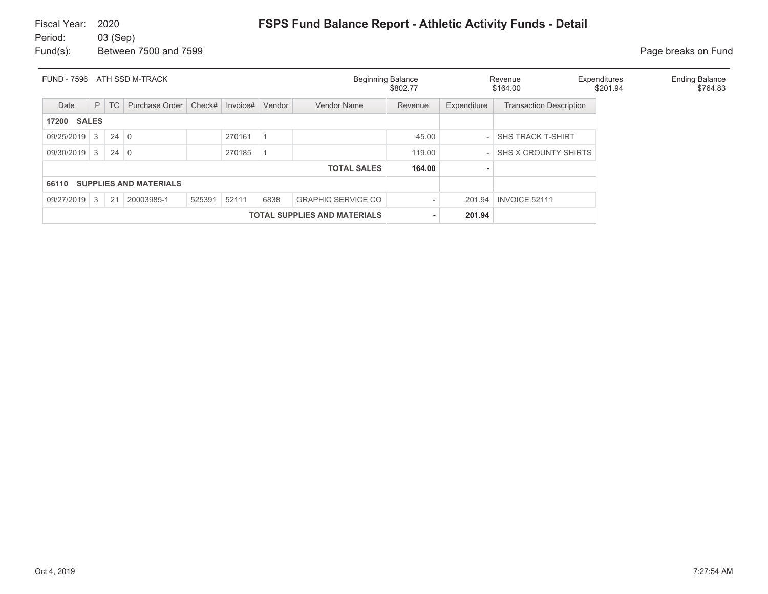Fiscal Year: 2020
Period: 03 (Sep)
Fund(s): Between 7500 and 7599

# FSPS Fund Balance Report - Athletic Activity Funds - Detail

Page breaks on Fund

| FUND - 7596 ATH SSD M-TRACK | Beginning Balance | Revenue | Expenditures | Ending Balance |
|---|---|---|---|---|
| | $802.77 | $164.00 | $201.94 | $764.83 |

| Date | P | TC | Purchase Order | Check# | Invoice# | Vendor | Vendor Name | Revenue | Expenditure | Transaction Description |
|---|---|---|---|---|---|---|---|---|---|---|
| **17200 SALES** | | | | | | | | | | |
| 09/25/2019 | 3 | 24 | 0 | | 270161 | 1 | | 45.00 | - | SHS TRACK T-SHIRT |
| 09/30/2019 | 3 | 24 | 0 | | 270185 | 1 | | 119.00 | - | SHS X CROUNTY SHIRTS |
| | | | | | | | **TOTAL SALES** | **164.00** | **-** | |
| **66110 SUPPLIES AND MATERIALS** | | | | | | | | | | |
| 09/27/2019 | 3 | 21 | 20003985-1 | 525391 | 52111 | 6838 | GRAPHIC SERVICE CO | - | 201.94 | INVOICE 52111 |
| | | | | | | | **TOTAL SUPPLIES AND MATERIALS** | **-** | **201.94** | |

Oct 4, 2019 7:27:54 AM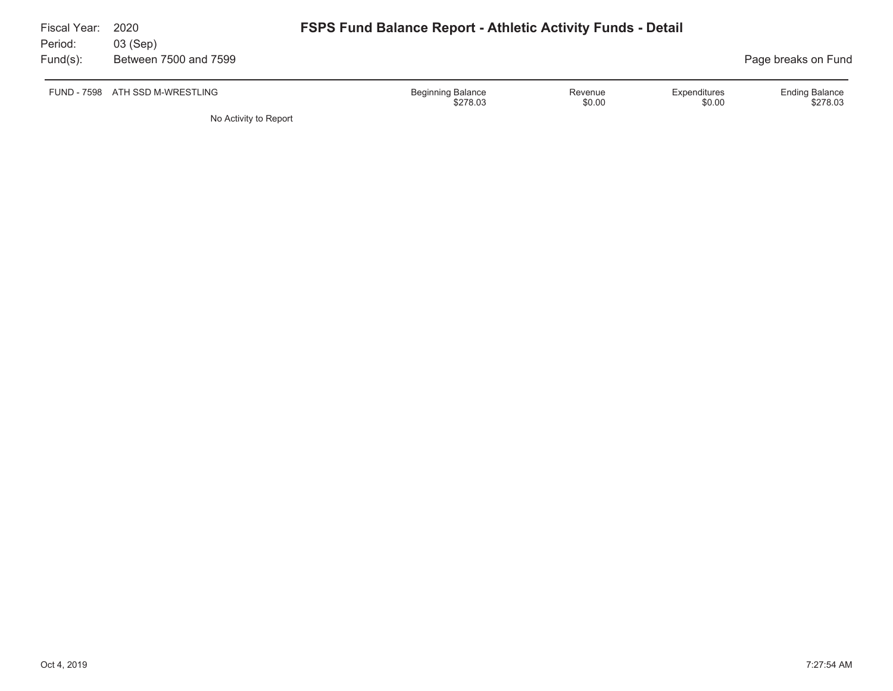Fiscal Year: 2020
Period: 03 (Sep)
Fund(s): Between 7500 and 7599

# FSPS Fund Balance Report - Athletic Activity Funds - Detail

Page breaks on Fund

| FUND - 7598 | ATH SSD M-WRESTLING | Beginning Balance | Revenue | Expenditures | Ending Balance |
|---|---|---|---|---|---|
| | | $278.03 | $0.00 | $0.00 | $278.03 |

No Activity to Report

Oct 4, 2019 7:27:54 AM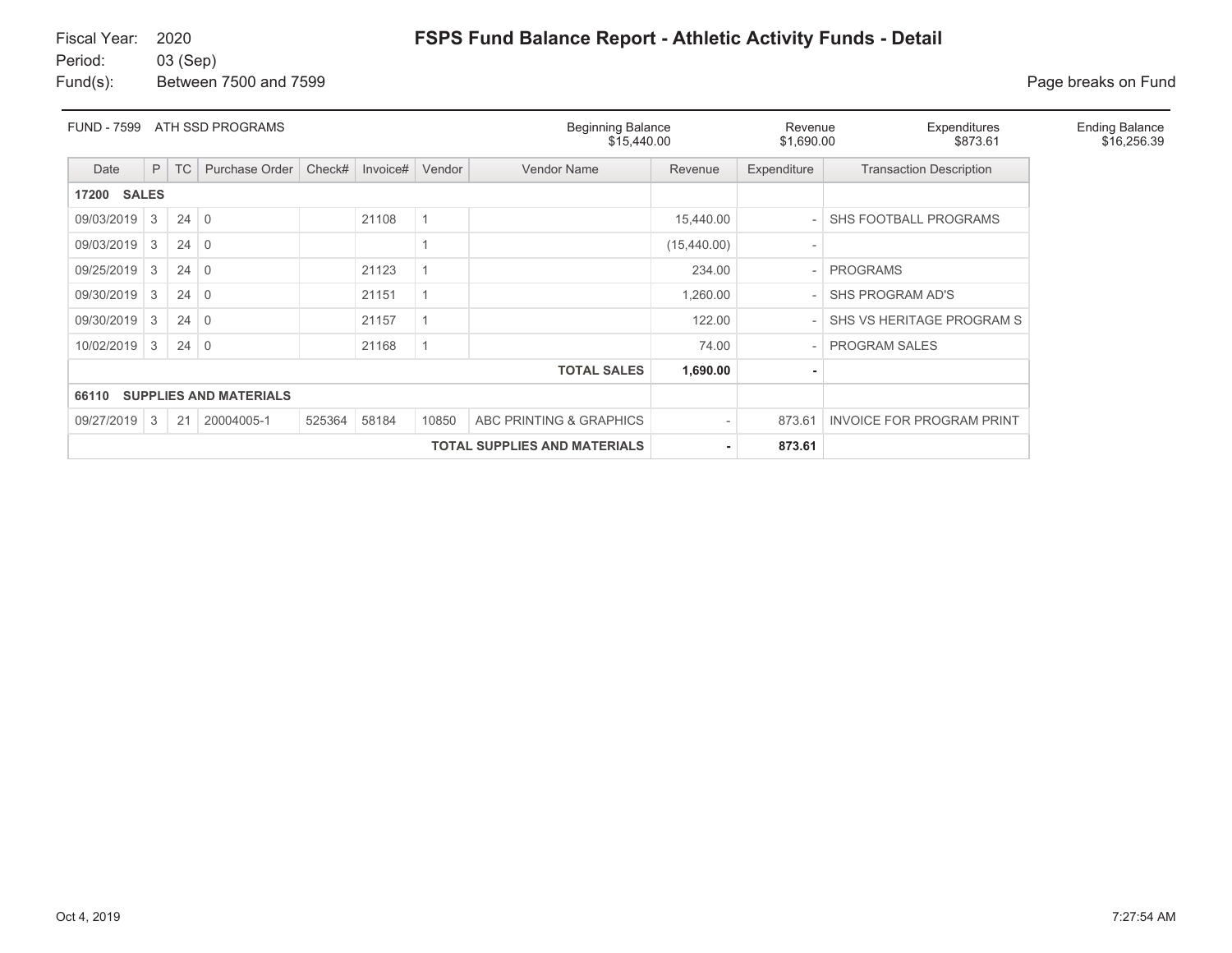Fiscal Year: 2020
Period: 03 (Sep)
Fund(s): Between 7500 and 7599

# FSPS Fund Balance Report - Athletic Activity Funds - Detail

Page breaks on Fund

| FUND - 7599 ATH SSD PROGRAMS | Beginning Balance | Revenue | Expenditures | Ending Balance |
|---|---|---|---|---|
| | $15,440.00 | $1,690.00 | $873.61 | $16,256.39 |

| Date | P | TC | Purchase Order | Check# | Invoice# | Vendor | Vendor Name | Revenue | Expenditure | Transaction Description |
|---|---|---|---|---|---|---|---|---|---|---|
| **17200 SALES** | | | | | | | | | | |
| 09/03/2019 | 3 | 24 | 0 | | 21108 | 1 | | 15,440.00 | - | SHS FOOTBALL PROGRAMS |
| 09/03/2019 | 3 | 24 | 0 | | | 1 | | (15,440.00) | - | |
| 09/25/2019 | 3 | 24 | 0 | | 21123 | 1 | | 234.00 | - | PROGRAMS |
| 09/30/2019 | 3 | 24 | 0 | | 21151 | 1 | | 1,260.00 | - | SHS PROGRAM AD'S |
| 09/30/2019 | 3 | 24 | 0 | | 21157 | 1 | | 122.00 | - | SHS VS HERITAGE PROGRAM S |
| 10/02/2019 | 3 | 24 | 0 | | 21168 | 1 | | 74.00 | - | PROGRAM SALES |
| | | | | | | | **TOTAL SALES** | **1,690.00** | **-** | |
| **66110 SUPPLIES AND MATERIALS** | | | | | | | | | | |
| 09/27/2019 | 3 | 21 | 20004005-1 | 525364 | 58184 | 10850 | ABC PRINTING & GRAPHICS | - | 873.61 | INVOICE FOR PROGRAM PRINT |
| | | | | | | | **TOTAL SUPPLIES AND MATERIALS** | **-** | **873.61** | |

Oct 4, 2019 7:27:54 AM